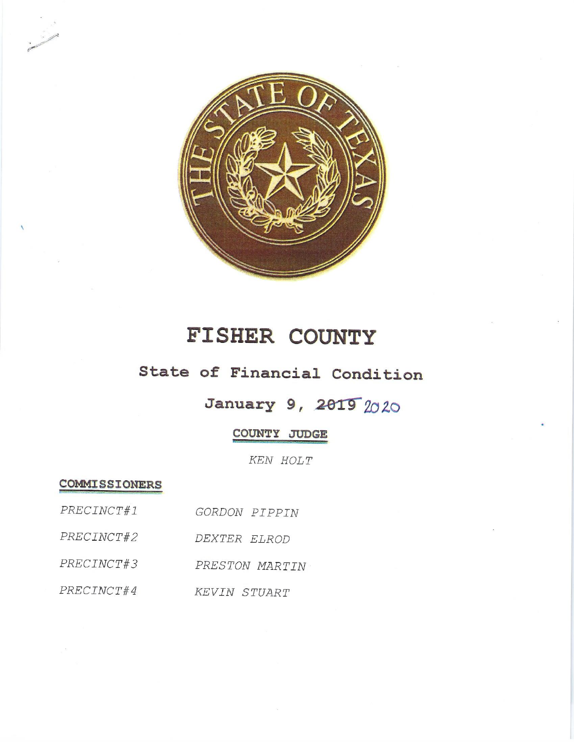# FISHER COUNTY

## State of Financial Condition

### January 9, ~~2019~~ 2020

**COUNTY JUDGE**

*KEN HOLT*

**COMMISSIONERS**

| | |
|---|---|
| *PRECINCT#1* | *GORDON PIPPIN* |
| *PRECINCT#2* | *DEXTER ELROD* |
| *PRECINCT#3* | *PRESTON MARTIN* |
| *PRECINCT#4* | *KEVIN STUART* |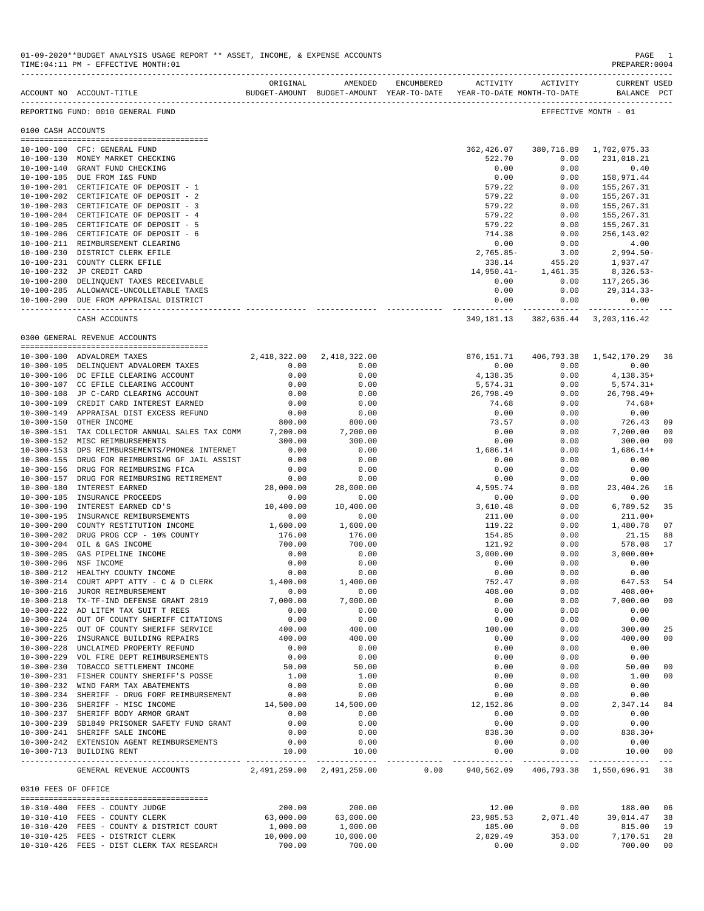01-09-2020**BUDGET ANALYSIS USAGE REPORT ** ASSET, INCOME, & EXPENSE ACCOUNTS
TIME:04:11 PM - EFFECTIVE MONTH:01
PREPARER:0004

| ACCOUNT NO | ACCOUNT-TITLE | ORIGINAL BUDGET-AMOUNT | AMENDED BUDGET-AMOUNT | ENCUMBERED YEAR-TO-DATE | ACTIVITY YEAR-TO-DATE | ACTIVITY MONTH-TO-DATE | CURRENT USED BALANCE | PCT |
|---|---|---|---|---|---|---|---|---|
| REPORTING FUND: 0010 GENERAL FUND | | | | | | | EFFECTIVE MONTH - 01 | |
| **0100 CASH ACCOUNTS** | | | | | | | | |
| 10-100-100 | CFC: GENERAL FUND | | | | 362,426.07 | 380,716.89 | 1,702,075.33 | |
| 10-100-130 | MONEY MARKET CHECKING | | | | 522.70 | 0.00 | 231,018.21 | |
| 10-100-140 | GRANT FUND CHECKING | | | | 0.00 | 0.00 | 0.40 | |
| 10-100-185 | DUE FROM I&S FUND | | | | 0.00 | 0.00 | 158,971.44 | |
| 10-100-201 | CERTIFICATE OF DEPOSIT - 1 | | | | 579.22 | 0.00 | 155,267.31 | |
| 10-100-202 | CERTIFICATE OF DEPOSIT - 2 | | | | 579.22 | 0.00 | 155,267.31 | |
| 10-100-203 | CERTIFICATE OF DEPOSIT - 3 | | | | 579.22 | 0.00 | 155,267.31 | |
| 10-100-204 | CERTIFICATE OF DEPOSIT - 4 | | | | 579.22 | 0.00 | 155,267.31 | |
| 10-100-205 | CERTIFICATE OF DEPOSIT - 5 | | | | 579.22 | 0.00 | 155,267.31 | |
| 10-100-206 | CERTIFICATE OF DEPOSIT - 6 | | | | 714.38 | 0.00 | 256,143.02 | |
| 10-100-211 | REIMBURSEMENT CLEARING | | | | 0.00 | 0.00 | 4.00 | |
| 10-100-230 | DISTRICT CLERK EFILE | | | | 2,765.85- | 3.00 | 2,994.50- | |
| 10-100-231 | COUNTY CLERK EFILE | | | | 338.14 | 455.20 | 1,937.47 | |
| 10-100-232 | JP CREDIT CARD | | | | 14,950.41- | 1,461.35 | 8,326.53- | |
| 10-100-280 | DELINQUENT TAXES RECEIVABLE | | | | 0.00 | 0.00 | 117,265.36 | |
| 10-100-285 | ALLOWANCE-UNCOLLETABLE TAXES | | | | 0.00 | 0.00 | 29,314.33- | |
| 10-100-290 | DUE FROM APPRAISAL DISTRICT | | | | 0.00 | 0.00 | 0.00 | |
| | CASH ACCOUNTS | | | | 349,181.13 | 382,636.44 | 3,203,116.42 | |
| **0300 GENERAL REVENUE ACCOUNTS** | | | | | | | | |
| 10-300-100 | ADVALOREM TAXES | 2,418,322.00 | 2,418,322.00 | | 876,151.71 | 406,793.38 | 1,542,170.29 | 36 |
| 10-300-105 | DELINQUENT ADVALOREM TAXES | 0.00 | 0.00 | | 0.00 | 0.00 | 0.00 | |
| 10-300-106 | DC EFILE CLEARING ACCOUNT | 0.00 | 0.00 | | 4,138.35 | 0.00 | 4,138.35+ | |
| 10-300-107 | CC EFILE CLEARING ACCOUNT | 0.00 | 0.00 | | 5,574.31 | 0.00 | 5,574.31+ | |
| 10-300-108 | JP C-CARD CLEARING ACCOUNT | 0.00 | 0.00 | | 26,798.49 | 0.00 | 26,798.49+ | |
| 10-300-109 | CREDIT CARD INTEREST EARNED | 0.00 | 0.00 | | 74.68 | 0.00 | 74.68+ | |
| 10-300-149 | APPRAISAL DIST EXCESS REFUND | 0.00 | 0.00 | | 0.00 | 0.00 | 0.00 | |
| 10-300-150 | OTHER INCOME | 800.00 | 800.00 | | 73.57 | 0.00 | 726.43 | 09 |
| 10-300-151 | TAX COLLECTOR ANNUAL SALES TAX COMM | 7,200.00 | 7,200.00 | | 0.00 | 0.00 | 7,200.00 | 00 |
| 10-300-152 | MISC REIMBURSEMENTS | 300.00 | 300.00 | | 0.00 | 0.00 | 300.00 | 00 |
| 10-300-153 | DPS REIMBURSEMENTS/PHONE& INTERNET | 0.00 | 0.00 | | 1,686.14 | 0.00 | 1,686.14+ | |
| 10-300-155 | DRUG FOR REIMBURSING GF JAIL ASSIST | 0.00 | 0.00 | | 0.00 | 0.00 | 0.00 | |
| 10-300-156 | DRUG FOR REIMBURSING FICA | 0.00 | 0.00 | | 0.00 | 0.00 | 0.00 | |
| 10-300-157 | DRUG FOR REIMBURSING RETIREMENT | 0.00 | 0.00 | | 0.00 | 0.00 | 0.00 | |
| 10-300-180 | INTEREST EARNED | 28,000.00 | 28,000.00 | | 4,595.74 | 0.00 | 23,404.26 | 16 |
| 10-300-185 | INSURANCE PROCEEDS | 0.00 | 0.00 | | 0.00 | 0.00 | 0.00 | |
| 10-300-190 | INTEREST EARNED CD'S | 10,400.00 | 10,400.00 | | 3,610.48 | 0.00 | 6,789.52 | 35 |
| 10-300-195 | INSURANCE REMIBURSEMENTS | 0.00 | 0.00 | | 211.00 | 0.00 | 211.00+ | |
| 10-300-200 | COUNTY RESTITUTION INCOME | 1,600.00 | 1,600.00 | | 119.22 | 0.00 | 1,480.78 | 07 |
| 10-300-202 | DRUG PROG CCP - 10% COUNTY | 176.00 | 176.00 | | 154.85 | 0.00 | 21.15 | 88 |
| 10-300-204 | OIL & GAS INCOME | 700.00 | 700.00 | | 121.92 | 0.00 | 578.08 | 17 |
| 10-300-205 | GAS PIPELINE INCOME | 0.00 | 0.00 | | 3,000.00 | 0.00 | 3,000.00+ | |
| 10-300-206 | NSF INCOME | 0.00 | 0.00 | | 0.00 | 0.00 | 0.00 | |
| 10-300-212 | HEALTHY COUNTY INCOME | 0.00 | 0.00 | | 0.00 | 0.00 | 0.00 | |
| 10-300-214 | COURT APPT ATTY - C & D CLERK | 1,400.00 | 1,400.00 | | 752.47 | 0.00 | 647.53 | 54 |
| 10-300-216 | JUROR REIMBURSEMENT | 0.00 | 0.00 | | 408.00 | 0.00 | 408.00+ | |
| 10-300-218 | TX-TF-IND DEFENSE GRANT 2019 | 7,000.00 | 7,000.00 | | 0.00 | 0.00 | 7,000.00 | 00 |
| 10-300-222 | AD LITEM TAX SUIT T REES | 0.00 | 0.00 | | 0.00 | 0.00 | 0.00 | |
| 10-300-224 | OUT OF COUNTY SHERIFF CITATIONS | 0.00 | 0.00 | | 0.00 | 0.00 | 0.00 | |
| 10-300-225 | OUT OF COUNTY SHERIFF SERVICE | 400.00 | 400.00 | | 100.00 | 0.00 | 300.00 | 25 |
| 10-300-226 | INSURANCE BUILDING REPAIRS | 400.00 | 400.00 | | 0.00 | 0.00 | 400.00 | 00 |
| 10-300-228 | UNCLAIMED PROPERTY REFUND | 0.00 | 0.00 | | 0.00 | 0.00 | 0.00 | |
| 10-300-229 | VOL FIRE DEPT REIMBURSEMENTS | 0.00 | 0.00 | | 0.00 | 0.00 | 0.00 | |
| 10-300-230 | TOBACCO SETTLEMENT INCOME | 50.00 | 50.00 | | 0.00 | 0.00 | 50.00 | 00 |
| 10-300-231 | FISHER COUNTY SHERIFF'S POSSE | 1.00 | 1.00 | | 0.00 | 0.00 | 1.00 | 00 |
| 10-300-232 | WIND FARM TAX ABATEMENTS | 0.00 | 0.00 | | 0.00 | 0.00 | 0.00 | |
| 10-300-234 | SHERIFF - DRUG FORF REIMBURSEMENT | 0.00 | 0.00 | | 0.00 | 0.00 | 0.00 | |
| 10-300-236 | SHERIFF - MISC INCOME | 14,500.00 | 14,500.00 | | 12,152.86 | 0.00 | 2,347.14 | 84 |
| 10-300-237 | SHERIFF BODY ARMOR GRANT | 0.00 | 0.00 | | 0.00 | 0.00 | 0.00 | |
| 10-300-239 | SB1849 PRISONER SAFETY FUND GRANT | 0.00 | 0.00 | | 0.00 | 0.00 | 0.00 | |
| 10-300-241 | SHERIFF SALE INCOME | 0.00 | 0.00 | | 838.30 | 0.00 | 838.30+ | |
| 10-300-242 | EXTENSION AGENT REIMBURSEMENTS | 0.00 | 0.00 | | 0.00 | 0.00 | 0.00 | |
| 10-300-713 | BUILDING RENT | 10.00 | 10.00 | | 0.00 | 0.00 | 10.00 | 00 |
| | GENERAL REVENUE ACCOUNTS | 2,491,259.00 | 2,491,259.00 | 0.00 | 940,562.09 | 406,793.38 | 1,550,696.91 | 38 |
| **0310 FEES OF OFFICE** | | | | | | | | |
| 10-310-400 | FEES - COUNTY JUDGE | 200.00 | 200.00 | | 12.00 | 0.00 | 188.00 | 06 |
| 10-310-410 | FEES - COUNTY CLERK | 63,000.00 | 63,000.00 | | 23,985.53 | 2,071.40 | 39,014.47 | 38 |
| 10-310-420 | FEES - COUNTY & DISTRICT COURT | 1,000.00 | 1,000.00 | | 185.00 | 0.00 | 815.00 | 19 |
| 10-310-425 | FEES - DISTRICT CLERK | 10,000.00 | 10,000.00 | | 2,829.49 | 353.00 | 7,170.51 | 28 |
| 10-310-426 | FEES - DIST CLERK TAX RESEARCH | 700.00 | 700.00 | | 0.00 | 0.00 | 700.00 | 00 |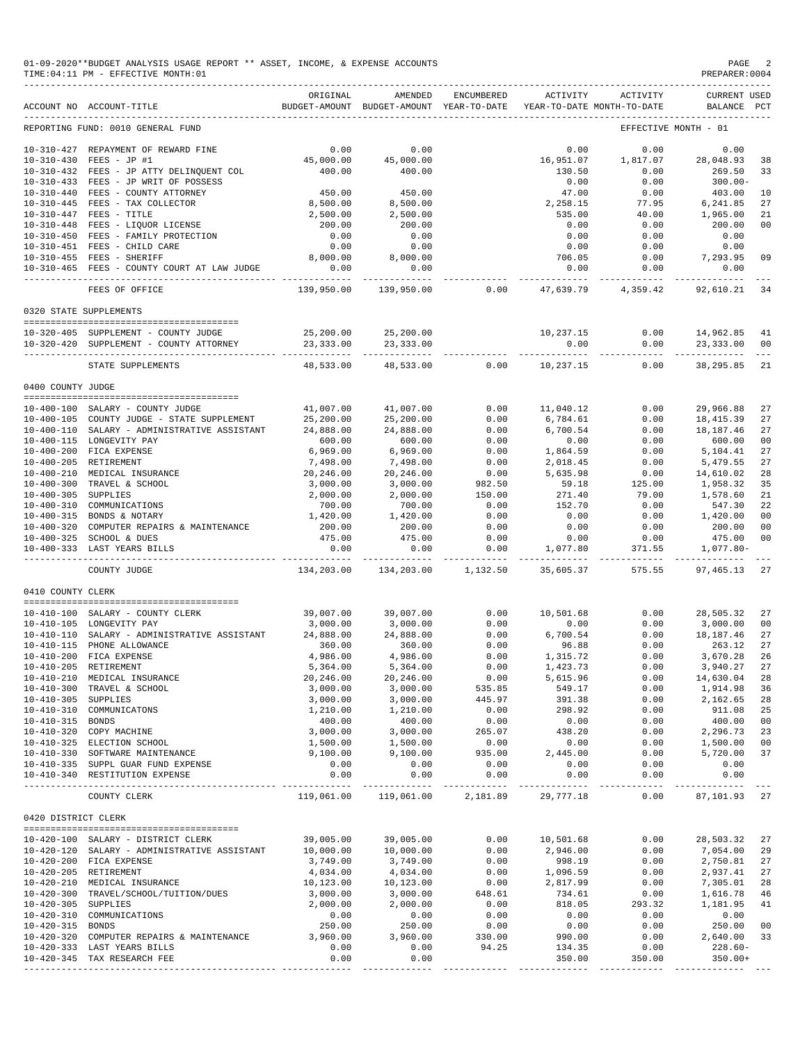01-09-2020**BUDGET ANALYSIS USAGE REPORT ** ASSET, INCOME, & EXPENSE ACCOUNTS
TIME:04:11 PM - EFFECTIVE MONTH:01

PREPARER:0004

| ACCOUNT NO | ACCOUNT-TITLE | ORIGINAL BUDGET-AMOUNT | AMENDED BUDGET-AMOUNT | ENCUMBERED YEAR-TO-DATE | ACTIVITY YEAR-TO-DATE | ACTIVITY MONTH-TO-DATE | CURRENT BALANCE | USED PCT |
|---|---|---|---|---|---|---|---|---|
| REPORTING FUND: 0010 GENERAL FUND | | | | | | | EFFECTIVE MONTH - 01 | |
| 10-310-427 | REPAYMENT OF REWARD FINE | 0.00 | 0.00 | | 0.00 | 0.00 | 0.00 | |
| 10-310-430 | FEES - JP #1 | 45,000.00 | 45,000.00 | | 16,951.07 | 1,817.07 | 28,048.93 | 38 |
| 10-310-432 | FEES - JP ATTY DELINQUENT COL | 400.00 | 400.00 | | 130.50 | 0.00 | 269.50 | 33 |
| 10-310-433 | FEES - JP WRIT OF POSSESS | | | | 0.00 | 0.00 | 300.00- | |
| 10-310-440 | FEES - COUNTY ATTORNEY | 450.00 | 450.00 | | 47.00 | 0.00 | 403.00 | 10 |
| 10-310-445 | FEES - TAX COLLECTOR | 8,500.00 | 8,500.00 | | 2,258.15 | 77.95 | 6,241.85 | 27 |
| 10-310-447 | FEES - TITLE | 2,500.00 | 2,500.00 | | 535.00 | 40.00 | 1,965.00 | 21 |
| 10-310-448 | FEES - LIQUOR LICENSE | 200.00 | 200.00 | | 0.00 | 0.00 | 200.00 | 00 |
| 10-310-450 | FEES - FAMILY PROTECTION | 0.00 | 0.00 | | 0.00 | 0.00 | 0.00 | |
| 10-310-451 | FEES - CHILD CARE | 0.00 | 0.00 | | 0.00 | 0.00 | 0.00 | |
| 10-310-455 | FEES - SHERIFF | 8,000.00 | 8,000.00 | | 706.05 | 0.00 | 7,293.95 | 09 |
| 10-310-465 | FEES - COUNTY COURT AT LAW JUDGE | 0.00 | 0.00 | | 0.00 | 0.00 | 0.00 | |
| | FEES OF OFFICE | 139,950.00 | 139,950.00 | 0.00 | 47,639.79 | 4,359.42 | 92,610.21 | 34 |
| 0320 STATE SUPPLEMENTS | | | | | | | | |
| 10-320-405 | SUPPLEMENT - COUNTY JUDGE | 25,200.00 | 25,200.00 | | 10,237.15 | 0.00 | 14,962.85 | 41 |
| 10-320-420 | SUPPLEMENT - COUNTY ATTORNEY | 23,333.00 | 23,333.00 | | 0.00 | 0.00 | 23,333.00 | 00 |
| | STATE SUPPLEMENTS | 48,533.00 | 48,533.00 | 0.00 | 10,237.15 | 0.00 | 38,295.85 | 21 |
| 0400 COUNTY JUDGE | | | | | | | | |
| 10-400-100 | SALARY - COUNTY JUDGE | 41,007.00 | 41,007.00 | 0.00 | 11,040.12 | 0.00 | 29,966.88 | 27 |
| 10-400-105 | COUNTY JUDGE - STATE SUPPLEMENT | 25,200.00 | 25,200.00 | 0.00 | 6,784.61 | 0.00 | 18,415.39 | 27 |
| 10-400-110 | SALARY - ADMINISTRATIVE ASSISTANT | 24,888.00 | 24,888.00 | 0.00 | 6,700.54 | 0.00 | 18,187.46 | 27 |
| 10-400-115 | LONGEVITY PAY | 600.00 | 600.00 | 0.00 | 0.00 | 0.00 | 600.00 | 00 |
| 10-400-200 | FICA EXPENSE | 6,969.00 | 6,969.00 | 0.00 | 1,864.59 | 0.00 | 5,104.41 | 27 |
| 10-400-205 | RETIREMENT | 7,498.00 | 7,498.00 | 0.00 | 2,018.45 | 0.00 | 5,479.55 | 27 |
| 10-400-210 | MEDICAL INSURANCE | 20,246.00 | 20,246.00 | 0.00 | 5,635.98 | 0.00 | 14,610.02 | 28 |
| 10-400-300 | TRAVEL & SCHOOL | 3,000.00 | 3,000.00 | 982.50 | 59.18 | 125.00 | 1,958.32 | 35 |
| 10-400-305 | SUPPLIES | 2,000.00 | 2,000.00 | 150.00 | 271.40 | 79.00 | 1,578.60 | 21 |
| 10-400-310 | COMMUNICATIONS | 700.00 | 700.00 | 0.00 | 152.70 | 0.00 | 547.30 | 22 |
| 10-400-315 | BONDS & NOTARY | 1,420.00 | 1,420.00 | 0.00 | 0.00 | 0.00 | 1,420.00 | 00 |
| 10-400-320 | COMPUTER REPAIRS & MAINTENANCE | 200.00 | 200.00 | 0.00 | 0.00 | 0.00 | 200.00 | 00 |
| 10-400-325 | SCHOOL & DUES | 475.00 | 475.00 | 0.00 | 0.00 | 0.00 | 475.00 | 00 |
| 10-400-333 | LAST YEARS BILLS | 0.00 | 0.00 | 0.00 | 1,077.80 | 371.55 | 1,077.80- | |
| | COUNTY JUDGE | 134,203.00 | 134,203.00 | 1,132.50 | 35,605.37 | 575.55 | 97,465.13 | 27 |
| 0410 COUNTY CLERK | | | | | | | | |
| 10-410-100 | SALARY - COUNTY CLERK | 39,007.00 | 39,007.00 | 0.00 | 10,501.68 | 0.00 | 28,505.32 | 27 |
| 10-410-105 | LONGEVITY PAY | 3,000.00 | 3,000.00 | 0.00 | 0.00 | 0.00 | 3,000.00 | 00 |
| 10-410-110 | SALARY - ADMINISTRATIVE ASSISTANT | 24,888.00 | 24,888.00 | 0.00 | 6,700.54 | 0.00 | 18,187.46 | 27 |
| 10-410-115 | PHONE ALLOWANCE | 360.00 | 360.00 | 0.00 | 96.88 | 0.00 | 263.12 | 27 |
| 10-410-200 | FICA EXPENSE | 4,986.00 | 4,986.00 | 0.00 | 1,315.72 | 0.00 | 3,670.28 | 26 |
| 10-410-205 | RETIREMENT | 5,364.00 | 5,364.00 | 0.00 | 1,423.73 | 0.00 | 3,940.27 | 27 |
| 10-410-210 | MEDICAL INSURANCE | 20,246.00 | 20,246.00 | 0.00 | 5,615.96 | 0.00 | 14,630.04 | 28 |
| 10-410-300 | TRAVEL & SCHOOL | 3,000.00 | 3,000.00 | 535.85 | 549.17 | 0.00 | 1,914.98 | 36 |
| 10-410-305 | SUPPLIES | 3,000.00 | 3,000.00 | 445.97 | 391.38 | 0.00 | 2,162.65 | 28 |
| 10-410-310 | COMMUNICATONS | 1,210.00 | 1,210.00 | 0.00 | 298.92 | 0.00 | 911.08 | 25 |
| 10-410-315 | BONDS | 400.00 | 400.00 | 0.00 | 0.00 | 0.00 | 400.00 | 00 |
| 10-410-320 | COPY MACHINE | 3,000.00 | 3,000.00 | 265.07 | 438.20 | 0.00 | 2,296.73 | 23 |
| 10-410-325 | ELECTION SCHOOL | 1,500.00 | 1,500.00 | 0.00 | 0.00 | 0.00 | 1,500.00 | 00 |
| 10-410-330 | SOFTWARE MAINTENANCE | 9,100.00 | 9,100.00 | 935.00 | 2,445.00 | 0.00 | 5,720.00 | 37 |
| 10-410-335 | SUPPL GUAR FUND EXPENSE | 0.00 | 0.00 | 0.00 | 0.00 | 0.00 | 0.00 | |
| 10-410-340 | RESTITUTION EXPENSE | 0.00 | 0.00 | 0.00 | 0.00 | 0.00 | 0.00 | |
| | COUNTY CLERK | 119,061.00 | 119,061.00 | 2,181.89 | 29,777.18 | 0.00 | 87,101.93 | 27 |
| 0420 DISTRICT CLERK | | | | | | | | |
| 10-420-100 | SALARY - DISTRICT CLERK | 39,005.00 | 39,005.00 | 0.00 | 10,501.68 | 0.00 | 28,503.32 | 27 |
| 10-420-120 | SALARY - ADMINISTRATIVE ASSISTANT | 10,000.00 | 10,000.00 | 0.00 | 2,946.00 | 0.00 | 7,054.00 | 29 |
| 10-420-200 | FICA EXPENSE | 3,749.00 | 3,749.00 | 0.00 | 998.19 | 0.00 | 2,750.81 | 27 |
| 10-420-205 | RETIREMENT | 4,034.00 | 4,034.00 | 0.00 | 1,096.59 | 0.00 | 2,937.41 | 27 |
| 10-420-210 | MEDICAL INSURANCE | 10,123.00 | 10,123.00 | 0.00 | 2,817.99 | 0.00 | 7,305.01 | 28 |
| 10-420-300 | TRAVEL/SCHOOL/TUITION/DUES | 3,000.00 | 3,000.00 | 648.61 | 734.61 | 0.00 | 1,616.78 | 46 |
| 10-420-305 | SUPPLIES | 2,000.00 | 2,000.00 | 0.00 | 818.05 | 293.32 | 1,181.95 | 41 |
| 10-420-310 | COMMUNICATIONS | 0.00 | 0.00 | 0.00 | 0.00 | 0.00 | 0.00 | |
| 10-420-315 | BONDS | 250.00 | 250.00 | 0.00 | 0.00 | 0.00 | 250.00 | 00 |
| 10-420-320 | COMPUTER REPAIRS & MAINTENANCE | 3,960.00 | 3,960.00 | 330.00 | 990.00 | 0.00 | 2,640.00 | 33 |
| 10-420-333 | LAST YEARS BILLS | 0.00 | 0.00 | 94.25 | 134.35 | 0.00 | 228.60- | |
| 10-420-345 | TAX RESEARCH FEE | 0.00 | 0.00 | | 350.00 | 350.00 | 350.00+ | |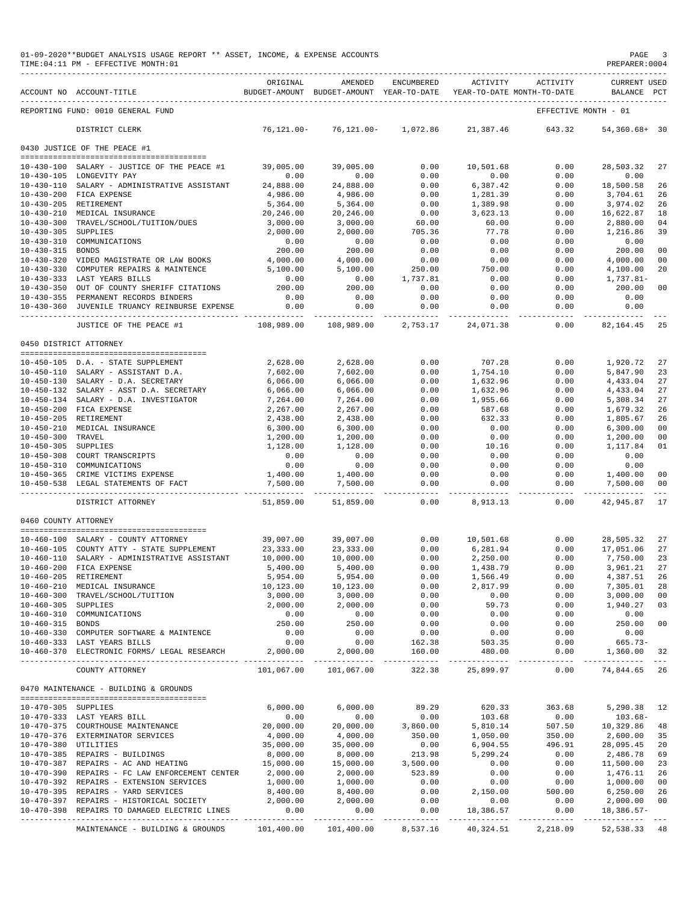01-09-2020**BUDGET ANALYSIS USAGE REPORT ** ASSET, INCOME, & EXPENSE ACCOUNTS
TIME:04:11 PM - EFFECTIVE MONTH:01
PREPARER:0004

REPORTING FUND: 0010 GENERAL FUND — EFFECTIVE MONTH - 01

| ACCOUNT NO | ACCOUNT-TITLE | ORIGINAL BUDGET-AMOUNT | AMENDED BUDGET-AMOUNT | ENCUMBERED YEAR-TO-DATE | ACTIVITY YEAR-TO-DATE | ACTIVITY MONTH-TO-DATE | CURRENT BALANCE | USED PCT |
|---|---|---|---|---|---|---|---|---|
| | DISTRICT CLERK | 76,121.00- | 76,121.00- | 1,072.86 | 21,387.46 | 643.32 | 54,360.68+ | 30 |
| | **0430 JUSTICE OF THE PEACE #1** | | | | | | | |
| 10-430-100 | SALARY - JUSTICE OF THE PEACE #1 | 39,005.00 | 39,005.00 | 0.00 | 10,501.68 | 0.00 | 28,503.32 | 27 |
| 10-430-105 | LONGEVITY PAY | 0.00 | 0.00 | 0.00 | 0.00 | 0.00 | 0.00 | |
| 10-430-110 | SALARY - ADMINISTRATIVE ASSISTANT | 24,888.00 | 24,888.00 | 0.00 | 6,387.42 | 0.00 | 18,500.58 | 26 |
| 10-430-200 | FICA EXPENSE | 4,986.00 | 4,986.00 | 0.00 | 1,281.39 | 0.00 | 3,704.61 | 26 |
| 10-430-205 | RETIREMENT | 5,364.00 | 5,364.00 | 0.00 | 1,389.98 | 0.00 | 3,974.02 | 26 |
| 10-430-210 | MEDICAL INSURANCE | 20,246.00 | 20,246.00 | 0.00 | 3,623.13 | 0.00 | 16,622.87 | 18 |
| 10-430-300 | TRAVEL/SCHOOL/TUITION/DUES | 3,000.00 | 3,000.00 | 60.00 | 60.00 | 0.00 | 2,880.00 | 04 |
| 10-430-305 | SUPPLIES | 2,000.00 | 2,000.00 | 705.36 | 77.78 | 0.00 | 1,216.86 | 39 |
| 10-430-310 | COMMUNICATIONS | 0.00 | 0.00 | 0.00 | 0.00 | 0.00 | 0.00 | |
| 10-430-315 | BONDS | 200.00 | 200.00 | 0.00 | 0.00 | 0.00 | 200.00 | 00 |
| 10-430-320 | VIDEO MAGISTRATE OR LAW BOOKS | 4,000.00 | 4,000.00 | 0.00 | 0.00 | 0.00 | 4,000.00 | 00 |
| 10-430-330 | COMPUTER REPAIRS & MAINTENCE | 5,100.00 | 5,100.00 | 250.00 | 750.00 | 0.00 | 4,100.00 | 20 |
| 10-430-333 | LAST YEARS BILLS | 0.00 | 0.00 | 1,737.81 | 0.00 | 0.00 | 1,737.81- | |
| 10-430-350 | OUT OF COUNTY SHERIFF CITATIONS | 200.00 | 200.00 | 0.00 | 0.00 | 0.00 | 200.00 | 00 |
| 10-430-355 | PERMANENT RECORDS BINDERS | 0.00 | 0.00 | 0.00 | 0.00 | 0.00 | 0.00 | |
| 10-430-360 | JUVENILE TRUANCY REINBURSE EXPENSE | 0.00 | 0.00 | 0.00 | 0.00 | 0.00 | 0.00 | |
| | JUSTICE OF THE PEACE #1 | 108,989.00 | 108,989.00 | 2,753.17 | 24,071.38 | 0.00 | 82,164.45 | 25 |
| | **0450 DISTRICT ATTORNEY** | | | | | | | |
| 10-450-105 | D.A. - STATE SUPPLEMENT | 2,628.00 | 2,628.00 | 0.00 | 707.28 | 0.00 | 1,920.72 | 27 |
| 10-450-110 | SALARY - ASSISTANT D.A. | 7,602.00 | 7,602.00 | 0.00 | 1,754.10 | 0.00 | 5,847.90 | 23 |
| 10-450-130 | SALARY - D.A. SECRETARY | 6,066.00 | 6,066.00 | 0.00 | 1,632.96 | 0.00 | 4,433.04 | 27 |
| 10-450-132 | SALARY - ASST D.A. SECRETARY | 6,066.00 | 6,066.00 | 0.00 | 1,632.96 | 0.00 | 4,433.04 | 27 |
| 10-450-134 | SALARY - D.A. INVESTIGATOR | 7,264.00 | 7,264.00 | 0.00 | 1,955.66 | 0.00 | 5,308.34 | 27 |
| 10-450-200 | FICA EXPENSE | 2,267.00 | 2,267.00 | 0.00 | 587.68 | 0.00 | 1,679.32 | 26 |
| 10-450-205 | RETIREMENT | 2,438.00 | 2,438.00 | 0.00 | 632.33 | 0.00 | 1,805.67 | 26 |
| 10-450-210 | MEDICAL INSURANCE | 6,300.00 | 6,300.00 | 0.00 | 0.00 | 0.00 | 6,300.00 | 00 |
| 10-450-300 | TRAVEL | 1,200.00 | 1,200.00 | 0.00 | 0.00 | 0.00 | 1,200.00 | 00 |
| 10-450-305 | SUPPLIES | 1,128.00 | 1,128.00 | 0.00 | 10.16 | 0.00 | 1,117.84 | 01 |
| 10-450-308 | COURT TRANSCRIPTS | 0.00 | 0.00 | 0.00 | 0.00 | 0.00 | 0.00 | |
| 10-450-310 | COMMUNICATIONS | 0.00 | 0.00 | 0.00 | 0.00 | 0.00 | 0.00 | |
| 10-450-365 | CRIME VICTIMS EXPENSE | 1,400.00 | 1,400.00 | 0.00 | 0.00 | 0.00 | 1,400.00 | 00 |
| 10-450-538 | LEGAL STATEMENTS OF FACT | 7,500.00 | 7,500.00 | 0.00 | 0.00 | 0.00 | 7,500.00 | 00 |
| | DISTRICT ATTORNEY | 51,859.00 | 51,859.00 | 0.00 | 8,913.13 | 0.00 | 42,945.87 | 17 |
| | **0460 COUNTY ATTORNEY** | | | | | | | |
| 10-460-100 | SALARY - COUNTY ATTORNEY | 39,007.00 | 39,007.00 | 0.00 | 10,501.68 | 0.00 | 28,505.32 | 27 |
| 10-460-105 | COUNTY ATTY - STATE SUPPLEMENT | 23,333.00 | 23,333.00 | 0.00 | 6,281.94 | 0.00 | 17,051.06 | 27 |
| 10-460-110 | SALARY - ADMINISTRATIVE ASSISTANT | 10,000.00 | 10,000.00 | 0.00 | 2,250.00 | 0.00 | 7,750.00 | 23 |
| 10-460-200 | FICA EXPENSE | 5,400.00 | 5,400.00 | 0.00 | 1,438.79 | 0.00 | 3,961.21 | 27 |
| 10-460-205 | RETIREMENT | 5,954.00 | 5,954.00 | 0.00 | 1,566.49 | 0.00 | 4,387.51 | 26 |
| 10-460-210 | MEDICAL INSURANCE | 10,123.00 | 10,123.00 | 0.00 | 2,817.99 | 0.00 | 7,305.01 | 28 |
| 10-460-300 | TRAVEL/SCHOOL/TUITION | 3,000.00 | 3,000.00 | 0.00 | 0.00 | 0.00 | 3,000.00 | 00 |
| 10-460-305 | SUPPLIES | 2,000.00 | 2,000.00 | 0.00 | 59.73 | 0.00 | 1,940.27 | 03 |
| 10-460-310 | COMMUNICATIONS | 0.00 | 0.00 | 0.00 | 0.00 | 0.00 | 0.00 | |
| 10-460-315 | BONDS | 250.00 | 250.00 | 0.00 | 0.00 | 0.00 | 250.00 | 00 |
| 10-460-330 | COMPUTER SOFTWARE & MAINTENCE | 0.00 | 0.00 | 0.00 | 0.00 | 0.00 | 0.00 | |
| 10-460-333 | LAST YEARS BILLS | 0.00 | 0.00 | 162.38 | 503.35 | 0.00 | 665.73- | |
| 10-460-370 | ELECTRONIC FORMS/ LEGAL RESEARCH | 2,000.00 | 2,000.00 | 160.00 | 480.00 | 0.00 | 1,360.00 | 32 |
| | COUNTY ATTORNEY | 101,067.00 | 101,067.00 | 322.38 | 25,899.97 | 0.00 | 74,844.65 | 26 |
| | **0470 MAINTENANCE - BUILDING & GROUNDS** | | | | | | | |
| 10-470-305 | SUPPLIES | 6,000.00 | 6,000.00 | 89.29 | 620.33 | 363.68 | 5,290.38 | 12 |
| 10-470-333 | LAST YEARS BILL | 0.00 | 0.00 | 0.00 | 103.68 | 0.00 | 103.68- | |
| 10-470-375 | COURTHOUSE MAINTENANCE | 20,000.00 | 20,000.00 | 3,860.00 | 5,810.14 | 507.50 | 10,329.86 | 48 |
| 10-470-376 | EXTERMINATOR SERVICES | 4,000.00 | 4,000.00 | 350.00 | 1,050.00 | 350.00 | 2,600.00 | 35 |
| 10-470-380 | UTILITIES | 35,000.00 | 35,000.00 | 0.00 | 6,904.55 | 496.91 | 28,095.45 | 20 |
| 10-470-385 | REPAIRS - BUILDINGS | 8,000.00 | 8,000.00 | 213.98 | 5,299.24 | 0.00 | 2,486.78 | 69 |
| 10-470-387 | REPAIRS - AC AND HEATING | 15,000.00 | 15,000.00 | 3,500.00 | 0.00 | 0.00 | 11,500.00 | 23 |
| 10-470-390 | REPAIRS - FC LAW ENFORCEMENT CENTER | 2,000.00 | 2,000.00 | 523.89 | 0.00 | 0.00 | 1,476.11 | 26 |
| 10-470-392 | REPAIRS - EXTENSION SERVICES | 1,000.00 | 1,000.00 | 0.00 | 0.00 | 0.00 | 1,000.00 | 00 |
| 10-470-395 | REPAIRS - YARD SERVICES | 8,400.00 | 8,400.00 | 0.00 | 2,150.00 | 500.00 | 6,250.00 | 26 |
| 10-470-397 | REPAIRS - HISTORICAL SOCIETY | 2,000.00 | 2,000.00 | 0.00 | 0.00 | 0.00 | 2,000.00 | 00 |
| 10-470-398 | REPAIRS TO DAMAGED ELECTRIC LINES | 0.00 | 0.00 | 0.00 | 18,386.57 | 0.00 | 18,386.57- | |
| | MAINTENANCE - BUILDING & GROUNDS | 101,400.00 | 101,400.00 | 8,537.16 | 40,324.51 | 2,218.09 | 52,538.33 | 48 |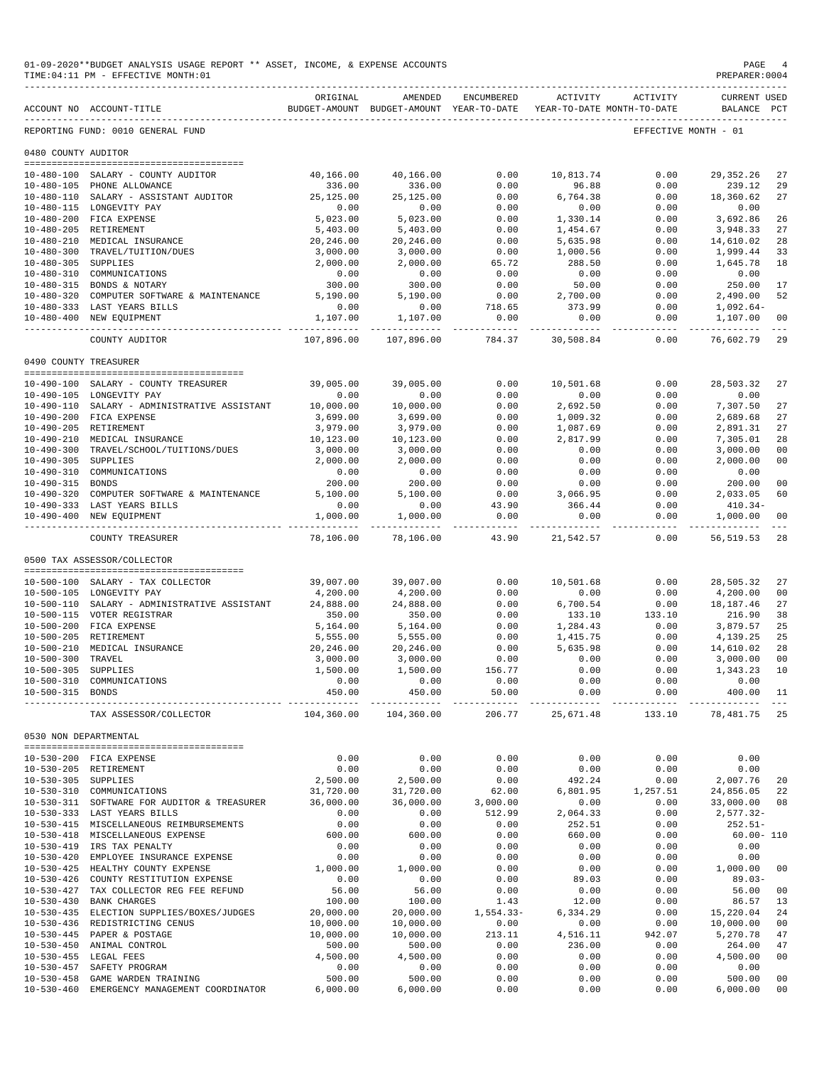01-09-2020**BUDGET ANALYSIS USAGE REPORT ** ASSET, INCOME, & EXPENSE ACCOUNTS
TIME:04:11 PM - EFFECTIVE MONTH:01

PREPARER:0004

| ACCOUNT NO | ACCOUNT-TITLE | ORIGINAL BUDGET-AMOUNT | AMENDED BUDGET-AMOUNT | ENCUMBERED YEAR-TO-DATE | ACTIVITY YEAR-TO-DATE | ACTIVITY MONTH-TO-DATE | CURRENT BALANCE | USED PCT |
|---|---|---|---|---|---|---|---|---|
| REPORTING FUND: 0010 GENERAL FUND | | | | | | EFFECTIVE MONTH - 01 | | |
| **0480 COUNTY AUDITOR** | | | | | | | | |
| 10-480-100 | SALARY - COUNTY AUDITOR | 40,166.00 | 40,166.00 | 0.00 | 10,813.74 | 0.00 | 29,352.26 | 27 |
| 10-480-105 | PHONE ALLOWANCE | 336.00 | 336.00 | 0.00 | 96.88 | 0.00 | 239.12 | 29 |
| 10-480-110 | SALARY - ASSISTANT AUDITOR | 25,125.00 | 25,125.00 | 0.00 | 6,764.38 | 0.00 | 18,360.62 | 27 |
| 10-480-115 | LONGEVITY PAY | 0.00 | 0.00 | 0.00 | 0.00 | 0.00 | 0.00 | |
| 10-480-200 | FICA EXPENSE | 5,023.00 | 5,023.00 | 0.00 | 1,330.14 | 0.00 | 3,692.86 | 26 |
| 10-480-205 | RETIREMENT | 5,403.00 | 5,403.00 | 0.00 | 1,454.67 | 0.00 | 3,948.33 | 27 |
| 10-480-210 | MEDICAL INSURANCE | 20,246.00 | 20,246.00 | 0.00 | 5,635.98 | 0.00 | 14,610.02 | 28 |
| 10-480-300 | TRAVEL/TUITION/DUES | 3,000.00 | 3,000.00 | 0.00 | 1,000.56 | 0.00 | 1,999.44 | 33 |
| 10-480-305 | SUPPLIES | 2,000.00 | 2,000.00 | 65.72 | 288.50 | 0.00 | 1,645.78 | 18 |
| 10-480-310 | COMMUNICATIONS | 0.00 | 0.00 | 0.00 | 0.00 | 0.00 | 0.00 | |
| 10-480-315 | BONDS & NOTARY | 300.00 | 300.00 | 0.00 | 50.00 | 0.00 | 250.00 | 17 |
| 10-480-320 | COMPUTER SOFTWARE & MAINTENANCE | 5,190.00 | 5,190.00 | 0.00 | 2,700.00 | 0.00 | 2,490.00 | 52 |
| 10-480-333 | LAST YEARS BILLS | 0.00 | 0.00 | 718.65 | 373.99 | 0.00 | 1,092.64- | |
| 10-480-400 | NEW EQUIPMENT | 1,107.00 | 1,107.00 | 0.00 | 0.00 | 0.00 | 1,107.00 | 00 |
| | COUNTY AUDITOR | 107,896.00 | 107,896.00 | 784.37 | 30,508.84 | 0.00 | 76,602.79 | 29 |
| **0490 COUNTY TREASURER** | | | | | | | | |
| 10-490-100 | SALARY - COUNTY TREASURER | 39,005.00 | 39,005.00 | 0.00 | 10,501.68 | 0.00 | 28,503.32 | 27 |
| 10-490-105 | LONGEVITY PAY | 0.00 | 0.00 | 0.00 | 0.00 | 0.00 | 0.00 | |
| 10-490-110 | SALARY - ADMINISTRATIVE ASSISTANT | 10,000.00 | 10,000.00 | 0.00 | 2,692.50 | 0.00 | 7,307.50 | 27 |
| 10-490-200 | FICA EXPENSE | 3,699.00 | 3,699.00 | 0.00 | 1,009.32 | 0.00 | 2,689.68 | 27 |
| 10-490-205 | RETIREMENT | 3,979.00 | 3,979.00 | 0.00 | 1,087.69 | 0.00 | 2,891.31 | 27 |
| 10-490-210 | MEDICAL INSURANCE | 10,123.00 | 10,123.00 | 0.00 | 2,817.99 | 0.00 | 7,305.01 | 28 |
| 10-490-300 | TRAVEL/SCHOOL/TUITIONS/DUES | 3,000.00 | 3,000.00 | 0.00 | 0.00 | 0.00 | 3,000.00 | 00 |
| 10-490-305 | SUPPLIES | 2,000.00 | 2,000.00 | 0.00 | 0.00 | 0.00 | 2,000.00 | 00 |
| 10-490-310 | COMMUNICATIONS | 0.00 | 0.00 | 0.00 | 0.00 | 0.00 | 0.00 | |
| 10-490-315 | BONDS | 200.00 | 200.00 | 0.00 | 0.00 | 0.00 | 200.00 | 00 |
| 10-490-320 | COMPUTER SOFTWARE & MAINTENANCE | 5,100.00 | 5,100.00 | 0.00 | 3,066.95 | 0.00 | 2,033.05 | 60 |
| 10-490-333 | LAST YEARS BILLS | 0.00 | 0.00 | 43.90 | 366.44 | 0.00 | 410.34- | |
| 10-490-400 | NEW EQUIPMENT | 1,000.00 | 1,000.00 | 0.00 | 0.00 | 0.00 | 1,000.00 | 00 |
| | COUNTY TREASURER | 78,106.00 | 78,106.00 | 43.90 | 21,542.57 | 0.00 | 56,519.53 | 28 |
| **0500 TAX ASSESSOR/COLLECTOR** | | | | | | | | |
| 10-500-100 | SALARY - TAX COLLECTOR | 39,007.00 | 39,007.00 | 0.00 | 10,501.68 | 0.00 | 28,505.32 | 27 |
| 10-500-105 | LONGEVITY PAY | 4,200.00 | 4,200.00 | 0.00 | 0.00 | 0.00 | 4,200.00 | 00 |
| 10-500-110 | SALARY - ADMINISTRATIVE ASSISTANT | 24,888.00 | 24,888.00 | 0.00 | 6,700.54 | 0.00 | 18,187.46 | 27 |
| 10-500-115 | VOTER REGISTRAR | 350.00 | 350.00 | 0.00 | 133.10 | 133.10 | 216.90 | 38 |
| 10-500-200 | FICA EXPENSE | 5,164.00 | 5,164.00 | 0.00 | 1,284.43 | 0.00 | 3,879.57 | 25 |
| 10-500-205 | RETIREMENT | 5,555.00 | 5,555.00 | 0.00 | 1,415.75 | 0.00 | 4,139.25 | 25 |
| 10-500-210 | MEDICAL INSURANCE | 20,246.00 | 20,246.00 | 0.00 | 5,635.98 | 0.00 | 14,610.02 | 28 |
| 10-500-300 | TRAVEL | 3,000.00 | 3,000.00 | 0.00 | 0.00 | 0.00 | 3,000.00 | 00 |
| 10-500-305 | SUPPLIES | 1,500.00 | 1,500.00 | 156.77 | 0.00 | 0.00 | 1,343.23 | 10 |
| 10-500-310 | COMMUNICATIONS | 0.00 | 0.00 | 0.00 | 0.00 | 0.00 | 0.00 | |
| 10-500-315 | BONDS | 450.00 | 450.00 | 50.00 | 0.00 | 0.00 | 400.00 | 11 |
| | TAX ASSESSOR/COLLECTOR | 104,360.00 | 104,360.00 | 206.77 | 25,671.48 | 133.10 | 78,481.75 | 25 |
| **0530 NON DEPARTMENTAL** | | | | | | | | |
| 10-530-200 | FICA EXPENSE | 0.00 | 0.00 | 0.00 | 0.00 | 0.00 | 0.00 | |
| 10-530-205 | RETIREMENT | 0.00 | 0.00 | 0.00 | 0.00 | 0.00 | 0.00 | |
| 10-530-305 | SUPPLIES | 2,500.00 | 2,500.00 | 0.00 | 492.24 | 0.00 | 2,007.76 | 20 |
| 10-530-310 | COMMUNICATIONS | 31,720.00 | 31,720.00 | 62.00 | 6,801.95 | 1,257.51 | 24,856.05 | 22 |
| 10-530-311 | SOFTWARE FOR AUDITOR & TREASURER | 36,000.00 | 36,000.00 | 3,000.00 | 0.00 | 0.00 | 33,000.00 | 08 |
| 10-530-333 | LAST YEARS BILLS | 0.00 | 0.00 | 512.99 | 2,064.33 | 0.00 | 2,577.32- | |
| 10-530-415 | MISCELLANEOUS REIMBURSEMENTS | 0.00 | 0.00 | 0.00 | 252.51 | 0.00 | 252.51- | |
| 10-530-418 | MISCELLANEOUS EXPENSE | 600.00 | 600.00 | 0.00 | 660.00 | 0.00 | 60.00- | 110 |
| 10-530-419 | IRS TAX PENALTY | 0.00 | 0.00 | 0.00 | 0.00 | 0.00 | 0.00 | |
| 10-530-420 | EMPLOYEE INSURANCE EXPENSE | 0.00 | 0.00 | 0.00 | 0.00 | 0.00 | 0.00 | |
| 10-530-425 | HEALTHY COUNTY EXPENSE | 1,000.00 | 1,000.00 | 0.00 | 0.00 | 0.00 | 1,000.00 | 00 |
| 10-530-426 | COUNTY RESTITUTION EXPENSE | 0.00 | 0.00 | 0.00 | 89.03 | 0.00 | 89.03- | |
| 10-530-427 | TAX COLLECTOR REG FEE REFUND | 56.00 | 56.00 | 0.00 | 0.00 | 0.00 | 56.00 | 00 |
| 10-530-430 | BANK CHARGES | 100.00 | 100.00 | 1.43 | 12.00 | 0.00 | 86.57 | 13 |
| 10-530-435 | ELECTION SUPPLIES/BOXES/JUDGES | 20,000.00 | 20,000.00 | 1,554.33- | 6,334.29 | 0.00 | 15,220.04 | 24 |
| 10-530-436 | REDISTRICTING CENUS | 10,000.00 | 10,000.00 | 0.00 | 0.00 | 0.00 | 10,000.00 | 00 |
| 10-530-445 | PAPER & POSTAGE | 10,000.00 | 10,000.00 | 213.11 | 4,516.11 | 942.07 | 5,270.78 | 47 |
| 10-530-450 | ANIMAL CONTROL | 500.00 | 500.00 | 0.00 | 236.00 | 0.00 | 264.00 | 47 |
| 10-530-455 | LEGAL FEES | 4,500.00 | 4,500.00 | 0.00 | 0.00 | 0.00 | 4,500.00 | 00 |
| 10-530-457 | SAFETY PROGRAM | 0.00 | 0.00 | 0.00 | 0.00 | 0.00 | 0.00 | |
| 10-530-458 | GAME WARDEN TRAINING | 500.00 | 500.00 | 0.00 | 0.00 | 0.00 | 500.00 | 00 |
| 10-530-460 | EMERGENCY MANAGEMENT COORDINATOR | 6,000.00 | 6,000.00 | 0.00 | 0.00 | 0.00 | 6,000.00 | 00 |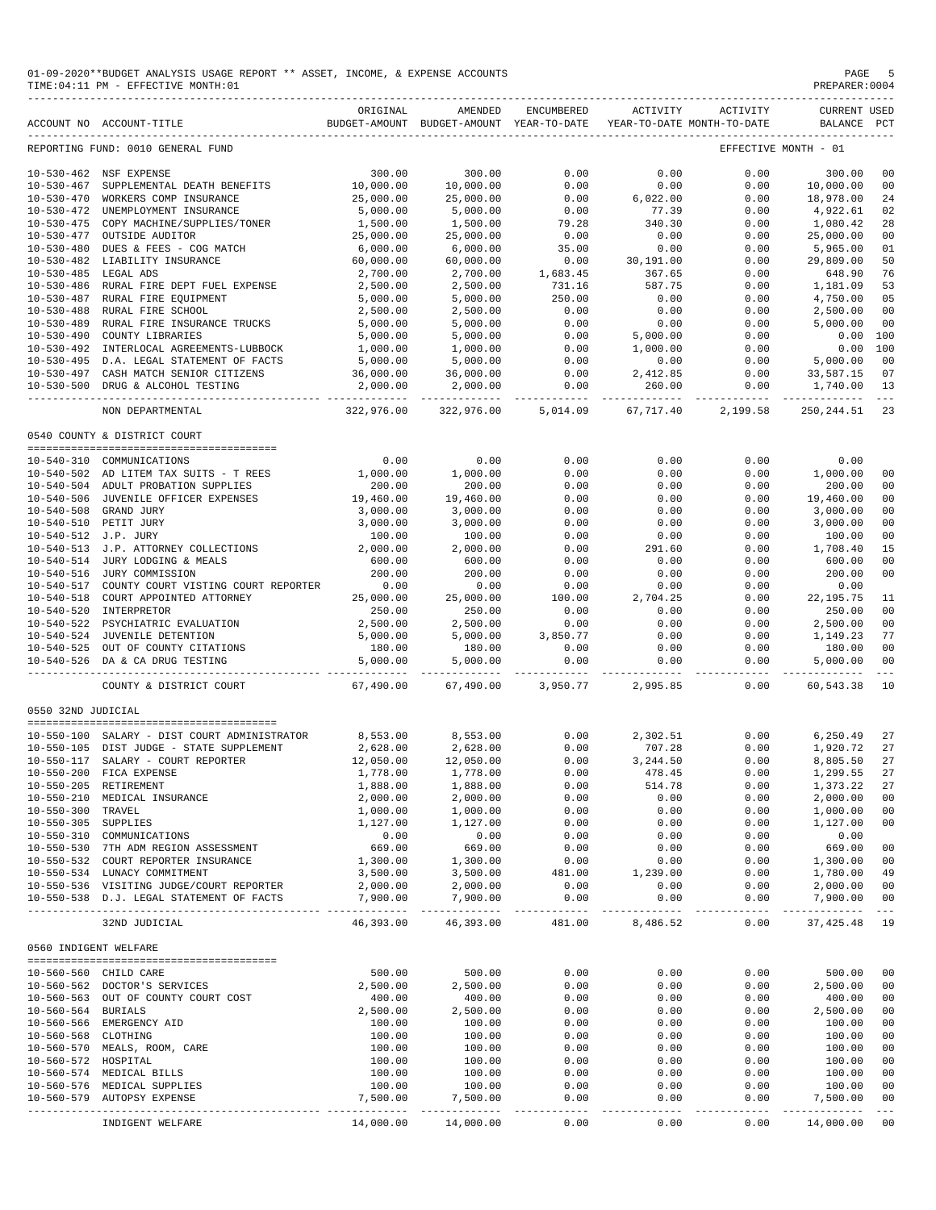01-09-2020**BUDGET ANALYSIS USAGE REPORT ** ASSET, INCOME, & EXPENSE ACCOUNTS
TIME:04:11 PM - EFFECTIVE MONTH:01
PREPARER:0004

REPORTING FUND: 0010 GENERAL FUND — EFFECTIVE MONTH - 01

| ACCOUNT NO | ACCOUNT-TITLE | ORIGINAL BUDGET-AMOUNT | AMENDED BUDGET-AMOUNT | ENCUMBERED YEAR-TO-DATE | ACTIVITY YEAR-TO-DATE | ACTIVITY MONTH-TO-DATE | CURRENT BALANCE | USED PCT |
|---|---|---|---|---|---|---|---|---|
| 10-530-462 | NSF EXPENSE | 300.00 | 300.00 | 0.00 | 0.00 | 0.00 | 300.00 | 00 |
| 10-530-467 | SUPPLEMENTAL DEATH BENEFITS | 10,000.00 | 10,000.00 | 0.00 | 0.00 | 0.00 | 10,000.00 | 00 |
| 10-530-470 | WORKERS COMP INSURANCE | 25,000.00 | 25,000.00 | 0.00 | 6,022.00 | 0.00 | 18,978.00 | 24 |
| 10-530-472 | UNEMPLOYMENT INSURANCE | 5,000.00 | 5,000.00 | 0.00 | 77.39 | 0.00 | 4,922.61 | 02 |
| 10-530-475 | COPY MACHINE/SUPPLIES/TONER | 1,500.00 | 1,500.00 | 79.28 | 340.30 | 0.00 | 1,080.42 | 28 |
| 10-530-477 | OUTSIDE AUDITOR | 25,000.00 | 25,000.00 | 0.00 | 0.00 | 0.00 | 25,000.00 | 00 |
| 10-530-480 | DUES & FEES - COG MATCH | 6,000.00 | 6,000.00 | 35.00 | 0.00 | 0.00 | 5,965.00 | 01 |
| 10-530-482 | LIABILITY INSURANCE | 60,000.00 | 60,000.00 | 0.00 | 30,191.00 | 0.00 | 29,809.00 | 50 |
| 10-530-485 | LEGAL ADS | 2,700.00 | 2,700.00 | 1,683.45 | 367.65 | 0.00 | 648.90 | 76 |
| 10-530-486 | RURAL FIRE DEPT FUEL EXPENSE | 2,500.00 | 2,500.00 | 731.16 | 587.75 | 0.00 | 1,181.09 | 53 |
| 10-530-487 | RURAL FIRE EQUIPMENT | 5,000.00 | 5,000.00 | 250.00 | 0.00 | 0.00 | 4,750.00 | 05 |
| 10-530-488 | RURAL FIRE SCHOOL | 2,500.00 | 2,500.00 | 0.00 | 0.00 | 0.00 | 2,500.00 | 00 |
| 10-530-489 | RURAL FIRE INSURANCE TRUCKS | 5,000.00 | 5,000.00 | 0.00 | 0.00 | 0.00 | 5,000.00 | 00 |
| 10-530-490 | COUNTY LIBRARIES | 5,000.00 | 5,000.00 | 0.00 | 5,000.00 | 0.00 | 0.00 | 100 |
| 10-530-492 | INTERLOCAL AGREEMENTS-LUBBOCK | 1,000.00 | 1,000.00 | 0.00 | 1,000.00 | 0.00 | 0.00 | 100 |
| 10-530-495 | D.A. LEGAL STATEMENT OF FACTS | 5,000.00 | 5,000.00 | 0.00 | 0.00 | 0.00 | 5,000.00 | 00 |
| 10-530-497 | CASH MATCH SENIOR CITIZENS | 36,000.00 | 36,000.00 | 0.00 | 2,412.85 | 0.00 | 33,587.15 | 07 |
| 10-530-500 | DRUG & ALCOHOL TESTING | 2,000.00 | 2,000.00 | 0.00 | 260.00 | 0.00 | 1,740.00 | 13 |
| | NON DEPARTMENTAL | 322,976.00 | 322,976.00 | 5,014.09 | 67,717.40 | 2,199.58 | 250,244.51 | 23 |

0540 COUNTY & DISTRICT COURT

| ACCOUNT NO | ACCOUNT-TITLE | ORIGINAL BUDGET-AMOUNT | AMENDED BUDGET-AMOUNT | ENCUMBERED YEAR-TO-DATE | ACTIVITY YEAR-TO-DATE | ACTIVITY MONTH-TO-DATE | CURRENT BALANCE | USED PCT |
|---|---|---|---|---|---|---|---|---|
| 10-540-310 | COMMUNICATIONS | 0.00 | 0.00 | 0.00 | 0.00 | 0.00 | 0.00 | |
| 10-540-502 | AD LITEM TAX SUITS - T REES | 1,000.00 | 1,000.00 | 0.00 | 0.00 | 0.00 | 1,000.00 | 00 |
| 10-540-504 | ADULT PROBATION SUPPLIES | 200.00 | 200.00 | 0.00 | 0.00 | 0.00 | 200.00 | 00 |
| 10-540-506 | JUVENILE OFFICER EXPENSES | 19,460.00 | 19,460.00 | 0.00 | 0.00 | 0.00 | 19,460.00 | 00 |
| 10-540-508 | GRAND JURY | 3,000.00 | 3,000.00 | 0.00 | 0.00 | 0.00 | 3,000.00 | 00 |
| 10-540-510 | PETIT JURY | 3,000.00 | 3,000.00 | 0.00 | 0.00 | 0.00 | 3,000.00 | 00 |
| 10-540-512 | J.P. JURY | 100.00 | 100.00 | 0.00 | 0.00 | 0.00 | 100.00 | 00 |
| 10-540-513 | J.P. ATTORNEY COLLECTIONS | 2,000.00 | 2,000.00 | 0.00 | 291.60 | 0.00 | 1,708.40 | 15 |
| 10-540-514 | JURY LODGING & MEALS | 600.00 | 600.00 | 0.00 | 0.00 | 0.00 | 600.00 | 00 |
| 10-540-516 | JURY COMMISSION | 200.00 | 200.00 | 0.00 | 0.00 | 0.00 | 200.00 | 00 |
| 10-540-517 | COUNTY COURT VISTING COURT REPORTER | 0.00 | 0.00 | 0.00 | 0.00 | 0.00 | 0.00 | |
| 10-540-518 | COURT APPOINTED ATTORNEY | 25,000.00 | 25,000.00 | 100.00 | 2,704.25 | 0.00 | 22,195.75 | 11 |
| 10-540-520 | INTERPRETER | 250.00 | 250.00 | 0.00 | 0.00 | 0.00 | 250.00 | 00 |
| 10-540-522 | PSYCHIATRIC EVALUATION | 2,500.00 | 2,500.00 | 0.00 | 0.00 | 0.00 | 2,500.00 | 00 |
| 10-540-524 | JUVENILE DETENTION | 5,000.00 | 5,000.00 | 3,850.77 | 0.00 | 0.00 | 1,149.23 | 77 |
| 10-540-525 | OUT OF COUNTY CITATIONS | 180.00 | 180.00 | 0.00 | 0.00 | 0.00 | 180.00 | 00 |
| 10-540-526 | DA & CA DRUG TESTING | 5,000.00 | 5,000.00 | 0.00 | 0.00 | 0.00 | 5,000.00 | 00 |
| | COUNTY & DISTRICT COURT | 67,490.00 | 67,490.00 | 3,950.77 | 2,995.85 | 0.00 | 60,543.38 | 10 |

0550 32ND JUDICIAL

| ACCOUNT NO | ACCOUNT-TITLE | ORIGINAL BUDGET-AMOUNT | AMENDED BUDGET-AMOUNT | ENCUMBERED YEAR-TO-DATE | ACTIVITY YEAR-TO-DATE | ACTIVITY MONTH-TO-DATE | CURRENT BALANCE | USED PCT |
|---|---|---|---|---|---|---|---|---|
| 10-550-100 | SALARY - DIST COURT ADMINISTRATOR | 8,553.00 | 8,553.00 | 0.00 | 2,302.51 | 0.00 | 6,250.49 | 27 |
| 10-550-105 | DIST JUDGE - STATE SUPPLEMENT | 2,628.00 | 2,628.00 | 0.00 | 707.28 | 0.00 | 1,920.72 | 27 |
| 10-550-117 | SALARY - COURT REPORTER | 12,050.00 | 12,050.00 | 0.00 | 3,244.50 | 0.00 | 8,805.50 | 27 |
| 10-550-200 | FICA EXPENSE | 1,778.00 | 1,778.00 | 0.00 | 478.45 | 0.00 | 1,299.55 | 27 |
| 10-550-205 | RETIREMENT | 1,888.00 | 1,888.00 | 0.00 | 514.78 | 0.00 | 1,373.22 | 27 |
| 10-550-210 | MEDICAL INSURANCE | 2,000.00 | 2,000.00 | 0.00 | 0.00 | 0.00 | 2,000.00 | 00 |
| 10-550-300 | TRAVEL | 1,000.00 | 1,000.00 | 0.00 | 0.00 | 0.00 | 1,000.00 | 00 |
| 10-550-305 | SUPPLIES | 1,127.00 | 1,127.00 | 0.00 | 0.00 | 0.00 | 1,127.00 | 00 |
| 10-550-310 | COMMUNICATIONS | 0.00 | 0.00 | 0.00 | 0.00 | 0.00 | 0.00 | |
| 10-550-530 | 7TH ADM REGION ASSESSMENT | 669.00 | 669.00 | 0.00 | 0.00 | 0.00 | 669.00 | 00 |
| 10-550-532 | COURT REPORTER INSURANCE | 1,300.00 | 1,300.00 | 0.00 | 0.00 | 0.00 | 1,300.00 | 00 |
| 10-550-534 | LUNACY COMMITMENT | 3,500.00 | 3,500.00 | 481.00 | 1,239.00 | 0.00 | 1,780.00 | 49 |
| 10-550-536 | VISITING JUDGE/COURT REPORTER | 2,000.00 | 2,000.00 | 0.00 | 0.00 | 0.00 | 2,000.00 | 00 |
| 10-550-538 | D.J. LEGAL STATEMENT OF FACTS | 7,900.00 | 7,900.00 | 0.00 | 0.00 | 0.00 | 7,900.00 | 00 |
| | 32ND JUDICIAL | 46,393.00 | 46,393.00 | 481.00 | 8,486.52 | 0.00 | 37,425.48 | 19 |

0560 INDIGENT WELFARE

| ACCOUNT NO | ACCOUNT-TITLE | ORIGINAL BUDGET-AMOUNT | AMENDED BUDGET-AMOUNT | ENCUMBERED YEAR-TO-DATE | ACTIVITY YEAR-TO-DATE | ACTIVITY MONTH-TO-DATE | CURRENT BALANCE | USED PCT |
|---|---|---|---|---|---|---|---|---|
| 10-560-560 | CHILD CARE | 500.00 | 500.00 | 0.00 | 0.00 | 0.00 | 500.00 | 00 |
| 10-560-562 | DOCTOR'S SERVICES | 2,500.00 | 2,500.00 | 0.00 | 0.00 | 0.00 | 2,500.00 | 00 |
| 10-560-563 | OUT OF COUNTY COURT COST | 400.00 | 400.00 | 0.00 | 0.00 | 0.00 | 400.00 | 00 |
| 10-560-564 | BURIALS | 2,500.00 | 2,500.00 | 0.00 | 0.00 | 0.00 | 2,500.00 | 00 |
| 10-560-566 | EMERGENCY AID | 100.00 | 100.00 | 0.00 | 0.00 | 0.00 | 100.00 | 00 |
| 10-560-568 | CLOTHING | 100.00 | 100.00 | 0.00 | 0.00 | 0.00 | 100.00 | 00 |
| 10-560-570 | MEALS, ROOM, CARE | 100.00 | 100.00 | 0.00 | 0.00 | 0.00 | 100.00 | 00 |
| 10-560-572 | HOSPITAL | 100.00 | 100.00 | 0.00 | 0.00 | 0.00 | 100.00 | 00 |
| 10-560-574 | MEDICAL BILLS | 100.00 | 100.00 | 0.00 | 0.00 | 0.00 | 100.00 | 00 |
| 10-560-576 | MEDICAL SUPPLIES | 100.00 | 100.00 | 0.00 | 0.00 | 0.00 | 100.00 | 00 |
| 10-560-579 | AUTOPSY EXPENSE | 7,500.00 | 7,500.00 | 0.00 | 0.00 | 0.00 | 7,500.00 | 00 |
| | INDIGENT WELFARE | 14,000.00 | 14,000.00 | 0.00 | 0.00 | 0.00 | 14,000.00 | 00 |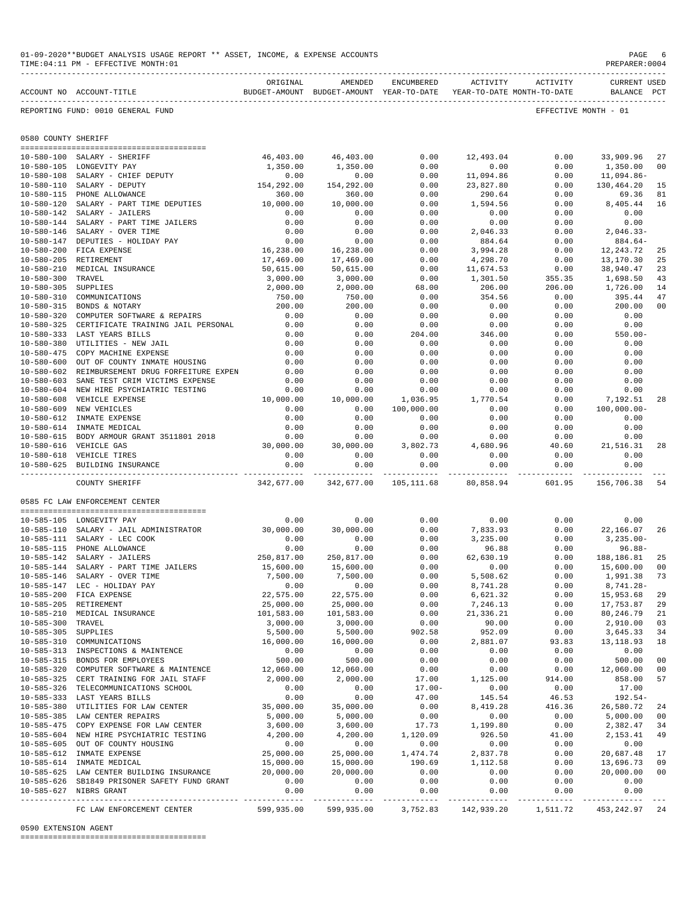01-09-2020**BUDGET ANALYSIS USAGE REPORT ** ASSET, INCOME, & EXPENSE ACCOUNTS
TIME:04:11 PM - EFFECTIVE MONTH:01

PREPARER:0004

REPORTING FUND: 0010 GENERAL FUND

EFFECTIVE MONTH - 01

## 0580 COUNTY SHERIFF

| ACCOUNT NO | ACCOUNT-TITLE | ORIGINAL BUDGET-AMOUNT | AMENDED BUDGET-AMOUNT | ENCUMBERED YEAR-TO-DATE | ACTIVITY YEAR-TO-DATE | ACTIVITY MONTH-TO-DATE | CURRENT BALANCE | USED PCT |
|---|---|---|---|---|---|---|---|---|
| 10-580-100 | SALARY - SHERIFF | 46,403.00 | 46,403.00 | 0.00 | 12,493.04 | 0.00 | 33,909.96 | 27 |
| 10-580-105 | LONGEVITY PAY | 1,350.00 | 1,350.00 | 0.00 | 0.00 | 0.00 | 1,350.00 | 00 |
| 10-580-108 | SALARY - CHIEF DEPUTY | 0.00 | 0.00 | 0.00 | 11,094.86 | 0.00 | 11,094.86- | |
| 10-580-110 | SALARY - DEPUTY | 154,292.00 | 154,292.00 | 0.00 | 23,827.80 | 0.00 | 130,464.20 | 15 |
| 10-580-115 | PHONE ALLOWANCE | 360.00 | 360.00 | 0.00 | 290.64 | 0.00 | 69.36 | 81 |
| 10-580-120 | SALARY - PART TIME DEPUTIES | 10,000.00 | 10,000.00 | 0.00 | 1,594.56 | 0.00 | 8,405.44 | 16 |
| 10-580-142 | SALARY - JAILERS | 0.00 | 0.00 | 0.00 | 0.00 | 0.00 | 0.00 | |
| 10-580-144 | SALARY - PART TIME JAILERS | 0.00 | 0.00 | 0.00 | 0.00 | 0.00 | 0.00 | |
| 10-580-146 | SALARY - OVER TIME | 0.00 | 0.00 | 0.00 | 2,046.33 | 0.00 | 2,046.33- | |
| 10-580-147 | DEPUTIES - HOLIDAY PAY | 0.00 | 0.00 | 0.00 | 884.64 | 0.00 | 884.64- | |
| 10-580-200 | FICA EXPENSE | 16,238.00 | 16,238.00 | 0.00 | 3,994.28 | 0.00 | 12,243.72 | 25 |
| 10-580-205 | RETIREMENT | 17,469.00 | 17,469.00 | 0.00 | 4,298.70 | 0.00 | 13,170.30 | 25 |
| 10-580-210 | MEDICAL INSURANCE | 50,615.00 | 50,615.00 | 0.00 | 11,674.53 | 0.00 | 38,940.47 | 23 |
| 10-580-300 | TRAVEL | 3,000.00 | 3,000.00 | 0.00 | 1,301.50 | 355.35 | 1,698.50 | 43 |
| 10-580-305 | SUPPLIES | 2,000.00 | 2,000.00 | 68.00 | 206.00 | 206.00 | 1,726.00 | 14 |
| 10-580-310 | COMMUNICATIONS | 750.00 | 750.00 | 0.00 | 354.56 | 0.00 | 395.44 | 47 |
| 10-580-315 | BONDS & NOTARY | 200.00 | 200.00 | 0.00 | 0.00 | 0.00 | 200.00 | 00 |
| 10-580-320 | COMPUTER SOFTWARE & REPAIRS | 0.00 | 0.00 | 0.00 | 0.00 | 0.00 | 0.00 | |
| 10-580-325 | CERTIFICATE TRAINING JAIL PERSONAL | 0.00 | 0.00 | 0.00 | 0.00 | 0.00 | 0.00 | |
| 10-580-333 | LAST YEARS BILLS | 0.00 | 0.00 | 204.00 | 346.00 | 0.00 | 550.00- | |
| 10-580-380 | UTILITIES - NEW JAIL | 0.00 | 0.00 | 0.00 | 0.00 | 0.00 | 0.00 | |
| 10-580-475 | COPY MACHINE EXPENSE | 0.00 | 0.00 | 0.00 | 0.00 | 0.00 | 0.00 | |
| 10-580-600 | OUT OF COUNTY INMATE HOUSING | 0.00 | 0.00 | 0.00 | 0.00 | 0.00 | 0.00 | |
| 10-580-602 | REIMBURSEMENT DRUG FORFEITURE EXPEN | 0.00 | 0.00 | 0.00 | 0.00 | 0.00 | 0.00 | |
| 10-580-603 | SANE TEST CRIM VICTIMS EXPENSE | 0.00 | 0.00 | 0.00 | 0.00 | 0.00 | 0.00 | |
| 10-580-604 | NEW HIRE PSYCHIATRIC TESTING | 0.00 | 0.00 | 0.00 | 0.00 | 0.00 | 0.00 | |
| 10-580-608 | VEHICLE EXPENSE | 10,000.00 | 10,000.00 | 1,036.95 | 1,770.54 | 0.00 | 7,192.51 | 28 |
| 10-580-609 | NEW VEHICLES | 0.00 | 0.00 | 100,000.00 | 0.00 | 0.00 | 100,000.00- | |
| 10-580-612 | INMATE EXPENSE | 0.00 | 0.00 | 0.00 | 0.00 | 0.00 | 0.00 | |
| 10-580-614 | INMATE MEDICAL | 0.00 | 0.00 | 0.00 | 0.00 | 0.00 | 0.00 | |
| 10-580-615 | BODY ARMOUR GRANT 3511801 2018 | 0.00 | 0.00 | 0.00 | 0.00 | 0.00 | 0.00 | |
| 10-580-616 | VEHICLE GAS | 30,000.00 | 30,000.00 | 3,802.73 | 4,680.96 | 40.60 | 21,516.31 | 28 |
| 10-580-618 | VEHICLE TIRES | 0.00 | 0.00 | 0.00 | 0.00 | 0.00 | 0.00 | |
| 10-580-625 | BUILDING INSURANCE | 0.00 | 0.00 | 0.00 | 0.00 | 0.00 | 0.00 | |
| | COUNTY SHERIFF | 342,677.00 | 342,677.00 | 105,111.68 | 80,858.94 | 601.95 | 156,706.38 | 54 |

## 0585 FC LAW ENFORCEMENT CENTER

| ACCOUNT NO | ACCOUNT-TITLE | ORIGINAL BUDGET-AMOUNT | AMENDED BUDGET-AMOUNT | ENCUMBERED YEAR-TO-DATE | ACTIVITY YEAR-TO-DATE | ACTIVITY MONTH-TO-DATE | CURRENT BALANCE | USED PCT |
|---|---|---|---|---|---|---|---|---|
| 10-585-105 | LONGEVITY PAY | 0.00 | 0.00 | 0.00 | 0.00 | 0.00 | 0.00 | |
| 10-585-110 | SALARY - JAIL ADMINISTRATOR | 30,000.00 | 30,000.00 | 0.00 | 7,833.93 | 0.00 | 22,166.07 | 26 |
| 10-585-111 | SALARY - LEC COOK | 0.00 | 0.00 | 0.00 | 3,235.00 | 0.00 | 3,235.00- | |
| 10-585-115 | PHONE ALLOWANCE | 0.00 | 0.00 | 0.00 | 96.88 | 0.00 | 96.88- | |
| 10-585-142 | SALARY - JAILERS | 250,817.00 | 250,817.00 | 0.00 | 62,630.19 | 0.00 | 188,186.81 | 25 |
| 10-585-144 | SALARY - PART TIME JAILERS | 15,600.00 | 15,600.00 | 0.00 | 0.00 | 0.00 | 15,600.00 | 00 |
| 10-585-146 | SALARY - OVER TIME | 7,500.00 | 7,500.00 | 0.00 | 5,508.62 | 0.00 | 1,991.38 | 73 |
| 10-585-147 | LEC - HOLIDAY PAY | 0.00 | 0.00 | 0.00 | 8,741.28 | 0.00 | 8,741.28- | |
| 10-585-200 | FICA EXPENSE | 22,575.00 | 22,575.00 | 0.00 | 6,621.32 | 0.00 | 15,953.68 | 29 |
| 10-585-205 | RETIREMENT | 25,000.00 | 25,000.00 | 0.00 | 7,246.13 | 0.00 | 17,753.87 | 29 |
| 10-585-210 | MEDICAL INSURANCE | 101,583.00 | 101,583.00 | 0.00 | 21,336.21 | 0.00 | 80,246.79 | 21 |
| 10-585-300 | TRAVEL | 3,000.00 | 3,000.00 | 0.00 | 90.00 | 0.00 | 2,910.00 | 03 |
| 10-585-305 | SUPPLIES | 5,500.00 | 5,500.00 | 902.58 | 952.09 | 0.00 | 3,645.33 | 34 |
| 10-585-310 | COMMUNICATIONS | 16,000.00 | 16,000.00 | 0.00 | 2,881.07 | 93.83 | 13,118.93 | 18 |
| 10-585-313 | INSPECTIONS & MAINTENCE | 0.00 | 0.00 | 0.00 | 0.00 | 0.00 | 0.00 | |
| 10-585-315 | BONDS FOR EMPLOYEES | 500.00 | 500.00 | 0.00 | 0.00 | 0.00 | 500.00 | 00 |
| 10-585-320 | COMPUTER SOFTWARE & MAINTENCE | 12,060.00 | 12,060.00 | 0.00 | 0.00 | 0.00 | 12,060.00 | 00 |
| 10-585-325 | CERT TRAINING FOR JAIL STAFF | 2,000.00 | 2,000.00 | 17.00 | 1,125.00 | 914.00 | 858.00 | 57 |
| 10-585-326 | TELECOMMUNICATIONS SCHOOL | 0.00 | 0.00 | 17.00- | 0.00 | 0.00 | 17.00 | |
| 10-585-333 | LAST YEARS BILLS | 0.00 | 0.00 | 47.00 | 145.54 | 46.53 | 192.54- | |
| 10-585-380 | UTILITIES FOR LAW CENTER | 35,000.00 | 35,000.00 | 0.00 | 8,419.28 | 416.36 | 26,580.72 | 24 |
| 10-585-385 | LAW CENTER REPAIRS | 5,000.00 | 5,000.00 | 0.00 | 0.00 | 0.00 | 5,000.00 | 00 |
| 10-585-475 | COPY EXPENSE FOR LAW CENTER | 3,600.00 | 3,600.00 | 17.73 | 1,199.80 | 0.00 | 2,382.47 | 34 |
| 10-585-604 | NEW HIRE PSYCHIATRIC TESTING | 4,200.00 | 4,200.00 | 1,120.09 | 926.50 | 41.00 | 2,153.41 | 49 |
| 10-585-605 | OUT OF COUNTY HOUSING | 0.00 | 0.00 | 0.00 | 0.00 | 0.00 | 0.00 | |
| 10-585-612 | INMATE EXPENSE | 25,000.00 | 25,000.00 | 1,474.74 | 2,837.78 | 0.00 | 20,687.48 | 17 |
| 10-585-614 | INMATE MEDICAL | 15,000.00 | 15,000.00 | 190.69 | 1,112.58 | 0.00 | 13,696.73 | 09 |
| 10-585-625 | LAW CENTER BUILDING INSURANCE | 20,000.00 | 20,000.00 | 0.00 | 0.00 | 0.00 | 20,000.00 | 00 |
| 10-585-626 | SB1849 PRISONER SAFETY FUND GRANT | 0.00 | 0.00 | 0.00 | 0.00 | 0.00 | 0.00 | |
| 10-585-627 | NIBRS GRANT | 0.00 | 0.00 | 0.00 | 0.00 | 0.00 | 0.00 | |
| | FC LAW ENFORCEMENT CENTER | 599,935.00 | 599,935.00 | 3,752.83 | 142,939.20 | 1,511.72 | 453,242.97 | 24 |

## 0590 EXTENSION AGENT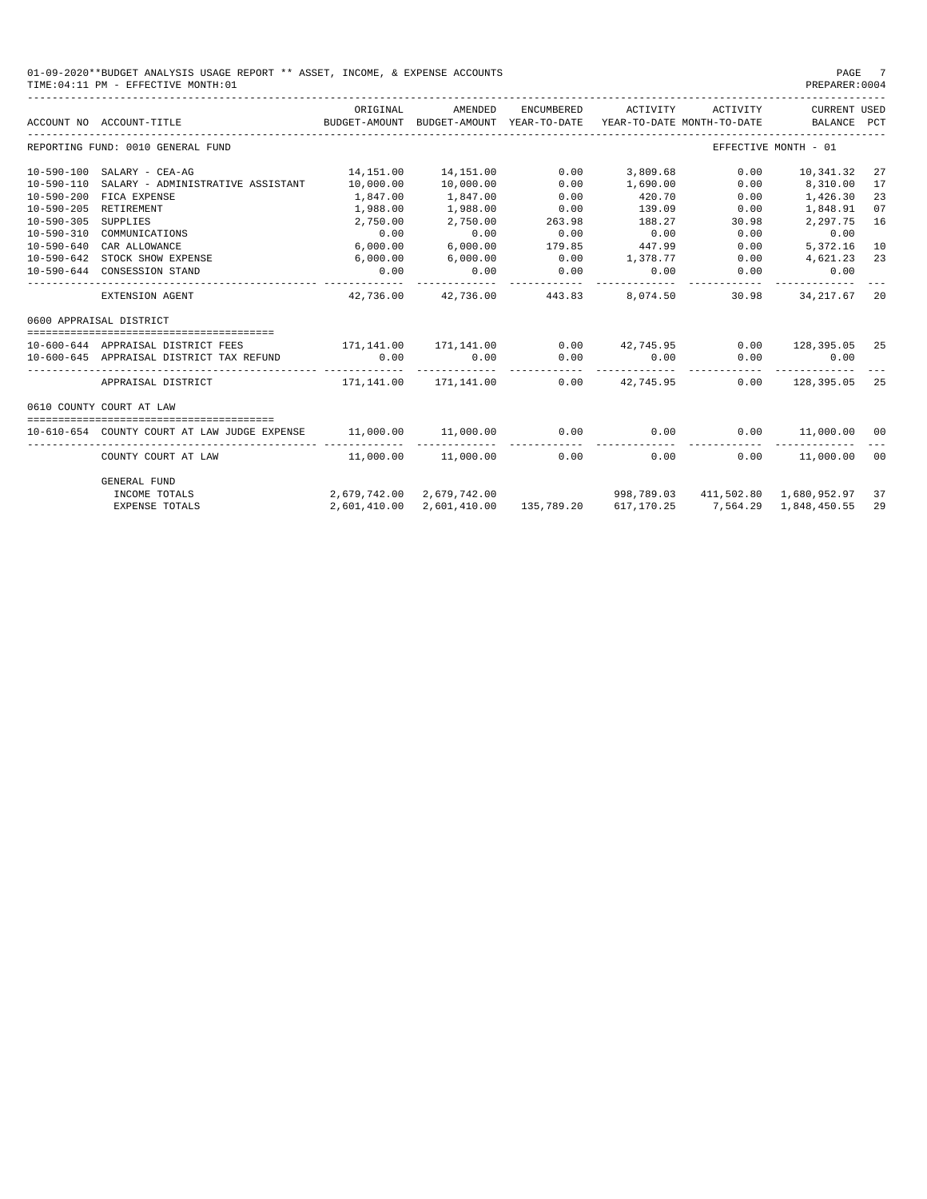01-09-2020**BUDGET ANALYSIS USAGE REPORT ** ASSET, INCOME, & EXPENSE ACCOUNTS
TIME:04:11 PM - EFFECTIVE MONTH:01

PREPARER:0004

| ACCOUNT NO | ACCOUNT-TITLE | ORIGINAL BUDGET-AMOUNT | AMENDED BUDGET-AMOUNT | ENCUMBERED YEAR-TO-DATE | ACTIVITY YEAR-TO-DATE | ACTIVITY MONTH-TO-DATE | CURRENT BALANCE | USED PCT |
|---|---|---|---|---|---|---|---|---|
| REPORTING FUND: 0010 GENERAL FUND | | | | | | EFFECTIVE MONTH - 01 | | |
| 10-590-100 | SALARY - CEA-AG | 14,151.00 | 14,151.00 | 0.00 | 3,809.68 | 0.00 | 10,341.32 | 27 |
| 10-590-110 | SALARY - ADMINISTRATIVE ASSISTANT | 10,000.00 | 10,000.00 | 0.00 | 1,690.00 | 0.00 | 8,310.00 | 17 |
| 10-590-200 | FICA EXPENSE | 1,847.00 | 1,847.00 | 0.00 | 420.70 | 0.00 | 1,426.30 | 23 |
| 10-590-205 | RETIREMENT | 1,988.00 | 1,988.00 | 0.00 | 139.09 | 0.00 | 1,848.91 | 07 |
| 10-590-305 | SUPPLIES | 2,750.00 | 2,750.00 | 263.98 | 188.27 | 30.98 | 2,297.75 | 16 |
| 10-590-310 | COMMUNICATIONS | 0.00 | 0.00 | 0.00 | 0.00 | 0.00 | 0.00 | |
| 10-590-640 | CAR ALLOWANCE | 6,000.00 | 6,000.00 | 179.85 | 447.99 | 0.00 | 5,372.16 | 10 |
| 10-590-642 | STOCK SHOW EXPENSE | 6,000.00 | 6,000.00 | 0.00 | 1,378.77 | 0.00 | 4,621.23 | 23 |
| 10-590-644 | CONSESSION STAND | 0.00 | 0.00 | 0.00 | 0.00 | 0.00 | 0.00 | |
| | EXTENSION AGENT | 42,736.00 | 42,736.00 | 443.83 | 8,074.50 | 30.98 | 34,217.67 | 20 |
| 0600 APPRAISAL DISTRICT | | | | | | | | |
| 10-600-644 | APPRAISAL DISTRICT FEES | 171,141.00 | 171,141.00 | 0.00 | 42,745.95 | 0.00 | 128,395.05 | 25 |
| 10-600-645 | APPRAISAL DISTRICT TAX REFUND | 0.00 | 0.00 | 0.00 | 0.00 | 0.00 | 0.00 | |
| | APPRAISAL DISTRICT | 171,141.00 | 171,141.00 | 0.00 | 42,745.95 | 0.00 | 128,395.05 | 25 |
| 0610 COUNTY COURT AT LAW | | | | | | | | |
| 10-610-654 | COUNTY COURT AT LAW JUDGE EXPENSE | 11,000.00 | 11,000.00 | 0.00 | 0.00 | 0.00 | 11,000.00 | 00 |
| | COUNTY COURT AT LAW | 11,000.00 | 11,000.00 | 0.00 | 0.00 | 0.00 | 11,000.00 | 00 |
| | GENERAL FUND | | | | | | | |
| | INCOME TOTALS | 2,679,742.00 | 2,679,742.00 | | 998,789.03 | 411,502.80 | 1,680,952.97 | 37 |
| | EXPENSE TOTALS | 2,601,410.00 | 2,601,410.00 | 135,789.20 | 617,170.25 | 7,564.29 | 1,848,450.55 | 29 |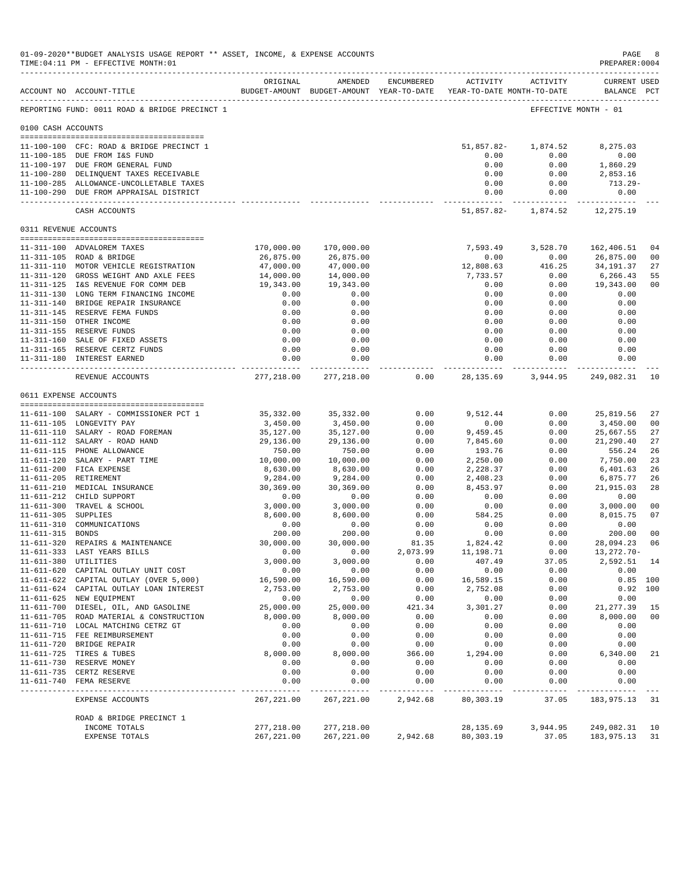01-09-2020**BUDGET ANALYSIS USAGE REPORT ** ASSET, INCOME, & EXPENSE ACCOUNTS
TIME:04:11 PM - EFFECTIVE MONTH:01
PREPARER:0004

REPORTING FUND: 0011 ROAD & BRIDGE PRECINCT 1 — EFFECTIVE MONTH - 01

| ACCOUNT NO | ACCOUNT-TITLE | ORIGINAL BUDGET-AMOUNT | AMENDED BUDGET-AMOUNT | ENCUMBERED YEAR-TO-DATE | ACTIVITY YEAR-TO-DATE | ACTIVITY MONTH-TO-DATE | CURRENT USED BALANCE | PCT |
|---|---|---|---|---|---|---|---|---|
| **0100 CASH ACCOUNTS** | | | | | | | | |
| 11-100-100 | CFC: ROAD & BRIDGE PRECINCT 1 | | | | 51,857.82- | 1,874.52 | 8,275.03 | |
| 11-100-185 | DUE FROM I&S FUND | | | | 0.00 | 0.00 | 0.00 | |
| 11-100-197 | DUE FROM GENERAL FUND | | | | 0.00 | 0.00 | 1,860.29 | |
| 11-100-280 | DELINQUENT TAXES RECEIVABLE | | | | 0.00 | 0.00 | 2,853.16 | |
| 11-100-285 | ALLOWANCE-UNCOLLETABLE TAXES | | | | 0.00 | 0.00 | 713.29- | |
| 11-100-290 | DUE FROM APPRAISAL DISTRICT | | | | 0.00 | 0.00 | 0.00 | |
| | CASH ACCOUNTS | | | | 51,857.82- | 1,874.52 | 12,275.19 | |
| **0311 REVENUE ACCOUNTS** | | | | | | | | |
| 11-311-100 | ADVALOREM TAXES | 170,000.00 | 170,000.00 | | 7,593.49 | 3,528.70 | 162,406.51 | 04 |
| 11-311-105 | ROAD & BRIDGE | 26,875.00 | 26,875.00 | | 0.00 | 0.00 | 26,875.00 | 00 |
| 11-311-110 | MOTOR VEHICLE REGISTRATION | 47,000.00 | 47,000.00 | | 12,808.63 | 416.25 | 34,191.37 | 27 |
| 11-311-120 | GROSS WEIGHT AND AXLE FEES | 14,000.00 | 14,000.00 | | 7,733.57 | 0.00 | 6,266.43 | 55 |
| 11-311-125 | I&S REVENUE FOR COMM DEB | 19,343.00 | 19,343.00 | | 0.00 | 0.00 | 19,343.00 | 00 |
| 11-311-130 | LONG TERM FINANCING INCOME | 0.00 | 0.00 | | 0.00 | 0.00 | 0.00 | |
| 11-311-140 | BRIDGE REPAIR INSURANCE | 0.00 | 0.00 | | 0.00 | 0.00 | 0.00 | |
| 11-311-145 | RESERVE FEMA FUNDS | 0.00 | 0.00 | | 0.00 | 0.00 | 0.00 | |
| 11-311-150 | OTHER INCOME | 0.00 | 0.00 | | 0.00 | 0.00 | 0.00 | |
| 11-311-155 | RESERVE FUNDS | 0.00 | 0.00 | | 0.00 | 0.00 | 0.00 | |
| 11-311-160 | SALE OF FIXED ASSETS | 0.00 | 0.00 | | 0.00 | 0.00 | 0.00 | |
| 11-311-165 | RESERVE CERTZ FUNDS | 0.00 | 0.00 | | 0.00 | 0.00 | 0.00 | |
| 11-311-180 | INTEREST EARNED | 0.00 | 0.00 | | 0.00 | 0.00 | 0.00 | |
| | REVENUE ACCOUNTS | 277,218.00 | 277,218.00 | 0.00 | 28,135.69 | 3,944.95 | 249,082.31 | 10 |
| **0611 EXPENSE ACCOUNTS** | | | | | | | | |
| 11-611-100 | SALARY - COMMISSIONER PCT 1 | 35,332.00 | 35,332.00 | 0.00 | 9,512.44 | 0.00 | 25,819.56 | 27 |
| 11-611-105 | LONGEVITY PAY | 3,450.00 | 3,450.00 | 0.00 | 0.00 | 0.00 | 3,450.00 | 00 |
| 11-611-110 | SALARY - ROAD FOREMAN | 35,127.00 | 35,127.00 | 0.00 | 9,459.45 | 0.00 | 25,667.55 | 27 |
| 11-611-112 | SALARY - ROAD HAND | 29,136.00 | 29,136.00 | 0.00 | 7,845.60 | 0.00 | 21,290.40 | 27 |
| 11-611-115 | PHONE ALLOWANCE | 750.00 | 750.00 | 0.00 | 193.76 | 0.00 | 556.24 | 26 |
| 11-611-120 | SALARY - PART TIME | 10,000.00 | 10,000.00 | 0.00 | 2,250.00 | 0.00 | 7,750.00 | 23 |
| 11-611-200 | FICA EXPENSE | 8,630.00 | 8,630.00 | 0.00 | 2,228.37 | 0.00 | 6,401.63 | 26 |
| 11-611-205 | RETIREMENT | 9,284.00 | 9,284.00 | 0.00 | 2,408.23 | 0.00 | 6,875.77 | 26 |
| 11-611-210 | MEDICAL INSURANCE | 30,369.00 | 30,369.00 | 0.00 | 8,453.97 | 0.00 | 21,915.03 | 28 |
| 11-611-212 | CHILD SUPPORT | 0.00 | 0.00 | 0.00 | 0.00 | 0.00 | 0.00 | |
| 11-611-300 | TRAVEL & SCHOOL | 3,000.00 | 3,000.00 | 0.00 | 0.00 | 0.00 | 3,000.00 | 00 |
| 11-611-305 | SUPPLIES | 8,600.00 | 8,600.00 | 0.00 | 584.25 | 0.00 | 8,015.75 | 07 |
| 11-611-310 | COMMUNICATIONS | 0.00 | 0.00 | 0.00 | 0.00 | 0.00 | 0.00 | |
| 11-611-315 | BONDS | 200.00 | 200.00 | 0.00 | 0.00 | 0.00 | 200.00 | 00 |
| 11-611-320 | REPAIRS & MAINTENANCE | 30,000.00 | 30,000.00 | 81.35 | 1,824.42 | 0.00 | 28,094.23 | 06 |
| 11-611-333 | LAST YEARS BILLS | 0.00 | 0.00 | 2,073.99 | 11,198.71 | 0.00 | 13,272.70- | |
| 11-611-380 | UTILITIES | 3,000.00 | 3,000.00 | 0.00 | 407.49 | 37.05 | 2,592.51 | 14 |
| 11-611-620 | CAPITAL OUTLAY UNIT COST | 0.00 | 0.00 | 0.00 | 0.00 | 0.00 | 0.00 | |
| 11-611-622 | CAPITAL OUTLAY (OVER 5,000) | 16,590.00 | 16,590.00 | 0.00 | 16,589.15 | 0.00 | 0.85 | 100 |
| 11-611-624 | CAPITAL OUTLAY LOAN INTEREST | 2,753.00 | 2,753.00 | 0.00 | 2,752.08 | 0.00 | 0.92 | 100 |
| 11-611-625 | NEW EQUIPMENT | 0.00 | 0.00 | 0.00 | 0.00 | 0.00 | 0.00 | |
| 11-611-700 | DIESEL, OIL, AND GASOLINE | 25,000.00 | 25,000.00 | 421.34 | 3,301.27 | 0.00 | 21,277.39 | 15 |
| 11-611-705 | ROAD MATERIAL & CONSTRUCTION | 8,000.00 | 8,000.00 | 0.00 | 0.00 | 0.00 | 8,000.00 | 00 |
| 11-611-710 | LOCAL MATCHING CETRZ GT | 0.00 | 0.00 | 0.00 | 0.00 | 0.00 | 0.00 | |
| 11-611-715 | FEE REIMBURSEMENT | 0.00 | 0.00 | 0.00 | 0.00 | 0.00 | 0.00 | |
| 11-611-720 | BRIDGE REPAIR | 0.00 | 0.00 | 0.00 | 0.00 | 0.00 | 0.00 | |
| 11-611-725 | TIRES & TUBES | 8,000.00 | 8,000.00 | 366.00 | 1,294.00 | 0.00 | 6,340.00 | 21 |
| 11-611-730 | RESERVE MONEY | 0.00 | 0.00 | 0.00 | 0.00 | 0.00 | 0.00 | |
| 11-611-735 | CERTZ RESERVE | 0.00 | 0.00 | 0.00 | 0.00 | 0.00 | 0.00 | |
| 11-611-740 | FEMA RESERVE | 0.00 | 0.00 | 0.00 | 0.00 | 0.00 | 0.00 | |
| | EXPENSE ACCOUNTS | 267,221.00 | 267,221.00 | 2,942.68 | 80,303.19 | 37.05 | 183,975.13 | 31 |
| | ROAD & BRIDGE PRECINCT 1 | | | | | | | |
| | INCOME TOTALS | 277,218.00 | 277,218.00 | | 28,135.69 | 3,944.95 | 249,082.31 | 10 |
| | EXPENSE TOTALS | 267,221.00 | 267,221.00 | 2,942.68 | 80,303.19 | 37.05 | 183,975.13 | 31 |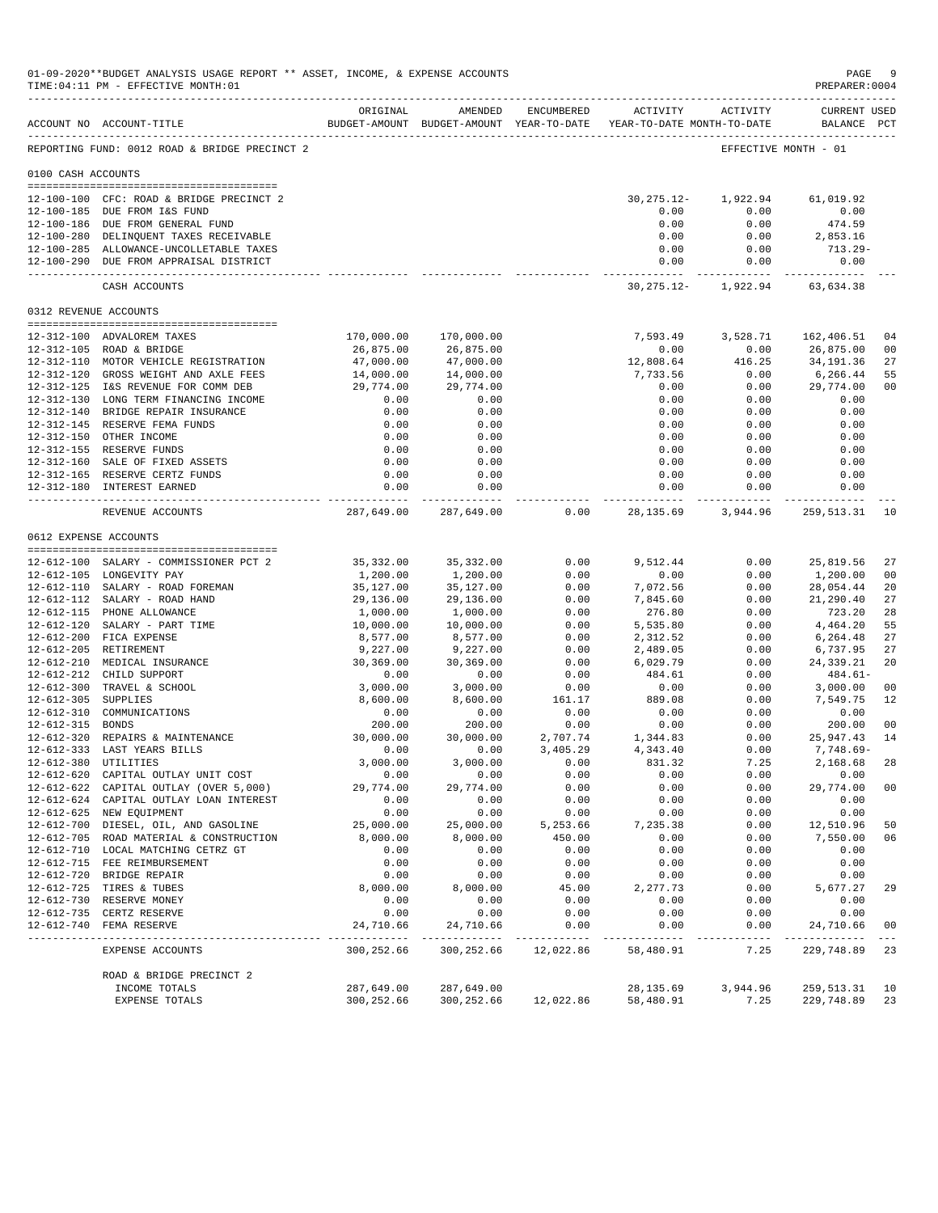01-09-2020**BUDGET ANALYSIS USAGE REPORT ** ASSET, INCOME, & EXPENSE ACCOUNTS

TIME:04:11 PM - EFFECTIVE MONTH:01

PREPARER:0004

REPORTING FUND: 0012 ROAD & BRIDGE PRECINCT 2 — EFFECTIVE MONTH - 01

| ACCOUNT NO | ACCOUNT-TITLE | ORIGINAL BUDGET-AMOUNT | AMENDED BUDGET-AMOUNT | ENCUMBERED YEAR-TO-DATE | ACTIVITY YEAR-TO-DATE | ACTIVITY MONTH-TO-DATE | CURRENT BALANCE | USED PCT |
|---|---|---|---|---|---|---|---|---|
| **0100 CASH ACCOUNTS** | | | | | | | | |
| 12-100-100 | CFC: ROAD & BRIDGE PRECINCT 2 | | | | 30,275.12- | 1,922.94 | 61,019.92 | |
| 12-100-185 | DUE FROM I&S FUND | | | | 0.00 | 0.00 | 0.00 | |
| 12-100-186 | DUE FROM GENERAL FUND | | | | 0.00 | 0.00 | 474.59 | |
| 12-100-280 | DELINQUENT TAXES RECEIVABLE | | | | 0.00 | 0.00 | 2,853.16 | |
| 12-100-285 | ALLOWANCE-UNCOLLETABLE TAXES | | | | 0.00 | 0.00 | 713.29- | |
| 12-100-290 | DUE FROM APPRAISAL DISTRICT | | | | 0.00 | 0.00 | 0.00 | |
| | CASH ACCOUNTS | | | | 30,275.12- | 1,922.94 | 63,634.38 | |
| **0312 REVENUE ACCOUNTS** | | | | | | | | |
| 12-312-100 | ADVALOREM TAXES | 170,000.00 | 170,000.00 | | 7,593.49 | 3,528.71 | 162,406.51 | 04 |
| 12-312-105 | ROAD & BRIDGE | 26,875.00 | 26,875.00 | | 0.00 | 0.00 | 26,875.00 | 00 |
| 12-312-110 | MOTOR VEHICLE REGISTRATION | 47,000.00 | 47,000.00 | | 12,808.64 | 416.25 | 34,191.36 | 27 |
| 12-312-120 | GROSS WEIGHT AND AXLE FEES | 14,000.00 | 14,000.00 | | 7,733.56 | 0.00 | 6,266.44 | 55 |
| 12-312-125 | I&S REVENUE FOR COMM DEB | 29,774.00 | 29,774.00 | | 0.00 | 0.00 | 29,774.00 | 00 |
| 12-312-130 | LONG TERM FINANCING INCOME | 0.00 | 0.00 | | 0.00 | 0.00 | 0.00 | |
| 12-312-140 | BRIDGE REPAIR INSURANCE | 0.00 | 0.00 | | 0.00 | 0.00 | 0.00 | |
| 12-312-145 | RESERVE FEMA FUNDS | 0.00 | 0.00 | | 0.00 | 0.00 | 0.00 | |
| 12-312-150 | OTHER INCOME | 0.00 | 0.00 | | 0.00 | 0.00 | 0.00 | |
| 12-312-155 | RESERVE FUNDS | 0.00 | 0.00 | | 0.00 | 0.00 | 0.00 | |
| 12-312-160 | SALE OF FIXED ASSETS | 0.00 | 0.00 | | 0.00 | 0.00 | 0.00 | |
| 12-312-165 | RESERVE CERTZ FUNDS | 0.00 | 0.00 | | 0.00 | 0.00 | 0.00 | |
| 12-312-180 | INTEREST EARNED | 0.00 | 0.00 | | 0.00 | 0.00 | 0.00 | |
| | REVENUE ACCOUNTS | 287,649.00 | 287,649.00 | 0.00 | 28,135.69 | 3,944.96 | 259,513.31 | 10 |
| **0612 EXPENSE ACCOUNTS** | | | | | | | | |
| 12-612-100 | SALARY - COMMISSIONER PCT 2 | 35,332.00 | 35,332.00 | 0.00 | 9,512.44 | 0.00 | 25,819.56 | 27 |
| 12-612-105 | LONGEVITY PAY | 1,200.00 | 1,200.00 | 0.00 | 0.00 | 0.00 | 1,200.00 | 00 |
| 12-612-110 | SALARY - ROAD FOREMAN | 35,127.00 | 35,127.00 | 0.00 | 7,072.56 | 0.00 | 28,054.44 | 20 |
| 12-612-112 | SALARY - ROAD HAND | 29,136.00 | 29,136.00 | 0.00 | 7,845.60 | 0.00 | 21,290.40 | 27 |
| 12-612-115 | PHONE ALLOWANCE | 1,000.00 | 1,000.00 | 0.00 | 276.80 | 0.00 | 723.20 | 28 |
| 12-612-120 | SALARY - PART TIME | 10,000.00 | 10,000.00 | 0.00 | 5,535.80 | 0.00 | 4,464.20 | 55 |
| 12-612-200 | FICA EXPENSE | 8,577.00 | 8,577.00 | 0.00 | 2,312.52 | 0.00 | 6,264.48 | 27 |
| 12-612-205 | RETIREMENT | 9,227.00 | 9,227.00 | 0.00 | 2,489.05 | 0.00 | 6,737.95 | 27 |
| 12-612-210 | MEDICAL INSURANCE | 30,369.00 | 30,369.00 | 0.00 | 6,029.79 | 0.00 | 24,339.21 | 20 |
| 12-612-212 | CHILD SUPPORT | 0.00 | 0.00 | 0.00 | 484.61 | 0.00 | 484.61- | |
| 12-612-300 | TRAVEL & SCHOOL | 3,000.00 | 3,000.00 | 0.00 | 0.00 | 0.00 | 3,000.00 | 00 |
| 12-612-305 | SUPPLIES | 8,600.00 | 8,600.00 | 161.17 | 889.08 | 0.00 | 7,549.75 | 12 |
| 12-612-310 | COMMUNICATIONS | 0.00 | 0.00 | 0.00 | 0.00 | 0.00 | 0.00 | |
| 12-612-315 | BONDS | 200.00 | 200.00 | 0.00 | 0.00 | 0.00 | 200.00 | 00 |
| 12-612-320 | REPAIRS & MAINTENANCE | 30,000.00 | 30,000.00 | 2,707.74 | 1,344.83 | 0.00 | 25,947.43 | 14 |
| 12-612-333 | LAST YEARS BILLS | 0.00 | 0.00 | 3,405.29 | 4,343.40 | 0.00 | 7,748.69- | |
| 12-612-380 | UTILITIES | 3,000.00 | 3,000.00 | 0.00 | 831.32 | 7.25 | 2,168.68 | 28 |
| 12-612-620 | CAPITAL OUTLAY UNIT COST | 0.00 | 0.00 | 0.00 | 0.00 | 0.00 | 0.00 | |
| 12-612-622 | CAPITAL OUTLAY (OVER 5,000) | 29,774.00 | 29,774.00 | 0.00 | 0.00 | 0.00 | 29,774.00 | 00 |
| 12-612-624 | CAPITAL OUTLAY LOAN INTEREST | 0.00 | 0.00 | 0.00 | 0.00 | 0.00 | 0.00 | |
| 12-612-625 | NEW EQUIPMENT | 0.00 | 0.00 | 0.00 | 0.00 | 0.00 | 0.00 | |
| 12-612-700 | DIESEL, OIL, AND GASOLINE | 25,000.00 | 25,000.00 | 5,253.66 | 7,235.38 | 0.00 | 12,510.96 | 50 |
| 12-612-705 | ROAD MATERIAL & CONSTRUCTION | 8,000.00 | 8,000.00 | 450.00 | 0.00 | 0.00 | 7,550.00 | 06 |
| 12-612-710 | LOCAL MATCHING CETRZ GT | 0.00 | 0.00 | 0.00 | 0.00 | 0.00 | 0.00 | |
| 12-612-715 | FEE REIMBURSEMENT | 0.00 | 0.00 | 0.00 | 0.00 | 0.00 | 0.00 | |
| 12-612-720 | BRIDGE REPAIR | 0.00 | 0.00 | 0.00 | 0.00 | 0.00 | 0.00 | |
| 12-612-725 | TIRES & TUBES | 8,000.00 | 8,000.00 | 45.00 | 2,277.73 | 0.00 | 5,677.27 | 29 |
| 12-612-730 | RESERVE MONEY | 0.00 | 0.00 | 0.00 | 0.00 | 0.00 | 0.00 | |
| 12-612-735 | CERTZ RESERVE | 0.00 | 0.00 | 0.00 | 0.00 | 0.00 | 0.00 | |
| 12-612-740 | FEMA RESERVE | 24,710.66 | 24,710.66 | 0.00 | 0.00 | 0.00 | 24,710.66 | 00 |
| | EXPENSE ACCOUNTS | 300,252.66 | 300,252.66 | 12,022.86 | 58,480.91 | 7.25 | 229,748.89 | 23 |
| | ROAD & BRIDGE PRECINCT 2 | | | | | | | |
| | INCOME TOTALS | 287,649.00 | 287,649.00 | | 28,135.69 | 3,944.96 | 259,513.31 | 10 |
| | EXPENSE TOTALS | 300,252.66 | 300,252.66 | 12,022.86 | 58,480.91 | 7.25 | 229,748.89 | 23 |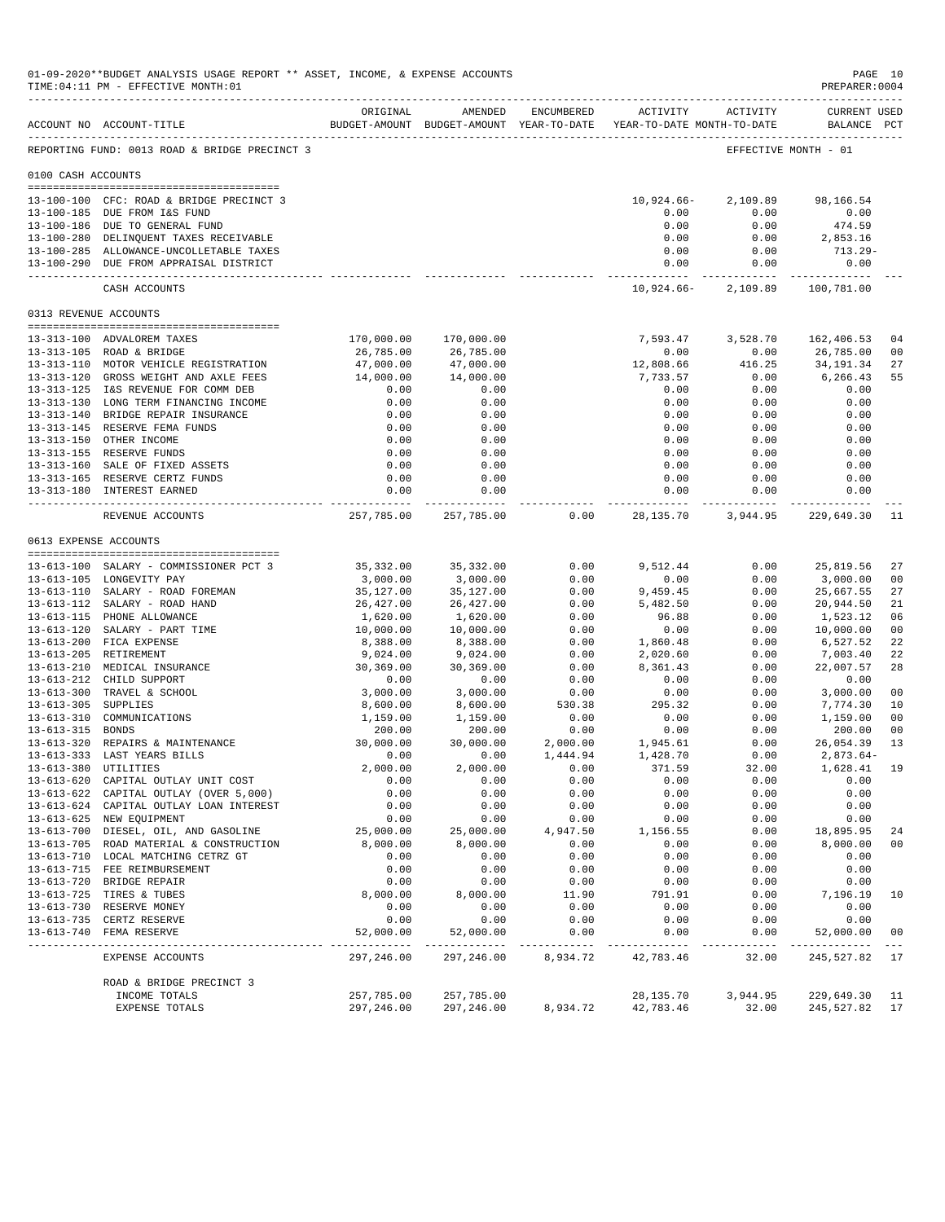01-09-2020**BUDGET ANALYSIS USAGE REPORT ** ASSET, INCOME, & EXPENSE ACCOUNTS

TIME:04:11 PM - EFFECTIVE MONTH:01

PREPARER:0004

REPORTING FUND: 0013 ROAD & BRIDGE PRECINCT 3 — EFFECTIVE MONTH - 01

| ACCOUNT NO | ACCOUNT-TITLE | ORIGINAL BUDGET-AMOUNT | AMENDED BUDGET-AMOUNT | ENCUMBERED YEAR-TO-DATE | ACTIVITY YEAR-TO-DATE | ACTIVITY MONTH-TO-DATE | CURRENT BALANCE | USED PCT |
|---|---|---|---|---|---|---|---|---|
| **0100 CASH ACCOUNTS** | | | | | | | | |
| 13-100-100 | CFC: ROAD & BRIDGE PRECINCT 3 | | | | 10,924.66- | 2,109.89 | 98,166.54 | |
| 13-100-185 | DUE FROM I&S FUND | | | | 0.00 | 0.00 | 0.00 | |
| 13-100-186 | DUE TO GENERAL FUND | | | | 0.00 | 0.00 | 474.59 | |
| 13-100-280 | DELINQUENT TAXES RECEIVABLE | | | | 0.00 | 0.00 | 2,853.16 | |
| 13-100-285 | ALLOWANCE-UNCOLLETABLE TAXES | | | | 0.00 | 0.00 | 713.29- | |
| 13-100-290 | DUE FROM APPRAISAL DISTRICT | | | | 0.00 | 0.00 | 0.00 | |
| | CASH ACCOUNTS | | | | 10,924.66- | 2,109.89 | 100,781.00 | |
| **0313 REVENUE ACCOUNTS** | | | | | | | | |
| 13-313-100 | ADVALOREM TAXES | 170,000.00 | 170,000.00 | | 7,593.47 | 3,528.70 | 162,406.53 | 04 |
| 13-313-105 | ROAD & BRIDGE | 26,785.00 | 26,785.00 | | 0.00 | 0.00 | 26,785.00 | 00 |
| 13-313-110 | MOTOR VEHICLE REGISTRATION | 47,000.00 | 47,000.00 | | 12,808.66 | 416.25 | 34,191.34 | 27 |
| 13-313-120 | GROSS WEIGHT AND AXLE FEES | 14,000.00 | 14,000.00 | | 7,733.57 | 0.00 | 6,266.43 | 55 |
| 13-313-125 | I&S REVENUE FOR COMM DEB | 0.00 | 0.00 | | 0.00 | 0.00 | 0.00 | |
| 13-313-130 | LONG TERM FINANCING INCOME | 0.00 | 0.00 | | 0.00 | 0.00 | 0.00 | |
| 13-313-140 | BRIDGE REPAIR INSURANCE | 0.00 | 0.00 | | 0.00 | 0.00 | 0.00 | |
| 13-313-145 | RESERVE FEMA FUNDS | 0.00 | 0.00 | | 0.00 | 0.00 | 0.00 | |
| 13-313-150 | OTHER INCOME | 0.00 | 0.00 | | 0.00 | 0.00 | 0.00 | |
| 13-313-155 | RESERVE FUNDS | 0.00 | 0.00 | | 0.00 | 0.00 | 0.00 | |
| 13-313-160 | SALE OF FIXED ASSETS | 0.00 | 0.00 | | 0.00 | 0.00 | 0.00 | |
| 13-313-165 | RESERVE CERTZ FUNDS | 0.00 | 0.00 | | 0.00 | 0.00 | 0.00 | |
| 13-313-180 | INTEREST EARNED | 0.00 | 0.00 | | 0.00 | 0.00 | 0.00 | |
| | REVENUE ACCOUNTS | 257,785.00 | 257,785.00 | 0.00 | 28,135.70 | 3,944.95 | 229,649.30 | 11 |
| **0613 EXPENSE ACCOUNTS** | | | | | | | | |
| 13-613-100 | SALARY - COMMISSIONER PCT 3 | 35,332.00 | 35,332.00 | 0.00 | 9,512.44 | 0.00 | 25,819.56 | 27 |
| 13-613-105 | LONGEVITY PAY | 3,000.00 | 3,000.00 | 0.00 | 0.00 | 0.00 | 3,000.00 | 00 |
| 13-613-110 | SALARY - ROAD FOREMAN | 35,127.00 | 35,127.00 | 0.00 | 9,459.45 | 0.00 | 25,667.55 | 27 |
| 13-613-112 | SALARY - ROAD HAND | 26,427.00 | 26,427.00 | 0.00 | 5,482.50 | 0.00 | 20,944.50 | 21 |
| 13-613-115 | PHONE ALLOWANCE | 1,620.00 | 1,620.00 | 0.00 | 96.88 | 0.00 | 1,523.12 | 06 |
| 13-613-120 | SALARY - PART TIME | 10,000.00 | 10,000.00 | 0.00 | 0.00 | 0.00 | 10,000.00 | 00 |
| 13-613-200 | FICA EXPENSE | 8,388.00 | 8,388.00 | 0.00 | 1,860.48 | 0.00 | 6,527.52 | 22 |
| 13-613-205 | RETIREMENT | 9,024.00 | 9,024.00 | 0.00 | 2,020.60 | 0.00 | 7,003.40 | 22 |
| 13-613-210 | MEDICAL INSURANCE | 30,369.00 | 30,369.00 | 0.00 | 8,361.43 | 0.00 | 22,007.57 | 28 |
| 13-613-212 | CHILD SUPPORT | 0.00 | 0.00 | 0.00 | 0.00 | 0.00 | 0.00 | |
| 13-613-300 | TRAVEL & SCHOOL | 3,000.00 | 3,000.00 | 0.00 | 0.00 | 0.00 | 3,000.00 | 00 |
| 13-613-305 | SUPPLIES | 8,600.00 | 8,600.00 | 530.38 | 295.32 | 0.00 | 7,774.30 | 10 |
| 13-613-310 | COMMUNICATIONS | 1,159.00 | 1,159.00 | 0.00 | 0.00 | 0.00 | 1,159.00 | 00 |
| 13-613-315 | BONDS | 200.00 | 200.00 | 0.00 | 0.00 | 0.00 | 200.00 | 00 |
| 13-613-320 | REPAIRS & MAINTENANCE | 30,000.00 | 30,000.00 | 2,000.00 | 1,945.61 | 0.00 | 26,054.39 | 13 |
| 13-613-333 | LAST YEARS BILLS | 0.00 | 0.00 | 1,444.94 | 1,428.70 | 0.00 | 2,873.64- | |
| 13-613-380 | UTILITIES | 2,000.00 | 2,000.00 | 0.00 | 371.59 | 32.00 | 1,628.41 | 19 |
| 13-613-620 | CAPITAL OUTLAY UNIT COST | 0.00 | 0.00 | 0.00 | 0.00 | 0.00 | 0.00 | |
| 13-613-622 | CAPITAL OUTLAY (OVER 5,000) | 0.00 | 0.00 | 0.00 | 0.00 | 0.00 | 0.00 | |
| 13-613-624 | CAPITAL OUTLAY LOAN INTEREST | 0.00 | 0.00 | 0.00 | 0.00 | 0.00 | 0.00 | |
| 13-613-625 | NEW EQUIPMENT | 0.00 | 0.00 | 0.00 | 0.00 | 0.00 | 0.00 | |
| 13-613-700 | DIESEL, OIL, AND GASOLINE | 25,000.00 | 25,000.00 | 4,947.50 | 1,156.55 | 0.00 | 18,895.95 | 24 |
| 13-613-705 | ROAD MATERIAL & CONSTRUCTION | 8,000.00 | 8,000.00 | 0.00 | 0.00 | 0.00 | 8,000.00 | 00 |
| 13-613-710 | LOCAL MATCHING CETRZ GT | 0.00 | 0.00 | 0.00 | 0.00 | 0.00 | 0.00 | |
| 13-613-715 | FEE REIMBURSEMENT | 0.00 | 0.00 | 0.00 | 0.00 | 0.00 | 0.00 | |
| 13-613-720 | BRIDGE REPAIR | 0.00 | 0.00 | 0.00 | 0.00 | 0.00 | 0.00 | |
| 13-613-725 | TIRES & TUBES | 8,000.00 | 8,000.00 | 11.90 | 791.91 | 0.00 | 7,196.19 | 10 |
| 13-613-730 | RESERVE MONEY | 0.00 | 0.00 | 0.00 | 0.00 | 0.00 | 0.00 | |
| 13-613-735 | CERTZ RESERVE | 0.00 | 0.00 | 0.00 | 0.00 | 0.00 | 0.00 | |
| 13-613-740 | FEMA RESERVE | 52,000.00 | 52,000.00 | 0.00 | 0.00 | 0.00 | 52,000.00 | 00 |
| | EXPENSE ACCOUNTS | 297,246.00 | 297,246.00 | 8,934.72 | 42,783.46 | 32.00 | 245,527.82 | 17 |
| | ROAD & BRIDGE PRECINCT 3 | | | | | | | |
| | INCOME TOTALS | 257,785.00 | 257,785.00 | | 28,135.70 | 3,944.95 | 229,649.30 | 11 |
| | EXPENSE TOTALS | 297,246.00 | 297,246.00 | 8,934.72 | 42,783.46 | 32.00 | 245,527.82 | 17 |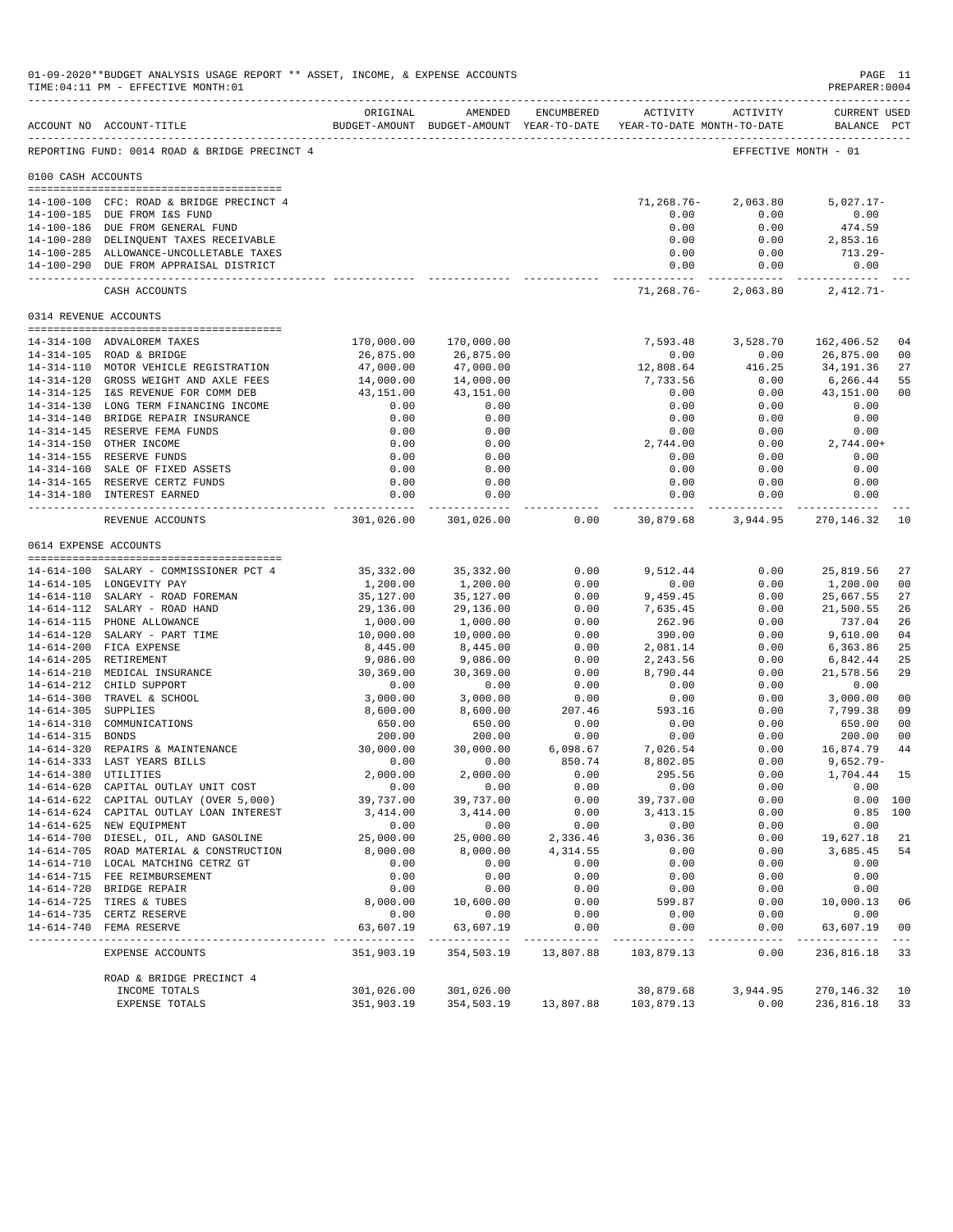01-09-2020**BUDGET ANALYSIS USAGE REPORT ** ASSET, INCOME, & EXPENSE ACCOUNTS
TIME:04:11 PM - EFFECTIVE MONTH:01
PREPARER:0004

REPORTING FUND: 0014 ROAD & BRIDGE PRECINCT 4 — EFFECTIVE MONTH - 01

| ACCOUNT NO | ACCOUNT-TITLE | ORIGINAL BUDGET-AMOUNT | AMENDED BUDGET-AMOUNT | ENCUMBERED YEAR-TO-DATE | ACTIVITY YEAR-TO-DATE | ACTIVITY MONTH-TO-DATE | CURRENT BALANCE | USED PCT |
|---|---|---|---|---|---|---|---|---|
| **0100 CASH ACCOUNTS** | | | | | | | | |
| 14-100-100 | CFC: ROAD & BRIDGE PRECINCT 4 | | | | 71,268.76- | 2,063.80 | 5,027.17- | |
| 14-100-185 | DUE FROM I&S FUND | | | | 0.00 | 0.00 | 0.00 | |
| 14-100-186 | DUE FROM GENERAL FUND | | | | 0.00 | 0.00 | 474.59 | |
| 14-100-280 | DELINQUENT TAXES RECEIVABLE | | | | 0.00 | 0.00 | 2,853.16 | |
| 14-100-285 | ALLOWANCE-UNCOLLETABLE TAXES | | | | 0.00 | 0.00 | 713.29- | |
| 14-100-290 | DUE FROM APPRAISAL DISTRICT | | | | 0.00 | 0.00 | 0.00 | |
| | CASH ACCOUNTS | | | | 71,268.76- | 2,063.80 | 2,412.71- | |
| **0314 REVENUE ACCOUNTS** | | | | | | | | |
| 14-314-100 | ADVALOREM TAXES | 170,000.00 | 170,000.00 | | 7,593.48 | 3,528.70 | 162,406.52 | 04 |
| 14-314-105 | ROAD & BRIDGE | 26,875.00 | 26,875.00 | | 0.00 | 0.00 | 26,875.00 | 00 |
| 14-314-110 | MOTOR VEHICLE REGISTRATION | 47,000.00 | 47,000.00 | | 12,808.64 | 416.25 | 34,191.36 | 27 |
| 14-314-120 | GROSS WEIGHT AND AXLE FEES | 14,000.00 | 14,000.00 | | 7,733.56 | 0.00 | 6,266.44 | 55 |
| 14-314-125 | I&S REVENUE FOR COMM DEB | 43,151.00 | 43,151.00 | | 0.00 | 0.00 | 43,151.00 | 00 |
| 14-314-130 | LONG TERM FINANCING INCOME | 0.00 | 0.00 | | 0.00 | 0.00 | 0.00 | |
| 14-314-140 | BRIDGE REPAIR INSURANCE | 0.00 | 0.00 | | 0.00 | 0.00 | 0.00 | |
| 14-314-145 | RESERVE FEMA FUNDS | 0.00 | 0.00 | | 0.00 | 0.00 | 0.00 | |
| 14-314-150 | OTHER INCOME | 0.00 | 0.00 | | 2,744.00 | 0.00 | 2,744.00+ | |
| 14-314-155 | RESERVE FUNDS | 0.00 | 0.00 | | 0.00 | 0.00 | 0.00 | |
| 14-314-160 | SALE OF FIXED ASSETS | 0.00 | 0.00 | | 0.00 | 0.00 | 0.00 | |
| 14-314-165 | RESERVE CERTZ FUNDS | 0.00 | 0.00 | | 0.00 | 0.00 | 0.00 | |
| 14-314-180 | INTEREST EARNED | 0.00 | 0.00 | | 0.00 | 0.00 | 0.00 | |
| | REVENUE ACCOUNTS | 301,026.00 | 301,026.00 | 0.00 | 30,879.68 | 3,944.95 | 270,146.32 | 10 |
| **0614 EXPENSE ACCOUNTS** | | | | | | | | |
| 14-614-100 | SALARY - COMMISSIONER PCT 4 | 35,332.00 | 35,332.00 | 0.00 | 9,512.44 | 0.00 | 25,819.56 | 27 |
| 14-614-105 | LONGEVITY PAY | 1,200.00 | 1,200.00 | 0.00 | 0.00 | 0.00 | 1,200.00 | 00 |
| 14-614-110 | SALARY - ROAD FOREMAN | 35,127.00 | 35,127.00 | 0.00 | 9,459.45 | 0.00 | 25,667.55 | 27 |
| 14-614-112 | SALARY - ROAD HAND | 29,136.00 | 29,136.00 | 0.00 | 7,635.45 | 0.00 | 21,500.55 | 26 |
| 14-614-115 | PHONE ALLOWANCE | 1,000.00 | 1,000.00 | 0.00 | 262.96 | 0.00 | 737.04 | 26 |
| 14-614-120 | SALARY - PART TIME | 10,000.00 | 10,000.00 | 0.00 | 390.00 | 0.00 | 9,610.00 | 04 |
| 14-614-200 | FICA EXPENSE | 8,445.00 | 8,445.00 | 0.00 | 2,081.14 | 0.00 | 6,363.86 | 25 |
| 14-614-205 | RETIREMENT | 9,086.00 | 9,086.00 | 0.00 | 2,243.56 | 0.00 | 6,842.44 | 25 |
| 14-614-210 | MEDICAL INSURANCE | 30,369.00 | 30,369.00 | 0.00 | 8,790.44 | 0.00 | 21,578.56 | 29 |
| 14-614-212 | CHILD SUPPORT | 0.00 | 0.00 | 0.00 | 0.00 | 0.00 | 0.00 | |
| 14-614-300 | TRAVEL & SCHOOL | 3,000.00 | 3,000.00 | 0.00 | 0.00 | 0.00 | 3,000.00 | 00 |
| 14-614-305 | SUPPLIES | 8,600.00 | 8,600.00 | 207.46 | 593.16 | 0.00 | 7,799.38 | 09 |
| 14-614-310 | COMMUNICATIONS | 650.00 | 650.00 | 0.00 | 0.00 | 0.00 | 650.00 | 00 |
| 14-614-315 | BONDS | 200.00 | 200.00 | 0.00 | 0.00 | 0.00 | 200.00 | 00 |
| 14-614-320 | REPAIRS & MAINTENANCE | 30,000.00 | 30,000.00 | 6,098.67 | 7,026.54 | 0.00 | 16,874.79 | 44 |
| 14-614-333 | LAST YEARS BILLS | 0.00 | 0.00 | 850.74 | 8,802.05 | 0.00 | 9,652.79- | |
| 14-614-380 | UTILITIES | 2,000.00 | 2,000.00 | 0.00 | 295.56 | 0.00 | 1,704.44 | 15 |
| 14-614-620 | CAPITAL OUTLAY UNIT COST | 0.00 | 0.00 | 0.00 | 0.00 | 0.00 | 0.00 | |
| 14-614-622 | CAPITAL OUTLAY (OVER 5,000) | 39,737.00 | 39,737.00 | 0.00 | 39,737.00 | 0.00 | 0.00 | 100 |
| 14-614-624 | CAPITAL OUTLAY LOAN INTEREST | 3,414.00 | 3,414.00 | 0.00 | 3,413.15 | 0.00 | 0.85 | 100 |
| 14-614-625 | NEW EQUIPMENT | 0.00 | 0.00 | 0.00 | 0.00 | 0.00 | 0.00 | |
| 14-614-700 | DIESEL, OIL, AND GASOLINE | 25,000.00 | 25,000.00 | 2,336.46 | 3,036.36 | 0.00 | 19,627.18 | 21 |
| 14-614-705 | ROAD MATERIAL & CONSTRUCTION | 8,000.00 | 8,000.00 | 4,314.55 | 0.00 | 0.00 | 3,685.45 | 54 |
| 14-614-710 | LOCAL MATCHING CETRZ GT | 0.00 | 0.00 | 0.00 | 0.00 | 0.00 | 0.00 | |
| 14-614-715 | FEE REIMBURSEMENT | 0.00 | 0.00 | 0.00 | 0.00 | 0.00 | 0.00 | |
| 14-614-720 | BRIDGE REPAIR | 0.00 | 0.00 | 0.00 | 0.00 | 0.00 | 0.00 | |
| 14-614-725 | TIRES & TUBES | 8,000.00 | 10,600.00 | 0.00 | 599.87 | 0.00 | 10,000.13 | 06 |
| 14-614-735 | CERTZ RESERVE | 0.00 | 0.00 | 0.00 | 0.00 | 0.00 | 0.00 | |
| 14-614-740 | FEMA RESERVE | 63,607.19 | 63,607.19 | 0.00 | 0.00 | 0.00 | 63,607.19 | 00 |
| | EXPENSE ACCOUNTS | 351,903.19 | 354,503.19 | 13,807.88 | 103,879.13 | 0.00 | 236,816.18 | 33 |
| | ROAD & BRIDGE PRECINCT 4 | | | | | | | |
| | INCOME TOTALS | 301,026.00 | 301,026.00 | | 30,879.68 | 3,944.95 | 270,146.32 | 10 |
| | EXPENSE TOTALS | 351,903.19 | 354,503.19 | 13,807.88 | 103,879.13 | 0.00 | 236,816.18 | 33 |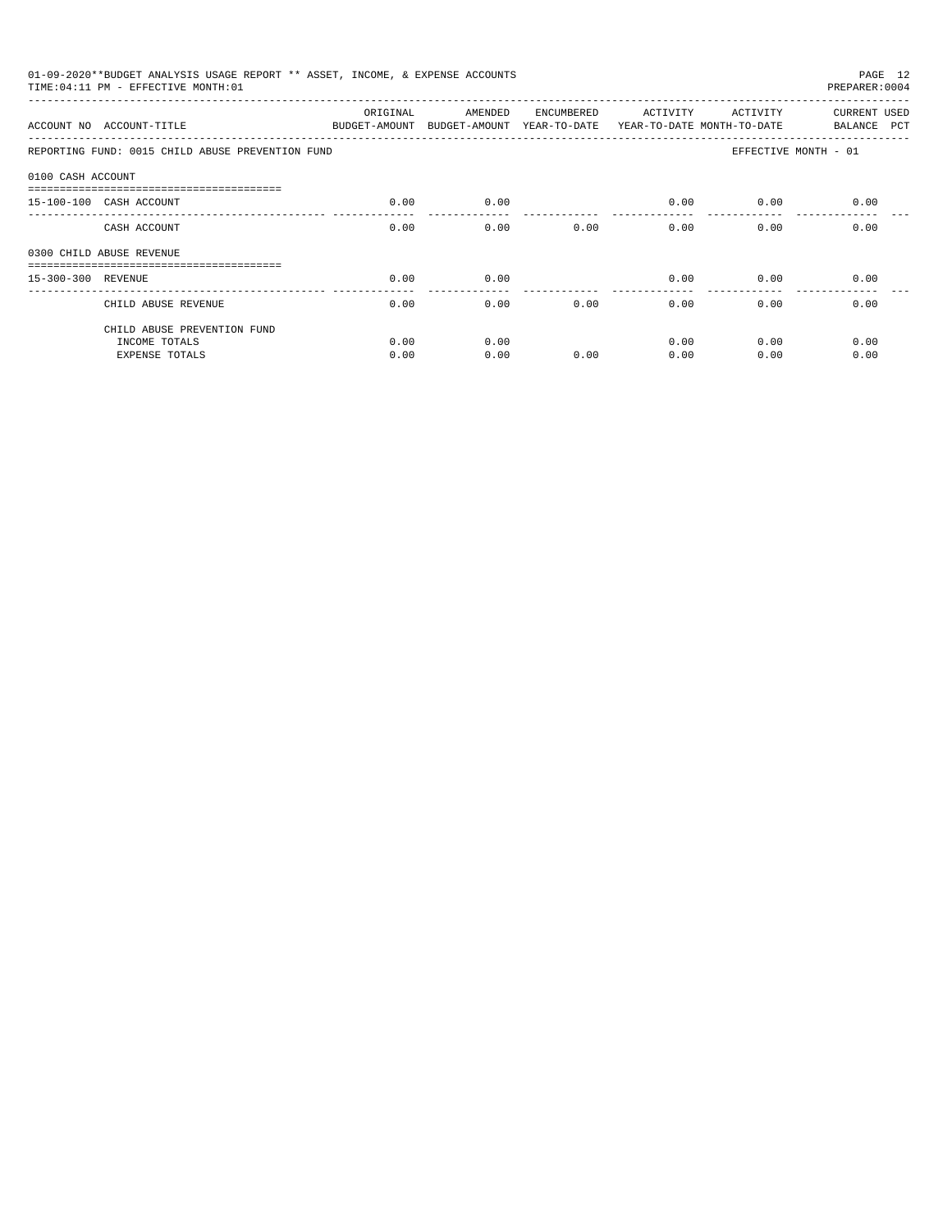01-09-2020**BUDGET ANALYSIS USAGE REPORT ** ASSET, INCOME, & EXPENSE ACCOUNTS
TIME:04:11 PM - EFFECTIVE MONTH:01
PREPARER:0004

| ACCOUNT NO | ACCOUNT-TITLE | ORIGINAL BUDGET-AMOUNT | AMENDED BUDGET-AMOUNT | ENCUMBERED YEAR-TO-DATE | ACTIVITY YEAR-TO-DATE | ACTIVITY MONTH-TO-DATE | CURRENT BALANCE | USED PCT |
|---|---|---|---|---|---|---|---|---|
| REPORTING FUND: 0015 CHILD ABUSE PREVENTION FUND | | | | | | EFFECTIVE MONTH - 01 | | |
| 0100 CASH ACCOUNT | | | | | | | | |
| 15-100-100 | CASH ACCOUNT | 0.00 | 0.00 | | 0.00 | 0.00 | 0.00 | |
| | CASH ACCOUNT | 0.00 | 0.00 | 0.00 | 0.00 | 0.00 | 0.00 | |
| 0300 CHILD ABUSE REVENUE | | | | | | | | |
| 15-300-300 | REVENUE | 0.00 | 0.00 | | 0.00 | 0.00 | 0.00 | |
| | CHILD ABUSE REVENUE | 0.00 | 0.00 | 0.00 | 0.00 | 0.00 | 0.00 | |
| | CHILD ABUSE PREVENTION FUND | | | | | | | |
| | INCOME TOTALS | 0.00 | 0.00 | | 0.00 | 0.00 | 0.00 | |
| | EXPENSE TOTALS | 0.00 | 0.00 | 0.00 | 0.00 | 0.00 | 0.00 | |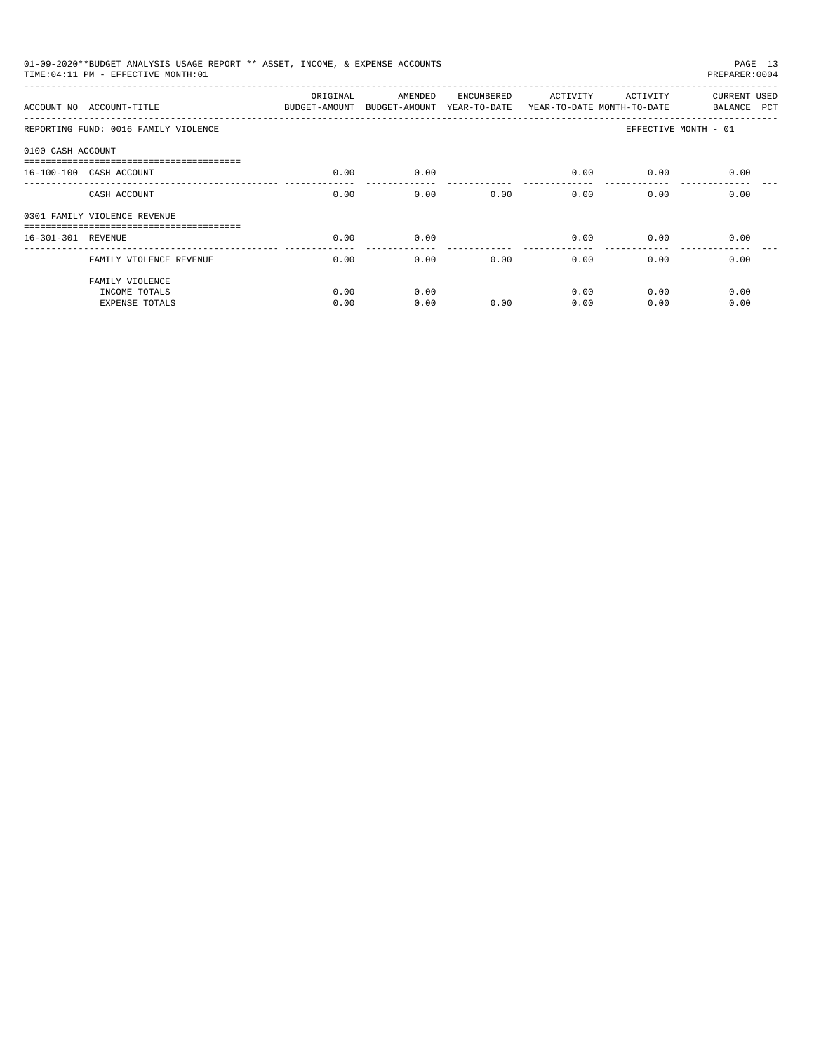01-09-2020**BUDGET ANALYSIS USAGE REPORT ** ASSET, INCOME, & EXPENSE ACCOUNTS

TIME:04:11 PM - EFFECTIVE MONTH:01

PREPARER:0004

| ACCOUNT NO | ACCOUNT-TITLE | ORIGINAL BUDGET-AMOUNT | AMENDED BUDGET-AMOUNT | ENCUMBERED YEAR-TO-DATE | ACTIVITY YEAR-TO-DATE | ACTIVITY MONTH-TO-DATE | CURRENT BALANCE | USED PCT |
|---|---|---|---|---|---|---|---|---|
| REPORTING FUND: 0016 FAMILY VIOLENCE | | | | | | EFFECTIVE MONTH - 01 | | |
| 0100 CASH ACCOUNT | | | | | | | | |
| 16-100-100 | CASH ACCOUNT | 0.00 | 0.00 | | 0.00 | 0.00 | 0.00 | |
| | CASH ACCOUNT | 0.00 | 0.00 | 0.00 | 0.00 | 0.00 | 0.00 | |
| 0301 FAMILY VIOLENCE REVENUE | | | | | | | | |
| 16-301-301 | REVENUE | 0.00 | 0.00 | | 0.00 | 0.00 | 0.00 | |
| | FAMILY VIOLENCE REVENUE | 0.00 | 0.00 | 0.00 | 0.00 | 0.00 | 0.00 | |
| | FAMILY VIOLENCE | | | | | | | |
| | INCOME TOTALS | 0.00 | 0.00 | | 0.00 | 0.00 | 0.00 | |
| | EXPENSE TOTALS | 0.00 | 0.00 | 0.00 | 0.00 | 0.00 | 0.00 | |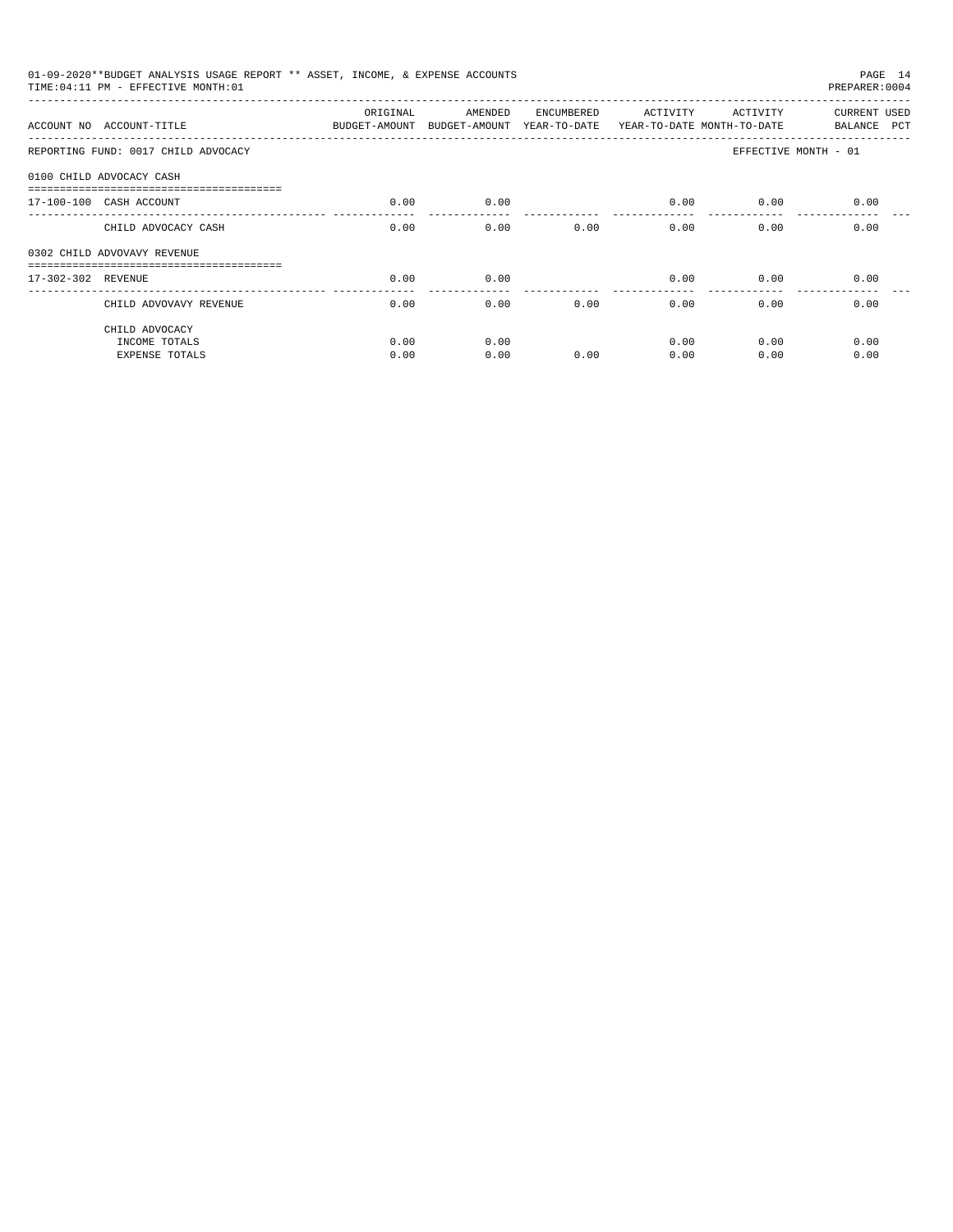01-09-2020**BUDGET ANALYSIS USAGE REPORT ** ASSET, INCOME, & EXPENSE ACCOUNTS

TIME:04:11 PM - EFFECTIVE MONTH:01

PREPARER:0004

| ACCOUNT NO | ACCOUNT-TITLE | ORIGINAL BUDGET-AMOUNT | AMENDED BUDGET-AMOUNT | ENCUMBERED YEAR-TO-DATE | ACTIVITY YEAR-TO-DATE | ACTIVITY MONTH-TO-DATE | CURRENT BALANCE | USED PCT |
|---|---|---|---|---|---|---|---|---|
| REPORTING FUND: 0017 CHILD ADVOCACY | | | | | | EFFECTIVE MONTH - 01 | | |
| 0100 CHILD ADVOCACY CASH | | | | | | | | |
| 17-100-100 | CASH ACCOUNT | 0.00 | 0.00 | | 0.00 | 0.00 | 0.00 | |
| | CHILD ADVOCACY CASH | 0.00 | 0.00 | 0.00 | 0.00 | 0.00 | 0.00 | |
| 0302 CHILD ADVOVAVY REVENUE | | | | | | | | |
| 17-302-302 | REVENUE | 0.00 | 0.00 | | 0.00 | 0.00 | 0.00 | |
| | CHILD ADVOVAVY REVENUE | 0.00 | 0.00 | 0.00 | 0.00 | 0.00 | 0.00 | |
| | CHILD ADVOCACY | | | | | | | |
| | INCOME TOTALS | 0.00 | 0.00 | | 0.00 | 0.00 | 0.00 | |
| | EXPENSE TOTALS | 0.00 | 0.00 | 0.00 | 0.00 | 0.00 | 0.00 | |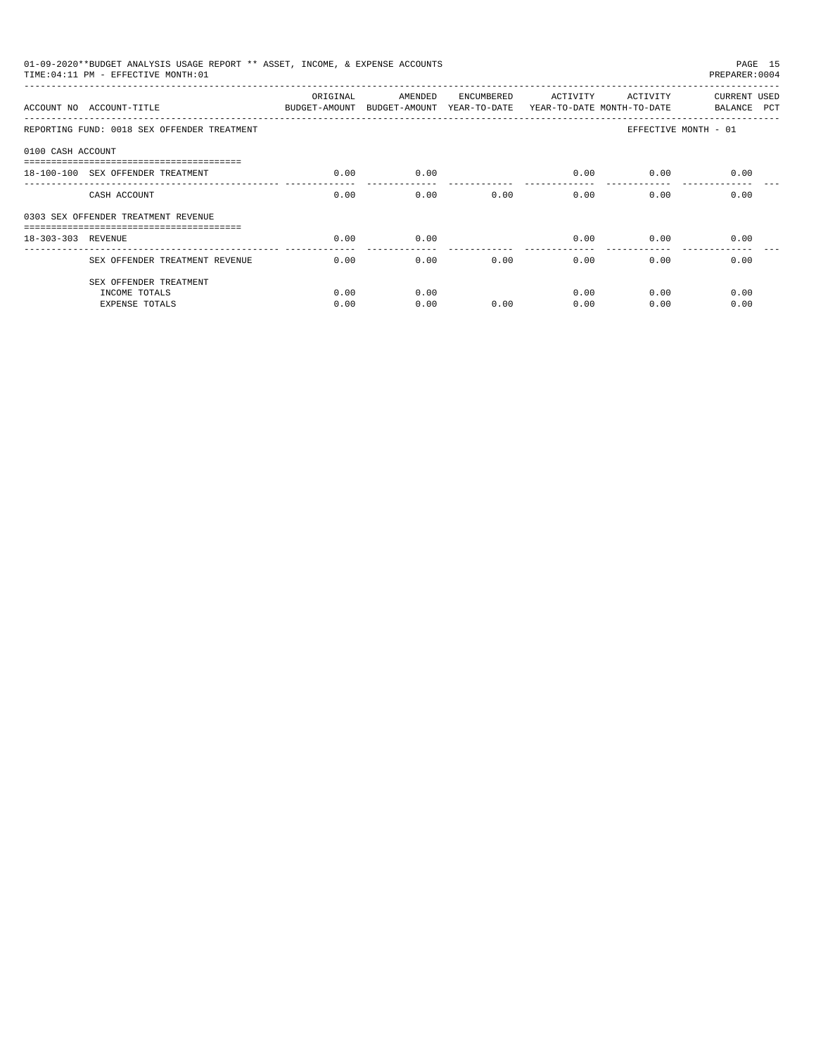01-09-2020**BUDGET ANALYSIS USAGE REPORT ** ASSET, INCOME, & EXPENSE ACCOUNTS

TIME:04:11 PM - EFFECTIVE MONTH:01

PREPARER:0004

| ACCOUNT NO | ACCOUNT-TITLE | ORIGINAL BUDGET-AMOUNT | AMENDED BUDGET-AMOUNT | ENCUMBERED YEAR-TO-DATE | ACTIVITY YEAR-TO-DATE | ACTIVITY MONTH-TO-DATE | CURRENT BALANCE | USED PCT |
|---|---|---|---|---|---|---|---|---|
| REPORTING FUND: 0018 SEX OFFENDER TREATMENT | | | | | | | EFFECTIVE MONTH - 01 | |
| 0100 CASH ACCOUNT | | | | | | | | |
| 18-100-100 | SEX OFFENDER TREATMENT | 0.00 | 0.00 | | 0.00 | 0.00 | 0.00 | |
| | CASH ACCOUNT | 0.00 | 0.00 | 0.00 | 0.00 | 0.00 | 0.00 | |
| 0303 SEX OFFENDER TREATMENT REVENUE | | | | | | | | |
| 18-303-303 | REVENUE | 0.00 | 0.00 | | 0.00 | 0.00 | 0.00 | |
| | SEX OFFENDER TREATMENT REVENUE | 0.00 | 0.00 | 0.00 | 0.00 | 0.00 | 0.00 | |
| | SEX OFFENDER TREATMENT | | | | | | | |
| | INCOME TOTALS | 0.00 | 0.00 | | 0.00 | 0.00 | 0.00 | |
| | EXPENSE TOTALS | 0.00 | 0.00 | 0.00 | 0.00 | 0.00 | 0.00 | |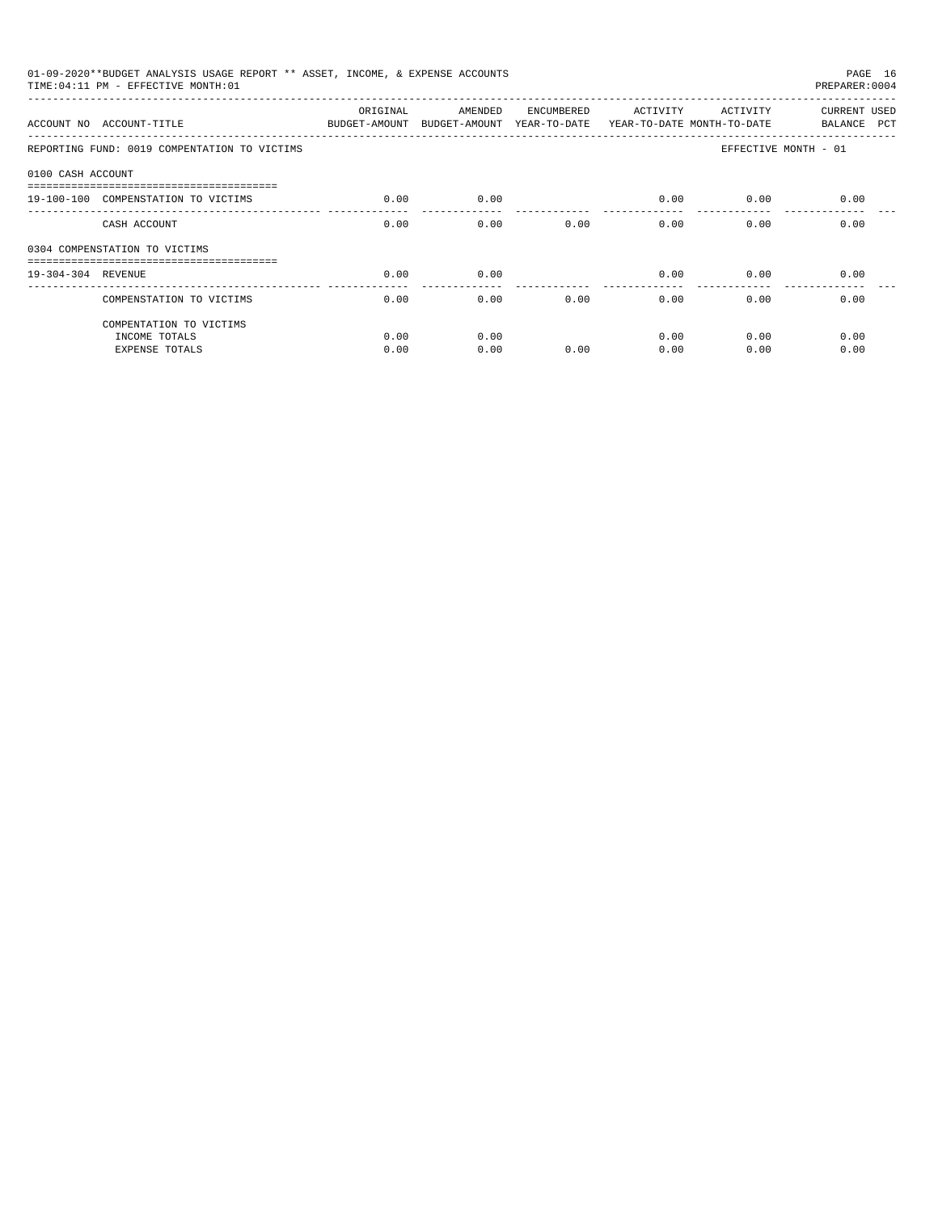01-09-2020**BUDGET ANALYSIS USAGE REPORT ** ASSET, INCOME, & EXPENSE ACCOUNTS

TIME:04:11 PM - EFFECTIVE MONTH:01

PREPARER:0004

| ACCOUNT NO | ACCOUNT-TITLE | ORIGINAL BUDGET-AMOUNT | AMENDED BUDGET-AMOUNT | ENCUMBERED YEAR-TO-DATE | ACTIVITY YEAR-TO-DATE | ACTIVITY MONTH-TO-DATE | CURRENT BALANCE | USED PCT |
|---|---|---|---|---|---|---|---|---|
| REPORTING FUND: 0019 COMPENTATION TO VICTIMS | | | | | | EFFECTIVE MONTH - 01 | | |
| 0100 CASH ACCOUNT | | | | | | | | |
| 19-100-100 | COMPENSTATION TO VICTIMS | 0.00 | 0.00 | | 0.00 | 0.00 | 0.00 | |
| | CASH ACCOUNT | 0.00 | 0.00 | 0.00 | 0.00 | 0.00 | 0.00 | |
| 0304 COMPENSTATION TO VICTIMS | | | | | | | | |
| 19-304-304 | REVENUE | 0.00 | 0.00 | | 0.00 | 0.00 | 0.00 | |
| | COMPENSATION TO VICTIMS | 0.00 | 0.00 | 0.00 | 0.00 | 0.00 | 0.00 | |
| | COMPENTATION TO VICTIMS | | | | | | | |
| | INCOME TOTALS | 0.00 | 0.00 | | 0.00 | 0.00 | 0.00 | |
| | EXPENSE TOTALS | 0.00 | 0.00 | 0.00 | 0.00 | 0.00 | 0.00 | |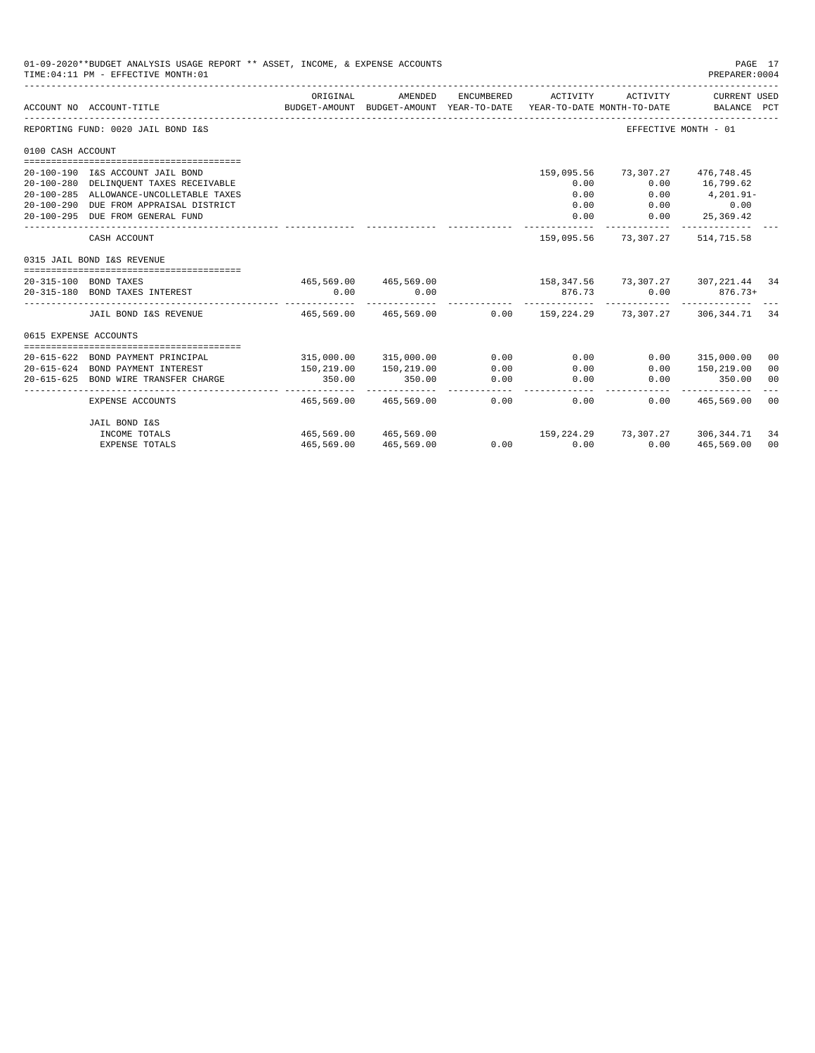01-09-2020**BUDGET ANALYSIS USAGE REPORT ** ASSET, INCOME, & EXPENSE ACCOUNTS

TIME:04:11 PM - EFFECTIVE MONTH:01

PREPARER:0004

| ACCOUNT NO | ACCOUNT-TITLE | ORIGINAL BUDGET-AMOUNT | AMENDED BUDGET-AMOUNT | ENCUMBERED YEAR-TO-DATE | ACTIVITY YEAR-TO-DATE | ACTIVITY MONTH-TO-DATE | CURRENT USED BALANCE | PCT |
|---|---|---|---|---|---|---|---|---|
| REPORTING FUND: 0020 JAIL BOND I&S | | | | | | | EFFECTIVE MONTH - 01 | |
| 0100 CASH ACCOUNT | | | | | | | | |
| 20-100-190 | I&S ACCOUNT JAIL BOND | | | | 159,095.56 | 73,307.27 | 476,748.45 | |
| 20-100-280 | DELINQUENT TAXES RECEIVABLE | | | | 0.00 | 0.00 | 16,799.62 | |
| 20-100-285 | ALLOWANCE-UNCOLLETABLE TAXES | | | | 0.00 | 0.00 | 4,201.91- | |
| 20-100-290 | DUE FROM APPRAISAL DISTRICT | | | | 0.00 | 0.00 | 0.00 | |
| 20-100-295 | DUE FROM GENERAL FUND | | | | 0.00 | 0.00 | 25,369.42 | |
| | CASH ACCOUNT | | | | 159,095.56 | 73,307.27 | 514,715.58 | |
| 0315 JAIL BOND I&S REVENUE | | | | | | | | |
| 20-315-100 | BOND TAXES | 465,569.00 | 465,569.00 | | 158,347.56 | 73,307.27 | 307,221.44 | 34 |
| 20-315-180 | BOND TAXES INTEREST | 0.00 | 0.00 | | 876.73 | 0.00 | 876.73+ | |
| | JAIL BOND I&S REVENUE | 465,569.00 | 465,569.00 | 0.00 | 159,224.29 | 73,307.27 | 306,344.71 | 34 |
| 0615 EXPENSE ACCOUNTS | | | | | | | | |
| 20-615-622 | BOND PAYMENT PRINCIPAL | 315,000.00 | 315,000.00 | 0.00 | 0.00 | 0.00 | 315,000.00 | 00 |
| 20-615-624 | BOND PAYMENT INTEREST | 150,219.00 | 150,219.00 | 0.00 | 0.00 | 0.00 | 150,219.00 | 00 |
| 20-615-625 | BOND WIRE TRANSFER CHARGE | 350.00 | 350.00 | 0.00 | 0.00 | 0.00 | 350.00 | 00 |
| | EXPENSE ACCOUNTS | 465,569.00 | 465,569.00 | 0.00 | 0.00 | 0.00 | 465,569.00 | 00 |
| | JAIL BOND I&S | | | | | | | |
| | INCOME TOTALS | 465,569.00 | 465,569.00 | | 159,224.29 | 73,307.27 | 306,344.71 | 34 |
| | EXPENSE TOTALS | 465,569.00 | 465,569.00 | 0.00 | 0.00 | 0.00 | 465,569.00 | 00 |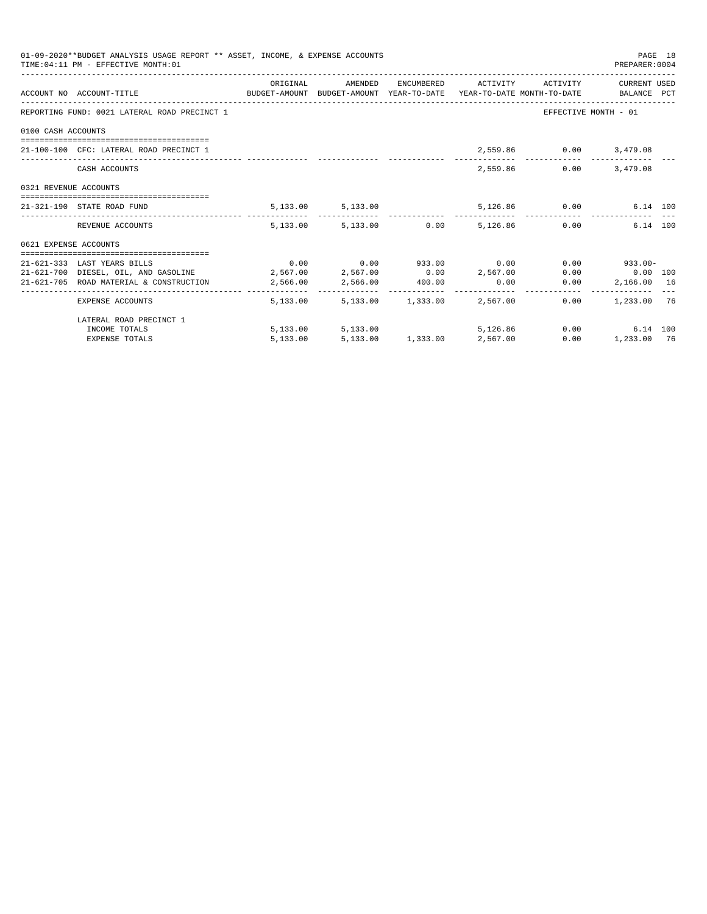01-09-2020**BUDGET ANALYSIS USAGE REPORT ** ASSET, INCOME, & EXPENSE ACCOUNTS
TIME:04:11 PM - EFFECTIVE MONTH:01

PREPARER:0004

| ACCOUNT NO | ACCOUNT-TITLE | ORIGINAL BUDGET-AMOUNT | AMENDED BUDGET-AMOUNT | ENCUMBERED YEAR-TO-DATE | ACTIVITY YEAR-TO-DATE | ACTIVITY MONTH-TO-DATE | CURRENT USED BALANCE | PCT |
|---|---|---|---|---|---|---|---|---|
| REPORTING FUND: 0021 LATERAL ROAD PRECINCT 1 | | | | | | EFFECTIVE MONTH - 01 | | |
| 0100 CASH ACCOUNTS | | | | | | | | |
| 21-100-100 | CFC: LATERAL ROAD PRECINCT 1 | | | | 2,559.86 | 0.00 | 3,479.08 | |
| | CASH ACCOUNTS | | | | 2,559.86 | 0.00 | 3,479.08 | |
| 0321 REVENUE ACCOUNTS | | | | | | | | |
| 21-321-190 | STATE ROAD FUND | 5,133.00 | 5,133.00 | | 5,126.86 | 0.00 | 6.14 | 100 |
| | REVENUE ACCOUNTS | 5,133.00 | 5,133.00 | 0.00 | 5,126.86 | 0.00 | 6.14 | 100 |
| 0621 EXPENSE ACCOUNTS | | | | | | | | |
| 21-621-333 | LAST YEARS BILLS | 0.00 | 0.00 | 933.00 | 0.00 | 0.00 | 933.00- | |
| 21-621-700 | DIESEL, OIL, AND GASOLINE | 2,567.00 | 2,567.00 | 0.00 | 2,567.00 | 0.00 | 0.00 | 100 |
| 21-621-705 | ROAD MATERIAL & CONSTRUCTION | 2,566.00 | 2,566.00 | 400.00 | 0.00 | 0.00 | 2,166.00 | 16 |
| | EXPENSE ACCOUNTS | 5,133.00 | 5,133.00 | 1,333.00 | 2,567.00 | 0.00 | 1,233.00 | 76 |
| | LATERAL ROAD PRECINCT 1 | | | | | | | |
| | INCOME TOTALS | 5,133.00 | 5,133.00 | | 5,126.86 | 0.00 | 6.14 | 100 |
| | EXPENSE TOTALS | 5,133.00 | 5,133.00 | 1,333.00 | 2,567.00 | 0.00 | 1,233.00 | 76 |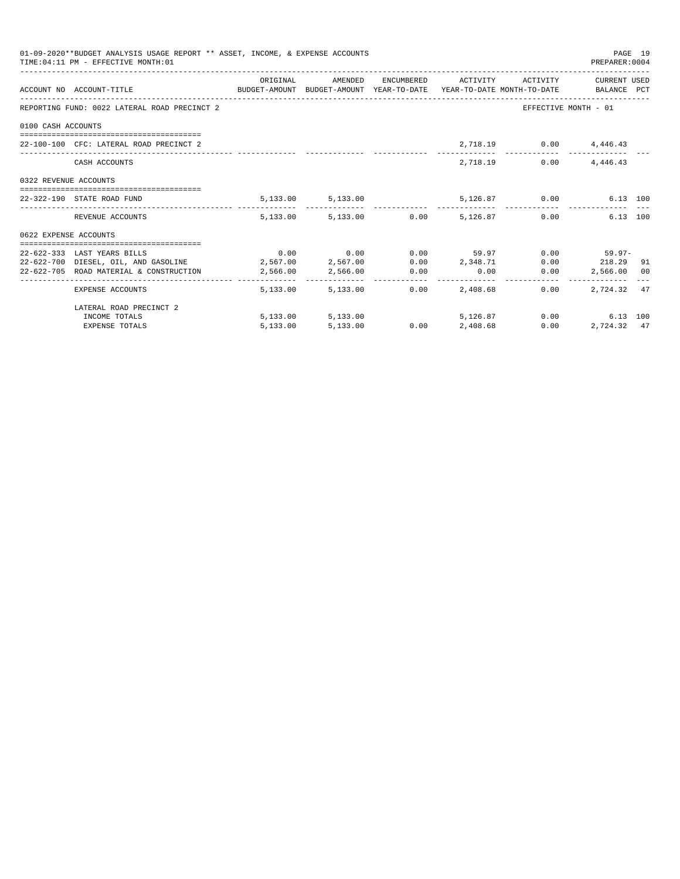01-09-2020**BUDGET ANALYSIS USAGE REPORT ** ASSET, INCOME, & EXPENSE ACCOUNTS

TIME:04:11 PM - EFFECTIVE MONTH:01

PREPARER:0004

| ACCOUNT NO | ACCOUNT-TITLE | ORIGINAL BUDGET-AMOUNT | AMENDED BUDGET-AMOUNT | ENCUMBERED YEAR-TO-DATE | ACTIVITY YEAR-TO-DATE | ACTIVITY MONTH-TO-DATE | CURRENT USED BALANCE | PCT |
|---|---|---|---|---|---|---|---|---|
| REPORTING FUND: 0022 LATERAL ROAD PRECINCT 2 | | | | | | EFFECTIVE MONTH - 01 | | |
| 0100 CASH ACCOUNTS | | | | | | | | |
| 22-100-100 | CFC: LATERAL ROAD PRECINCT 2 | | | | 2,718.19 | 0.00 | 4,446.43 | |
| | CASH ACCOUNTS | | | | 2,718.19 | 0.00 | 4,446.43 | |
| 0322 REVENUE ACCOUNTS | | | | | | | | |
| 22-322-190 | STATE ROAD FUND | 5,133.00 | 5,133.00 | | 5,126.87 | 0.00 | 6.13 | 100 |
| | REVENUE ACCOUNTS | 5,133.00 | 5,133.00 | 0.00 | 5,126.87 | 0.00 | 6.13 | 100 |
| 0622 EXPENSE ACCOUNTS | | | | | | | | |
| 22-622-333 | LAST YEARS BILLS | 0.00 | 0.00 | 0.00 | 59.97 | 0.00 | 59.97- | |
| 22-622-700 | DIESEL, OIL, AND GASOLINE | 2,567.00 | 2,567.00 | 0.00 | 2,348.71 | 0.00 | 218.29 | 91 |
| 22-622-705 | ROAD MATERIAL & CONSTRUCTION | 2,566.00 | 2,566.00 | 0.00 | 0.00 | 0.00 | 2,566.00 | 00 |
| | EXPENSE ACCOUNTS | 5,133.00 | 5,133.00 | 0.00 | 2,408.68 | 0.00 | 2,724.32 | 47 |
| | LATERAL ROAD PRECINCT 2 | | | | | | | |
| | INCOME TOTALS | 5,133.00 | 5,133.00 | | 5,126.87 | 0.00 | 6.13 | 100 |
| | EXPENSE TOTALS | 5,133.00 | 5,133.00 | 0.00 | 2,408.68 | 0.00 | 2,724.32 | 47 |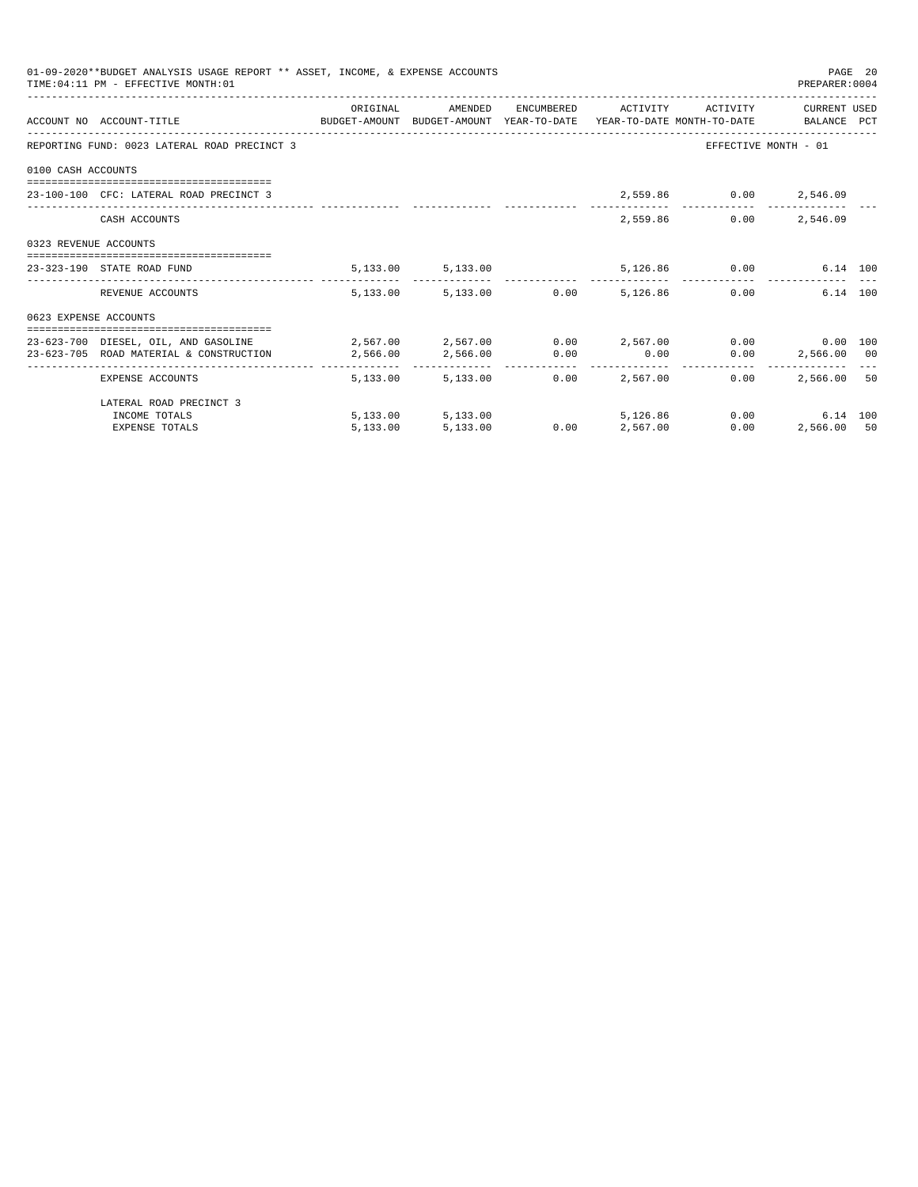01-09-2020**BUDGET ANALYSIS USAGE REPORT ** ASSET, INCOME, & EXPENSE ACCOUNTS
TIME:04:11 PM - EFFECTIVE MONTH:01

PREPARER:0004

| ACCOUNT NO | ACCOUNT-TITLE | ORIGINAL BUDGET-AMOUNT | AMENDED BUDGET-AMOUNT | ENCUMBERED YEAR-TO-DATE | ACTIVITY YEAR-TO-DATE | ACTIVITY MONTH-TO-DATE | CURRENT USED BALANCE | PCT |
|---|---|---|---|---|---|---|---|---|
| REPORTING FUND: 0023 LATERAL ROAD PRECINCT 3 | | | | | | EFFECTIVE MONTH - 01 | | |
| 0100 CASH ACCOUNTS | | | | | | | | |
| 23-100-100 | CFC: LATERAL ROAD PRECINCT 3 | | | | 2,559.86 | 0.00 | 2,546.09 | |
| | CASH ACCOUNTS | | | | 2,559.86 | 0.00 | 2,546.09 | |
| 0323 REVENUE ACCOUNTS | | | | | | | | |
| 23-323-190 | STATE ROAD FUND | 5,133.00 | 5,133.00 | | 5,126.86 | 0.00 | 6.14 | 100 |
| | REVENUE ACCOUNTS | 5,133.00 | 5,133.00 | 0.00 | 5,126.86 | 0.00 | 6.14 | 100 |
| 0623 EXPENSE ACCOUNTS | | | | | | | | |
| 23-623-700 | DIESEL, OIL, AND GASOLINE | 2,567.00 | 2,567.00 | 0.00 | 2,567.00 | 0.00 | 0.00 | 100 |
| 23-623-705 | ROAD MATERIAL & CONSTRUCTION | 2,566.00 | 2,566.00 | 0.00 | 0.00 | 0.00 | 2,566.00 | 00 |
| | EXPENSE ACCOUNTS | 5,133.00 | 5,133.00 | 0.00 | 2,567.00 | 0.00 | 2,566.00 | 50 |
| | LATERAL ROAD PRECINCT 3 | | | | | | | |
| | INCOME TOTALS | 5,133.00 | 5,133.00 | | 5,126.86 | 0.00 | 6.14 | 100 |
| | EXPENSE TOTALS | 5,133.00 | 5,133.00 | 0.00 | 2,567.00 | 0.00 | 2,566.00 | 50 |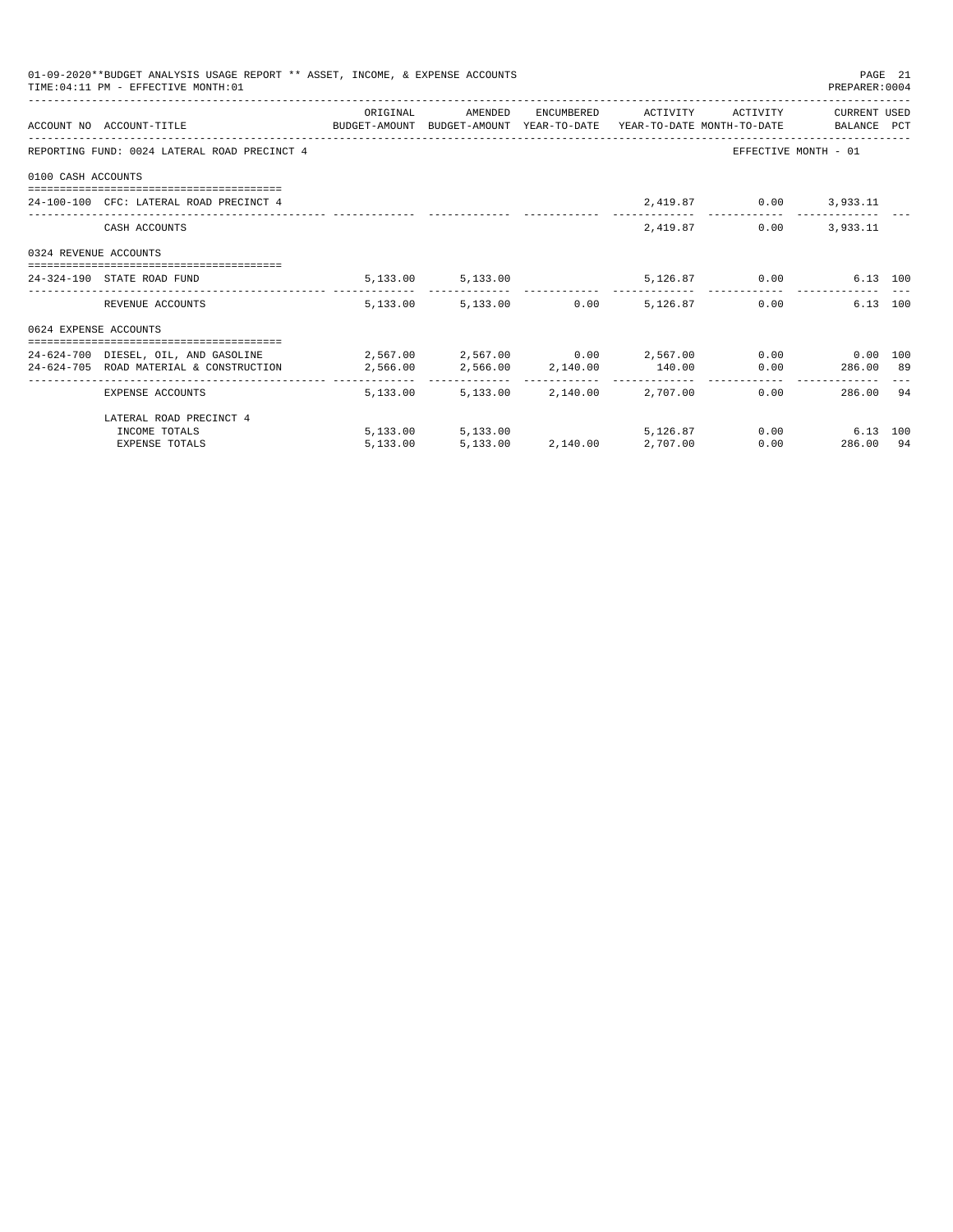01-09-2020**BUDGET ANALYSIS USAGE REPORT ** ASSET, INCOME, & EXPENSE ACCOUNTS
TIME:04:11 PM - EFFECTIVE MONTH:01

PREPARER:0004

| ACCOUNT NO | ACCOUNT-TITLE | ORIGINAL BUDGET-AMOUNT | AMENDED BUDGET-AMOUNT | ENCUMBERED YEAR-TO-DATE | ACTIVITY YEAR-TO-DATE | ACTIVITY MONTH-TO-DATE | CURRENT BALANCE | USED PCT |
|---|---|---|---|---|---|---|---|---|
| REPORTING FUND: 0024 LATERAL ROAD PRECINCT 4 | | | | | | EFFECTIVE MONTH - 01 | | |
| 0100 CASH ACCOUNTS | | | | | | | | |
| 24-100-100 | CFC: LATERAL ROAD PRECINCT 4 | | | | 2,419.87 | 0.00 | 3,933.11 | |
| | CASH ACCOUNTS | | | | 2,419.87 | 0.00 | 3,933.11 | |
| 0324 REVENUE ACCOUNTS | | | | | | | | |
| 24-324-190 | STATE ROAD FUND | 5,133.00 | 5,133.00 | | 5,126.87 | 0.00 | 6.13 | 100 |
| | REVENUE ACCOUNTS | 5,133.00 | 5,133.00 | 0.00 | 5,126.87 | 0.00 | 6.13 | 100 |
| 0624 EXPENSE ACCOUNTS | | | | | | | | |
| 24-624-700 | DIESEL, OIL, AND GASOLINE | 2,567.00 | 2,567.00 | 0.00 | 2,567.00 | 0.00 | 0.00 | 100 |
| 24-624-705 | ROAD MATERIAL & CONSTRUCTION | 2,566.00 | 2,566.00 | 2,140.00 | 140.00 | 0.00 | 286.00 | 89 |
| | EXPENSE ACCOUNTS | 5,133.00 | 5,133.00 | 2,140.00 | 2,707.00 | 0.00 | 286.00 | 94 |
| | LATERAL ROAD PRECINCT 4 | | | | | | | |
| | INCOME TOTALS | 5,133.00 | 5,133.00 | | 5,126.87 | 0.00 | 6.13 | 100 |
| | EXPENSE TOTALS | 5,133.00 | 5,133.00 | 2,140.00 | 2,707.00 | 0.00 | 286.00 | 94 |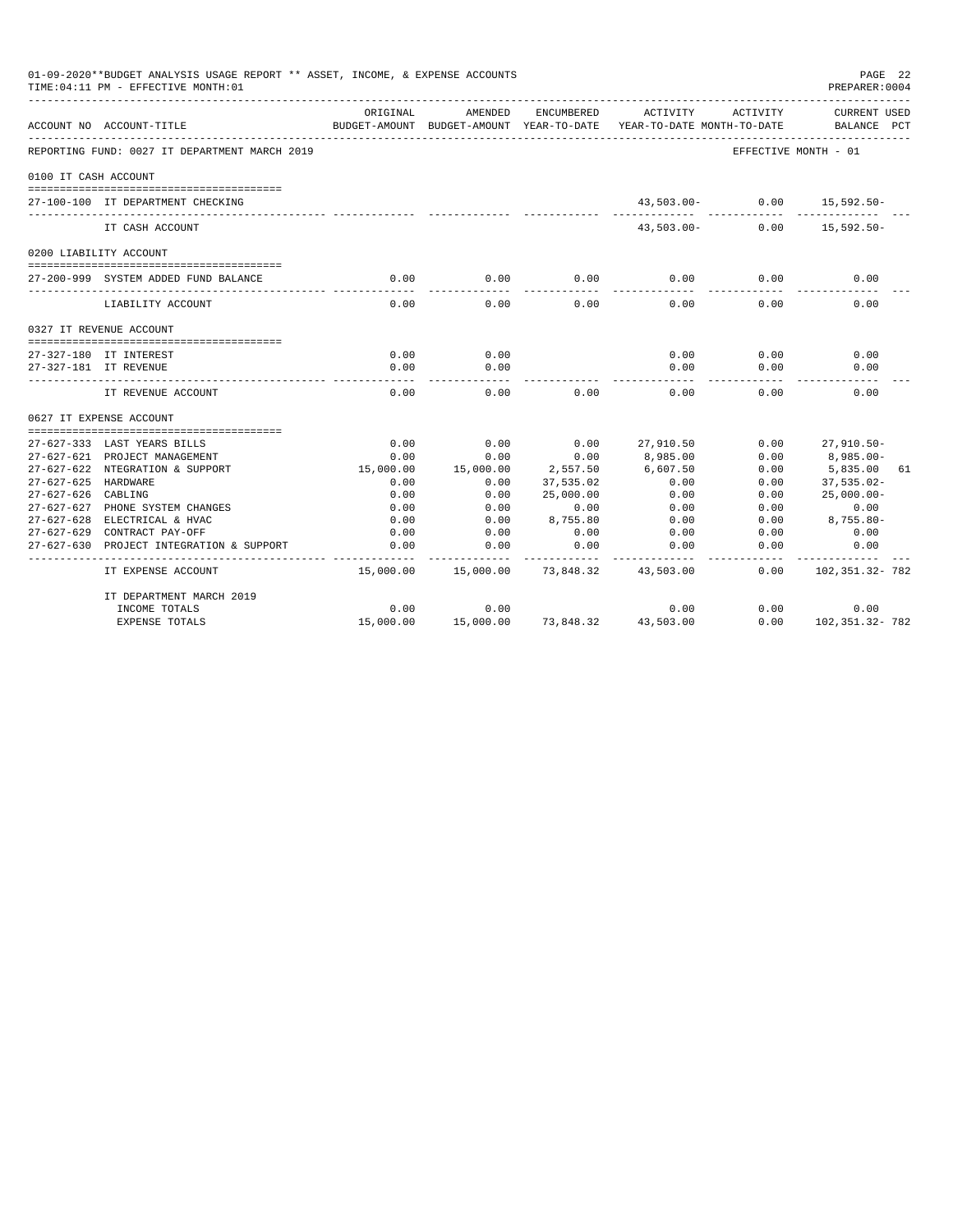01-09-2020**BUDGET ANALYSIS USAGE REPORT ** ASSET, INCOME, & EXPENSE ACCOUNTS
TIME:04:11 PM - EFFECTIVE MONTH:01

PREPARER:0004

| ACCOUNT NO | ACCOUNT-TITLE | ORIGINAL BUDGET-AMOUNT | AMENDED BUDGET-AMOUNT | ENCUMBERED YEAR-TO-DATE | ACTIVITY YEAR-TO-DATE | ACTIVITY MONTH-TO-DATE | CURRENT USED BALANCE | PCT |
|---|---|---|---|---|---|---|---|---|
| REPORTING FUND: 0027 IT DEPARTMENT MARCH 2019 | | | | | | | EFFECTIVE MONTH - 01 | |
| 0100 IT CASH ACCOUNT | | | | | | | | |
| 27-100-100 | IT DEPARTMENT CHECKING | | | | 43,503.00- | 0.00 | 15,592.50- | |
| | IT CASH ACCOUNT | | | | 43,503.00- | 0.00 | 15,592.50- | |
| 0200 LIABILITY ACCOUNT | | | | | | | | |
| 27-200-999 | SYSTEM ADDED FUND BALANCE | 0.00 | 0.00 | 0.00 | 0.00 | 0.00 | 0.00 | |
| | LIABILITY ACCOUNT | 0.00 | 0.00 | 0.00 | 0.00 | 0.00 | 0.00 | |
| 0327 IT REVENUE ACCOUNT | | | | | | | | |
| 27-327-180 | IT INTEREST | 0.00 | 0.00 | | 0.00 | 0.00 | 0.00 | |
| 27-327-181 | IT REVENUE | 0.00 | 0.00 | | 0.00 | 0.00 | 0.00 | |
| | IT REVENUE ACCOUNT | 0.00 | 0.00 | 0.00 | 0.00 | 0.00 | 0.00 | |
| 0627 IT EXPENSE ACCOUNT | | | | | | | | |
| 27-627-333 | LAST YEARS BILLS | 0.00 | 0.00 | 0.00 | 27,910.50 | 0.00 | 27,910.50- | |
| 27-627-621 | PROJECT MANAGEMENT | 0.00 | 0.00 | 0.00 | 8,985.00 | 0.00 | 8,985.00- | |
| 27-627-622 | NTEGRATION & SUPPORT | 15,000.00 | 15,000.00 | 2,557.50 | 6,607.50 | 0.00 | 5,835.00 | 61 |
| 27-627-625 | HARDWARE | 0.00 | 0.00 | 37,535.02 | 0.00 | 0.00 | 37,535.02- | |
| 27-627-626 | CABLING | 0.00 | 0.00 | 25,000.00 | 0.00 | 0.00 | 25,000.00- | |
| 27-627-627 | PHONE SYSTEM CHANGES | 0.00 | 0.00 | 0.00 | 0.00 | 0.00 | 0.00 | |
| 27-627-628 | ELECTRICAL & HVAC | 0.00 | 0.00 | 8,755.80 | 0.00 | 0.00 | 8,755.80- | |
| 27-627-629 | CONTRACT PAY-OFF | 0.00 | 0.00 | 0.00 | 0.00 | 0.00 | 0.00 | |
| 27-627-630 | PROJECT INTEGRATION & SUPPORT | 0.00 | 0.00 | 0.00 | 0.00 | 0.00 | 0.00 | |
| | IT EXPENSE ACCOUNT | 15,000.00 | 15,000.00 | 73,848.32 | 43,503.00 | 0.00 | 102,351.32- | 782 |
| | IT DEPARTMENT MARCH 2019 | | | | | | | |
| | INCOME TOTALS | 0.00 | 0.00 | | 0.00 | 0.00 | 0.00 | |
| | EXPENSE TOTALS | 15,000.00 | 15,000.00 | 73,848.32 | 43,503.00 | 0.00 | 102,351.32- | 782 |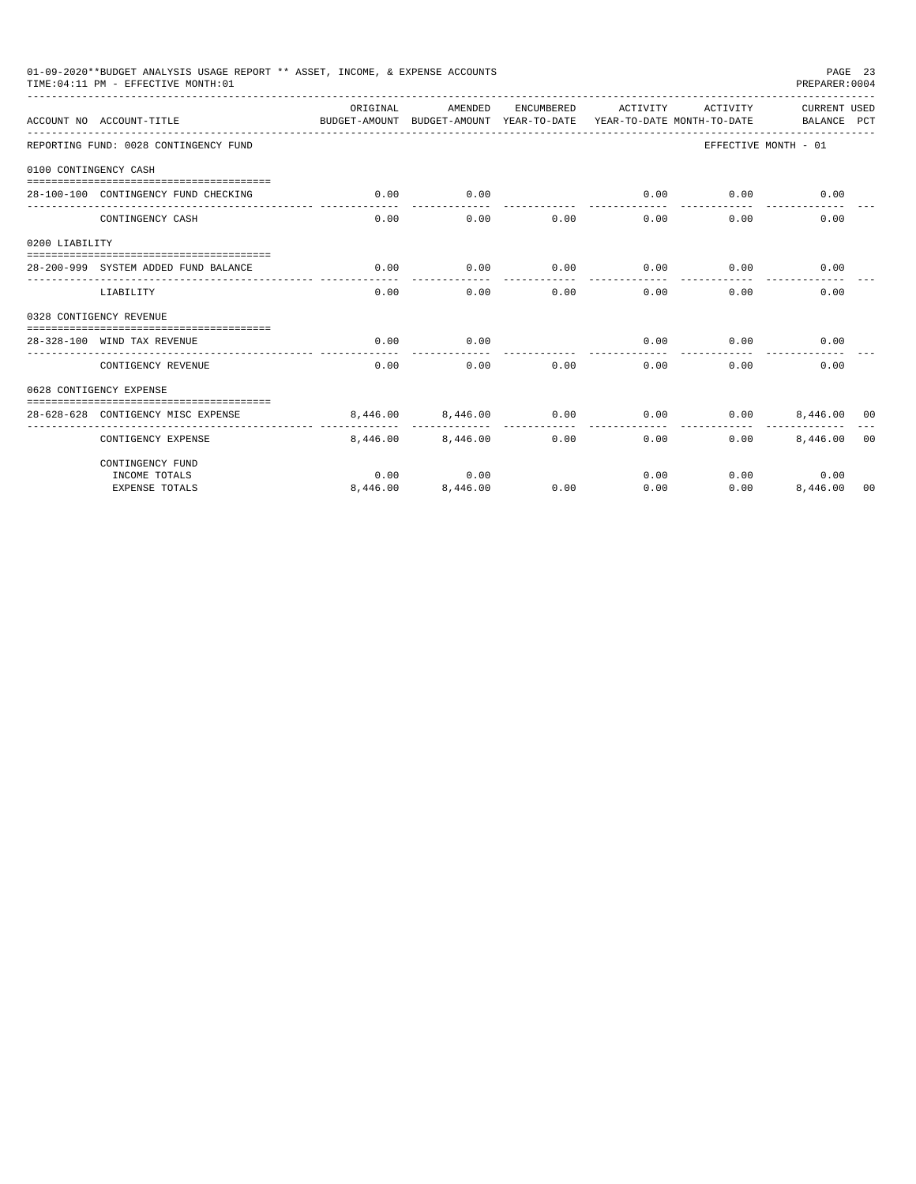01-09-2020**BUDGET ANALYSIS USAGE REPORT ** ASSET, INCOME, & EXPENSE ACCOUNTS

TIME:04:11 PM - EFFECTIVE MONTH:01

PREPARER:0004

| ACCOUNT NO | ACCOUNT-TITLE | ORIGINAL BUDGET-AMOUNT | AMENDED BUDGET-AMOUNT | ENCUMBERED YEAR-TO-DATE | ACTIVITY YEAR-TO-DATE | ACTIVITY MONTH-TO-DATE | CURRENT BALANCE | USED PCT |
|---|---|---|---|---|---|---|---|---|
| REPORTING FUND: 0028 CONTINGENCY FUND | | | | | | | EFFECTIVE MONTH - 01 | |
| 0100 CONTINGENCY CASH | | | | | | | | |
| 28-100-100 | CONTINGENCY FUND CHECKING | 0.00 | 0.00 | | 0.00 | 0.00 | 0.00 | |
| | CONTINGENCY CASH | 0.00 | 0.00 | 0.00 | 0.00 | 0.00 | 0.00 | |
| 0200 LIABILITY | | | | | | | | |
| 28-200-999 | SYSTEM ADDED FUND BALANCE | 0.00 | 0.00 | 0.00 | 0.00 | 0.00 | 0.00 | |
| | LIABILITY | 0.00 | 0.00 | 0.00 | 0.00 | 0.00 | 0.00 | |
| 0328 CONTIGENCY REVENUE | | | | | | | | |
| 28-328-100 | WIND TAX REVENUE | 0.00 | 0.00 | | 0.00 | 0.00 | 0.00 | |
| | CONTIGENCY REVENUE | 0.00 | 0.00 | 0.00 | 0.00 | 0.00 | 0.00 | |
| 0628 CONTIGENCY EXPENSE | | | | | | | | |
| 28-628-628 | CONTIGENCY MISC EXPENSE | 8,446.00 | 8,446.00 | 0.00 | 0.00 | 0.00 | 8,446.00 | 00 |
| | CONTIGENCY EXPENSE | 8,446.00 | 8,446.00 | 0.00 | 0.00 | 0.00 | 8,446.00 | 00 |
| | CONTINGENCY FUND | | | | | | | |
| | INCOME TOTALS | 0.00 | 0.00 | | 0.00 | 0.00 | 0.00 | |
| | EXPENSE TOTALS | 8,446.00 | 8,446.00 | 0.00 | 0.00 | 0.00 | 8,446.00 | 00 |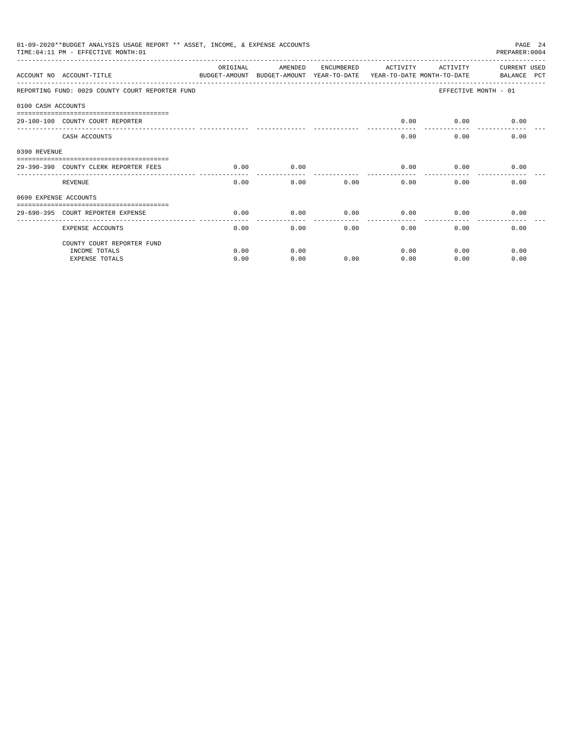01-09-2020**BUDGET ANALYSIS USAGE REPORT ** ASSET, INCOME, & EXPENSE ACCOUNTS

TIME:04:11 PM - EFFECTIVE MONTH:01

PREPARER:0004

| ACCOUNT NO | ACCOUNT-TITLE | ORIGINAL BUDGET-AMOUNT | AMENDED BUDGET-AMOUNT | ENCUMBERED YEAR-TO-DATE | ACTIVITY YEAR-TO-DATE | ACTIVITY MONTH-TO-DATE | CURRENT USED BALANCE PCT |
|---|---|---|---|---|---|---|---|
| REPORTING FUND: 0029 COUNTY COURT REPORTER FUND | | | | | | EFFECTIVE MONTH - 01 | |
| 0100 CASH ACCOUNTS | | | | | | | |
| 29-100-100 | COUNTY COURT REPORTER | | | | 0.00 | 0.00 | 0.00 |
| | CASH ACCOUNTS | | | | 0.00 | 0.00 | 0.00 |
| 0390 REVENUE | | | | | | | |
| 29-390-390 | COUNTY CLERK REPORTER FEES | 0.00 | 0.00 | | 0.00 | 0.00 | 0.00 |
| | REVENUE | 0.00 | 0.00 | 0.00 | 0.00 | 0.00 | 0.00 |
| 0690 EXPENSE ACCOUNTS | | | | | | | |
| 29-690-395 | COURT REPORTER EXPENSE | 0.00 | 0.00 | 0.00 | 0.00 | 0.00 | 0.00 |
| | EXPENSE ACCOUNTS | 0.00 | 0.00 | 0.00 | 0.00 | 0.00 | 0.00 |
| | COUNTY COURT REPORTER FUND | | | | | | |
| | INCOME TOTALS | 0.00 | 0.00 | | 0.00 | 0.00 | 0.00 |
| | EXPENSE TOTALS | 0.00 | 0.00 | 0.00 | 0.00 | 0.00 | 0.00 |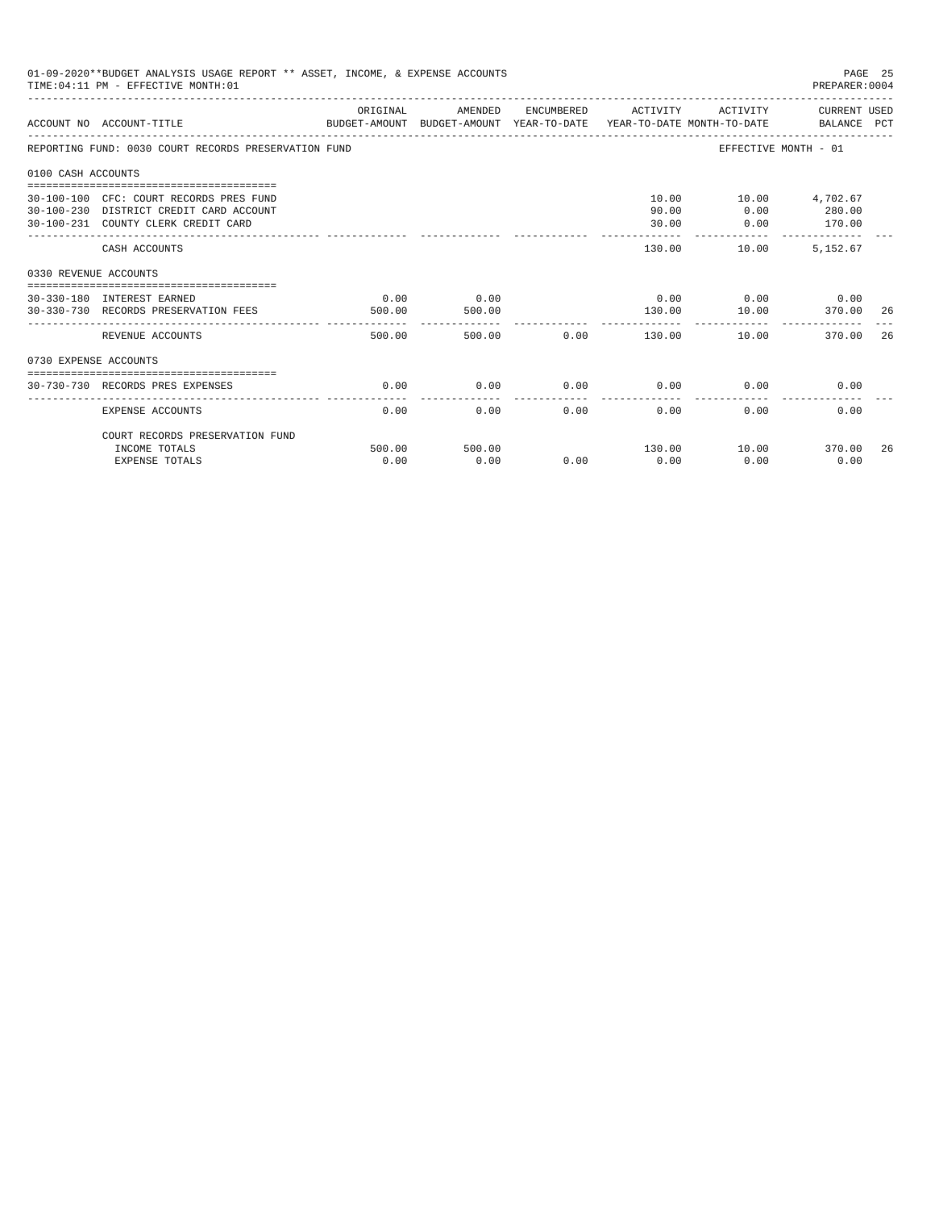01-09-2020**BUDGET ANALYSIS USAGE REPORT ** ASSET, INCOME, & EXPENSE ACCOUNTS

TIME:04:11 PM - EFFECTIVE MONTH:01

PREPARER:0004

| ACCOUNT NO | ACCOUNT-TITLE | ORIGINAL BUDGET-AMOUNT | AMENDED BUDGET-AMOUNT | ENCUMBERED YEAR-TO-DATE | ACTIVITY YEAR-TO-DATE | ACTIVITY MONTH-TO-DATE | CURRENT USED BALANCE | PCT |
|---|---|---|---|---|---|---|---|---|
| REPORTING FUND: 0030 COURT RECORDS PRESERVATION FUND | | | | | | EFFECTIVE MONTH - 01 | | |
| 0100 CASH ACCOUNTS | | | | | | | | |
| 30-100-100 | CFC: COURT RECORDS PRES FUND | | | | 10.00 | 10.00 | 4,702.67 | |
| 30-100-230 | DISTRICT CREDIT CARD ACCOUNT | | | | 90.00 | 0.00 | 280.00 | |
| 30-100-231 | COUNTY CLERK CREDIT CARD | | | | 30.00 | 0.00 | 170.00 | |
| | CASH ACCOUNTS | | | | 130.00 | 10.00 | 5,152.67 | |
| 0330 REVENUE ACCOUNTS | | | | | | | | |
| 30-330-180 | INTEREST EARNED | 0.00 | 0.00 | | 0.00 | 0.00 | 0.00 | |
| 30-330-730 | RECORDS PRESERVATION FEES | 500.00 | 500.00 | | 130.00 | 10.00 | 370.00 | 26 |
| | REVENUE ACCOUNTS | 500.00 | 500.00 | 0.00 | 130.00 | 10.00 | 370.00 | 26 |
| 0730 EXPENSE ACCOUNTS | | | | | | | | |
| 30-730-730 | RECORDS PRES EXPENSES | 0.00 | 0.00 | 0.00 | 0.00 | 0.00 | 0.00 | |
| | EXPENSE ACCOUNTS | 0.00 | 0.00 | 0.00 | 0.00 | 0.00 | 0.00 | |
| | COURT RECORDS PRESERVATION FUND | | | | | | | |
| | INCOME TOTALS | 500.00 | 500.00 | | 130.00 | 10.00 | 370.00 | 26 |
| | EXPENSE TOTALS | 0.00 | 0.00 | 0.00 | 0.00 | 0.00 | 0.00 | |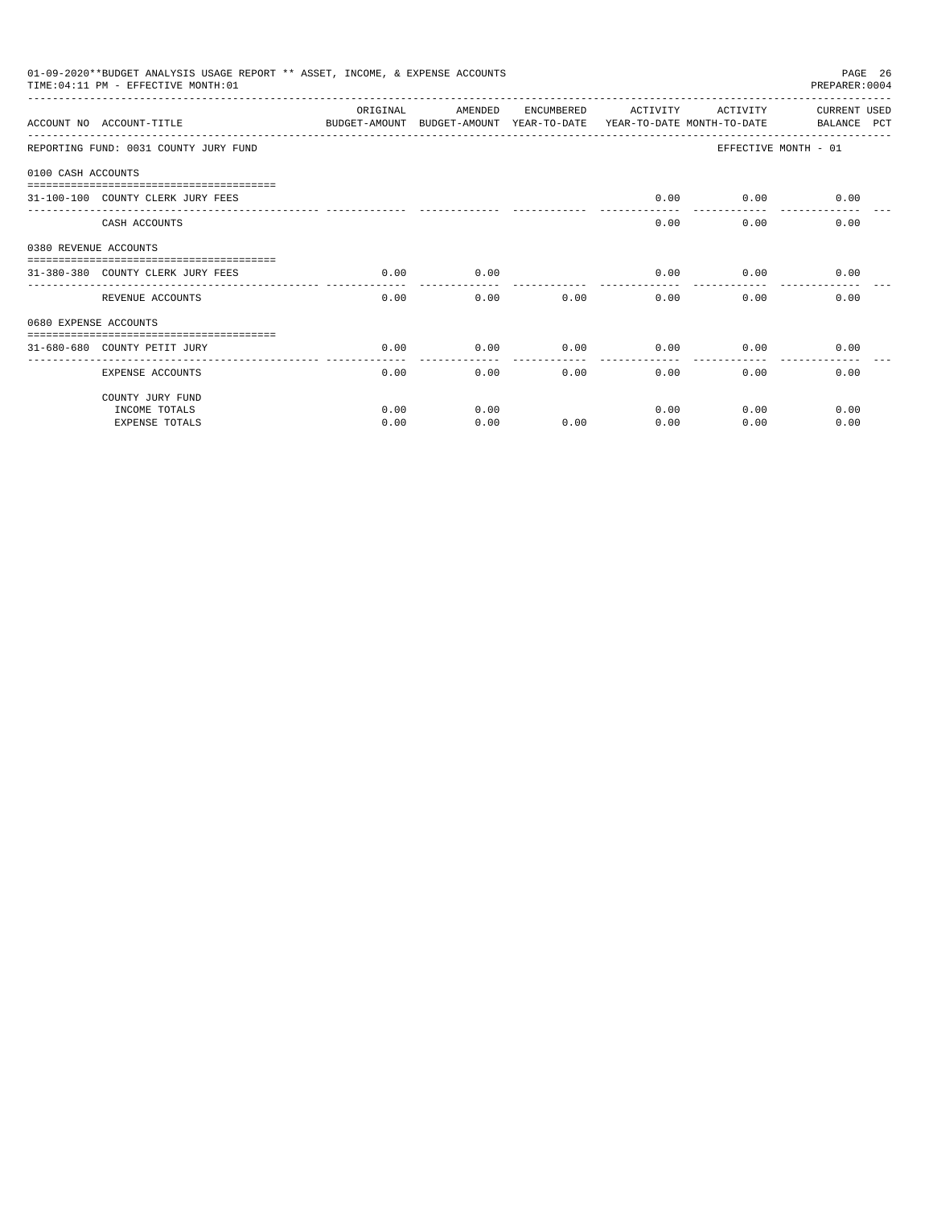01-09-2020**BUDGET ANALYSIS USAGE REPORT ** ASSET, INCOME, & EXPENSE ACCOUNTS

TIME:04:11 PM - EFFECTIVE MONTH:01

| ACCOUNT NO ACCOUNT-TITLE | ORIGINAL BUDGET-AMOUNT | AMENDED BUDGET-AMOUNT | ENCUMBERED YEAR-TO-DATE | ACTIVITY YEAR-TO-DATE | ACTIVITY MONTH-TO-DATE | CURRENT USED BALANCE PCT |
|---|---|---|---|---|---|---|
| REPORTING FUND: 0031 COUNTY JURY FUND | | | | | | EFFECTIVE MONTH - 01 |
| 0100 CASH ACCOUNTS | | | | | | |
| 31-100-100 COUNTY CLERK JURY FEES | | | | 0.00 | 0.00 | 0.00 |
| CASH ACCOUNTS | | | | 0.00 | 0.00 | 0.00 |
| 0380 REVENUE ACCOUNTS | | | | | | |
| 31-380-380 COUNTY CLERK JURY FEES | 0.00 | 0.00 | | 0.00 | 0.00 | 0.00 |
| REVENUE ACCOUNTS | 0.00 | 0.00 | 0.00 | 0.00 | 0.00 | 0.00 |
| 0680 EXPENSE ACCOUNTS | | | | | | |
| 31-680-680 COUNTY PETIT JURY | 0.00 | 0.00 | 0.00 | 0.00 | 0.00 | 0.00 |
| EXPENSE ACCOUNTS | 0.00 | 0.00 | 0.00 | 0.00 | 0.00 | 0.00 |
| COUNTY JURY FUND | | | | | | |
| INCOME TOTALS | 0.00 | 0.00 | | 0.00 | 0.00 | 0.00 |
| EXPENSE TOTALS | 0.00 | 0.00 | 0.00 | 0.00 | 0.00 | 0.00 |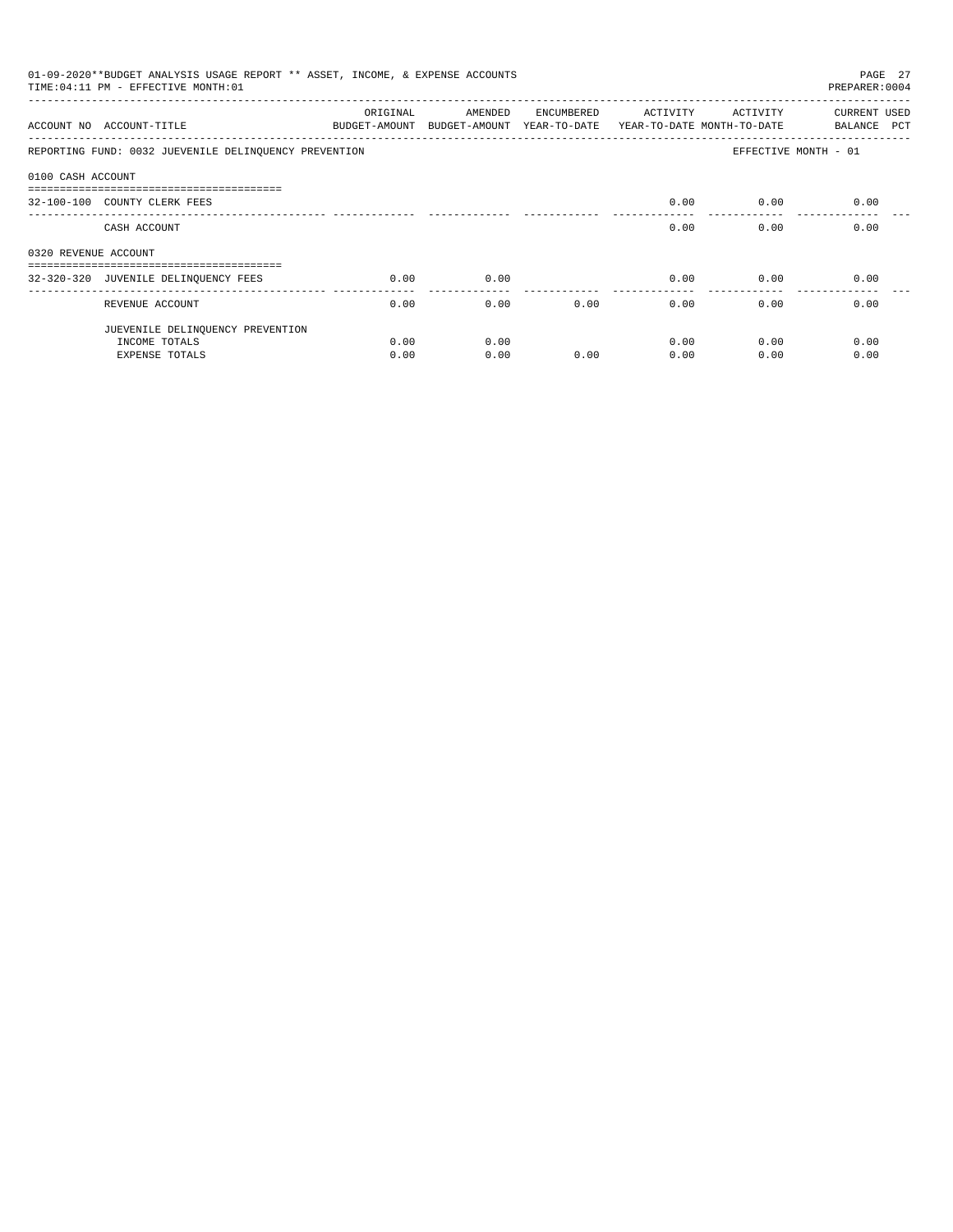01-09-2020**BUDGET ANALYSIS USAGE REPORT ** ASSET, INCOME, & EXPENSE ACCOUNTS
TIME:04:11 PM - EFFECTIVE MONTH:01

PREPARER:0004

| ACCOUNT NO | ACCOUNT-TITLE | ORIGINAL BUDGET-AMOUNT | AMENDED BUDGET-AMOUNT | ENCUMBERED YEAR-TO-DATE | ACTIVITY YEAR-TO-DATE | ACTIVITY MONTH-TO-DATE | CURRENT BALANCE | USED PCT |
|---|---|---|---|---|---|---|---|---|
| REPORTING FUND: 0032 JUEVENILE DELINQUENCY PREVENTION | | | | | | EFFECTIVE MONTH - 01 | | |
| 0100 CASH ACCOUNT | | | | | | | | |
| 32-100-100 | COUNTY CLERK FEES | | | | 0.00 | 0.00 | 0.00 | |
| | CASH ACCOUNT | | | | 0.00 | 0.00 | 0.00 | |
| 0320 REVENUE ACCOUNT | | | | | | | | |
| 32-320-320 | JUVENILE DELINQUENCY FEES | 0.00 | 0.00 | | 0.00 | 0.00 | 0.00 | |
| | REVENUE ACCOUNT | 0.00 | 0.00 | 0.00 | 0.00 | 0.00 | 0.00 | |
| | JUEVENILE DELINQUENCY PREVENTION | | | | | | | |
| | INCOME TOTALS | 0.00 | 0.00 | | 0.00 | 0.00 | 0.00 | |
| | EXPENSE TOTALS | 0.00 | 0.00 | 0.00 | 0.00 | 0.00 | 0.00 | |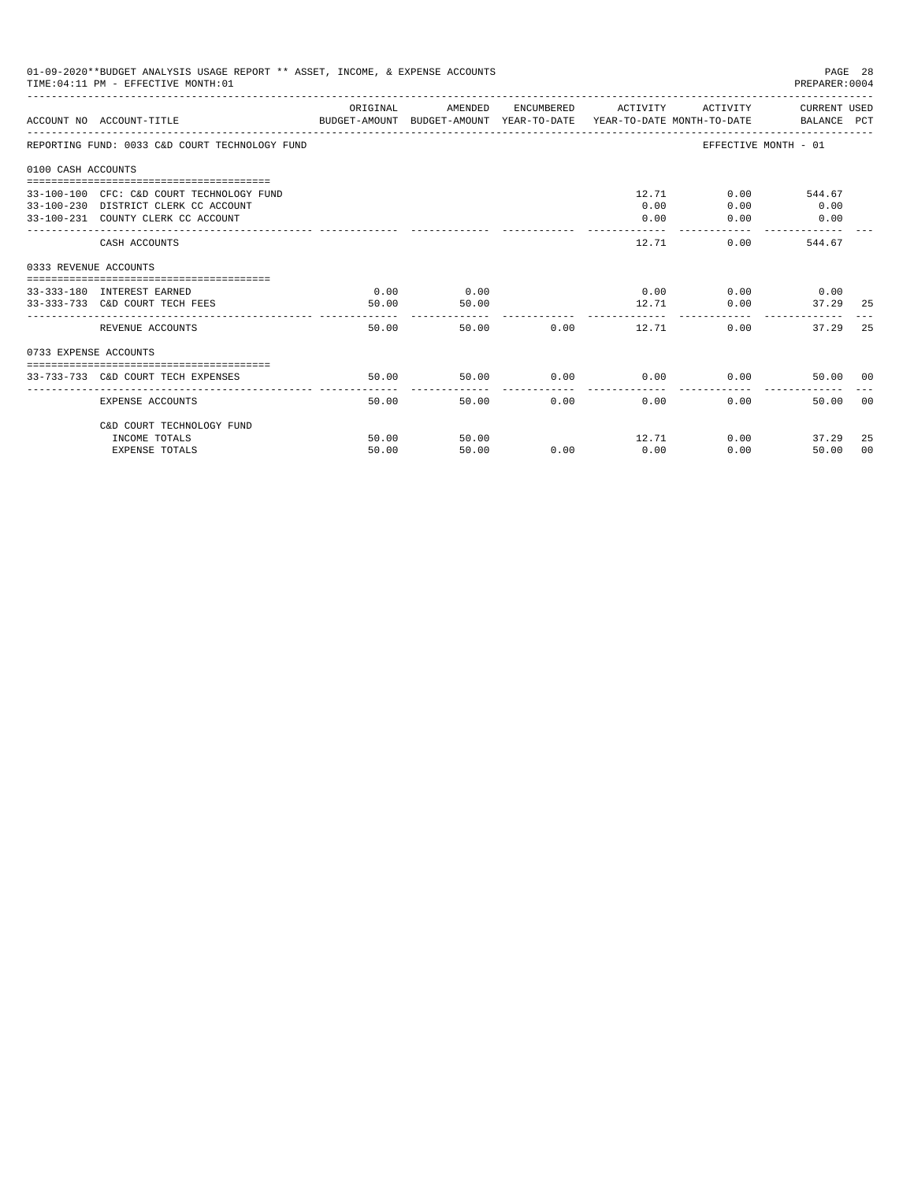01-09-2020**BUDGET ANALYSIS USAGE REPORT ** ASSET, INCOME, & EXPENSE ACCOUNTS
TIME:04:11 PM - EFFECTIVE MONTH:01
PREPARER:0004

| ACCOUNT NO | ACCOUNT-TITLE | ORIGINAL BUDGET-AMOUNT | AMENDED BUDGET-AMOUNT | ENCUMBERED YEAR-TO-DATE | ACTIVITY YEAR-TO-DATE | ACTIVITY MONTH-TO-DATE | CURRENT USED BALANCE | PCT |
|---|---|---|---|---|---|---|---|---|
| REPORTING FUND: 0033 C&D COURT TECHNOLOGY FUND | | | | | | EFFECTIVE MONTH - 01 | | |
| 0100 CASH ACCOUNTS | | | | | | | | |
| 33-100-100 | CFC: C&D COURT TECHNOLOGY FUND | | | | 12.71 | 0.00 | 544.67 | |
| 33-100-230 | DISTRICT CLERK CC ACCOUNT | | | | 0.00 | 0.00 | 0.00 | |
| 33-100-231 | COUNTY CLERK CC ACCOUNT | | | | 0.00 | 0.00 | 0.00 | |
| | CASH ACCOUNTS | | | | 12.71 | 0.00 | 544.67 | |
| 0333 REVENUE ACCOUNTS | | | | | | | | |
| 33-333-180 | INTEREST EARNED | 0.00 | 0.00 | | 0.00 | 0.00 | 0.00 | |
| 33-333-733 | C&D COURT TECH FEES | 50.00 | 50.00 | | 12.71 | 0.00 | 37.29 | 25 |
| | REVENUE ACCOUNTS | 50.00 | 50.00 | 0.00 | 12.71 | 0.00 | 37.29 | 25 |
| 0733 EXPENSE ACCOUNTS | | | | | | | | |
| 33-733-733 | C&D COURT TECH EXPENSES | 50.00 | 50.00 | 0.00 | 0.00 | 0.00 | 50.00 | 00 |
| | EXPENSE ACCOUNTS | 50.00 | 50.00 | 0.00 | 0.00 | 0.00 | 50.00 | 00 |
| | C&D COURT TECHNOLOGY FUND | | | | | | | |
| | INCOME TOTALS | 50.00 | 50.00 | | 12.71 | 0.00 | 37.29 | 25 |
| | EXPENSE TOTALS | 50.00 | 50.00 | 0.00 | 0.00 | 0.00 | 50.00 | 00 |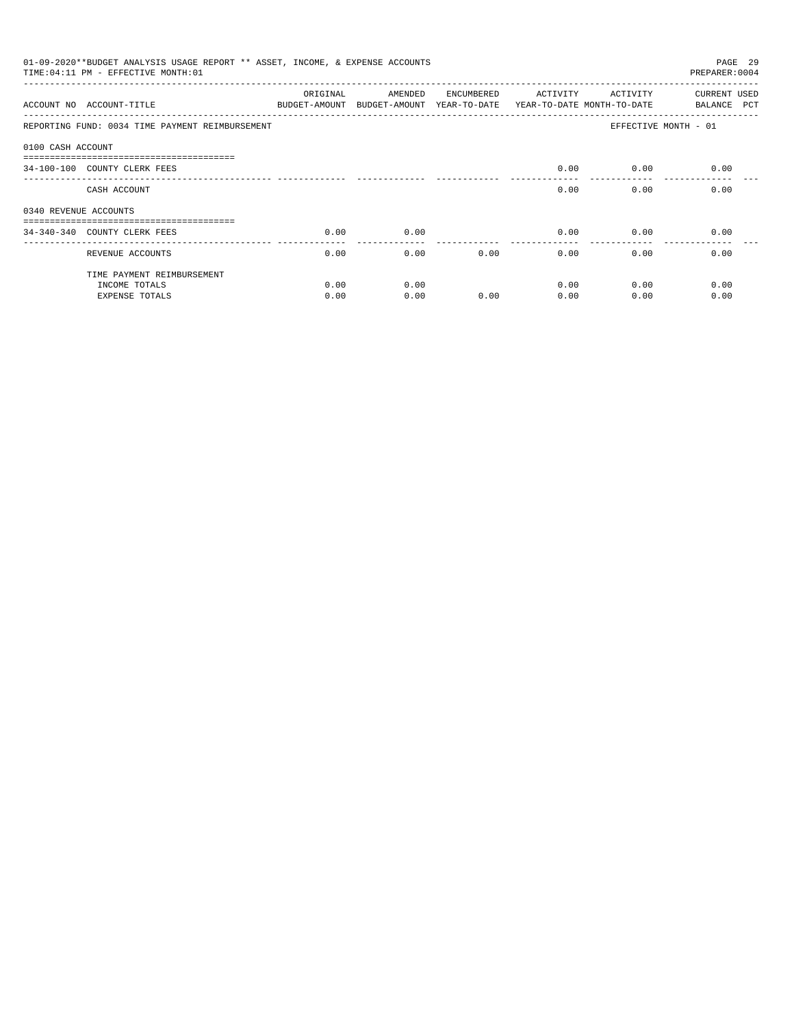01-09-2020**BUDGET ANALYSIS USAGE REPORT ** ASSET, INCOME, & EXPENSE ACCOUNTS

TIME:04:11 PM - EFFECTIVE MONTH:01

PREPARER:0004

| ACCOUNT NO | ACCOUNT-TITLE | ORIGINAL BUDGET-AMOUNT | AMENDED BUDGET-AMOUNT | ENCUMBERED YEAR-TO-DATE | ACTIVITY YEAR-TO-DATE | ACTIVITY MONTH-TO-DATE | CURRENT BALANCE | USED PCT |
|---|---|---|---|---|---|---|---|---|
| REPORTING FUND: 0034 TIME PAYMENT REIMBURSEMENT | | | | | | EFFECTIVE MONTH - 01 | | |
| 0100 CASH ACCOUNT | | | | | | | | |
| 34-100-100 | COUNTY CLERK FEES | | | | 0.00 | 0.00 | 0.00 | |
| | CASH ACCOUNT | | | | 0.00 | 0.00 | 0.00 | |
| 0340 REVENUE ACCOUNTS | | | | | | | | |
| 34-340-340 | COUNTY CLERK FEES | 0.00 | 0.00 | | 0.00 | 0.00 | 0.00 | |
| | REVENUE ACCOUNTS | 0.00 | 0.00 | 0.00 | 0.00 | 0.00 | 0.00 | |
| | TIME PAYMENT REIMBURSEMENT | | | | | | | |
| | INCOME TOTALS | 0.00 | 0.00 | | 0.00 | 0.00 | 0.00 | |
| | EXPENSE TOTALS | 0.00 | 0.00 | 0.00 | 0.00 | 0.00 | 0.00 | |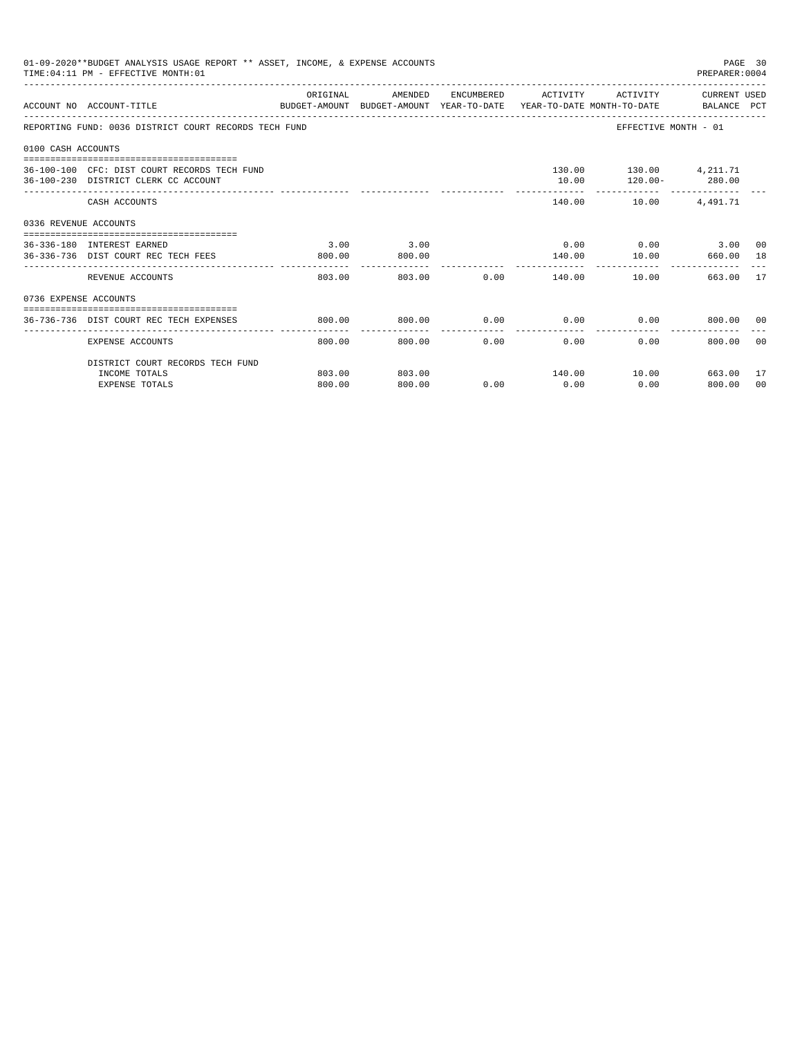01-09-2020**BUDGET ANALYSIS USAGE REPORT ** ASSET, INCOME, & EXPENSE ACCOUNTS

TIME:04:11 PM - EFFECTIVE MONTH:01

PREPARER:0004

| ACCOUNT NO | ACCOUNT-TITLE | ORIGINAL BUDGET-AMOUNT | AMENDED BUDGET-AMOUNT | ENCUMBERED YEAR-TO-DATE | ACTIVITY YEAR-TO-DATE | ACTIVITY MONTH-TO-DATE | CURRENT USED BALANCE | PCT |
|---|---|---|---|---|---|---|---|---|
| REPORTING FUND: 0036 DISTRICT COURT RECORDS TECH FUND | | | | | | EFFECTIVE MONTH - 01 | | |
| 0100 CASH ACCOUNTS | | | | | | | | |
| 36-100-100 | CFC: DIST COURT RECORDS TECH FUND | | | | 130.00 | 130.00 | 4,211.71 | |
| 36-100-230 | DISTRICT CLERK CC ACCOUNT | | | | 10.00 | 120.00- | 280.00 | |
| | CASH ACCOUNTS | | | | 140.00 | 10.00 | 4,491.71 | |
| 0336 REVENUE ACCOUNTS | | | | | | | | |
| 36-336-180 | INTEREST EARNED | 3.00 | 3.00 | | 0.00 | 0.00 | 3.00 | 00 |
| 36-336-736 | DIST COURT REC TECH FEES | 800.00 | 800.00 | | 140.00 | 10.00 | 660.00 | 18 |
| | REVENUE ACCOUNTS | 803.00 | 803.00 | 0.00 | 140.00 | 10.00 | 663.00 | 17 |
| 0736 EXPENSE ACCOUNTS | | | | | | | | |
| 36-736-736 | DIST COURT REC TECH EXPENSES | 800.00 | 800.00 | 0.00 | 0.00 | 0.00 | 800.00 | 00 |
| | EXPENSE ACCOUNTS | 800.00 | 800.00 | 0.00 | 0.00 | 0.00 | 800.00 | 00 |
| | DISTRICT COURT RECORDS TECH FUND | | | | | | | |
| | INCOME TOTALS | 803.00 | 803.00 | | 140.00 | 10.00 | 663.00 | 17 |
| | EXPENSE TOTALS | 800.00 | 800.00 | 0.00 | 0.00 | 0.00 | 800.00 | 00 |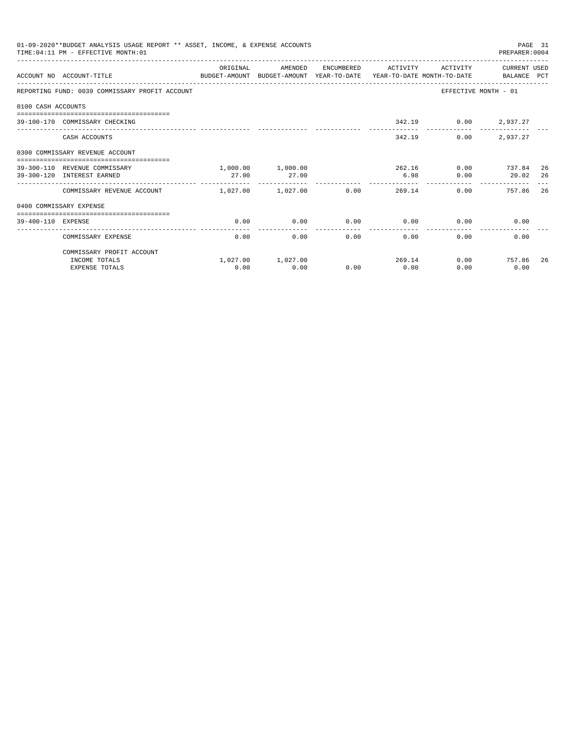01-09-2020**BUDGET ANALYSIS USAGE REPORT ** ASSET, INCOME, & EXPENSE ACCOUNTS

TIME:04:11 PM - EFFECTIVE MONTH:01

PREPARER:0004

| ACCOUNT NO | ACCOUNT-TITLE | ORIGINAL BUDGET-AMOUNT | AMENDED BUDGET-AMOUNT | ENCUMBERED YEAR-TO-DATE | ACTIVITY YEAR-TO-DATE | ACTIVITY MONTH-TO-DATE | CURRENT BALANCE | USED PCT |
|---|---|---|---|---|---|---|---|---|
| REPORTING FUND: 0039 COMMISSARY PROFIT ACCOUNT | | | | | | EFFECTIVE MONTH - 01 | | |
| 0100 CASH ACCOUNTS | | | | | | | | |
| 39-100-170 | COMMISSARY CHECKING | | | | 342.19 | 0.00 | 2,937.27 | |
| | CASH ACCOUNTS | | | | 342.19 | 0.00 | 2,937.27 | |
| 0300 COMMISSARY REVENUE ACCOUNT | | | | | | | | |
| 39-300-110 | REVENUE COMMISSARY | 1,000.00 | 1,000.00 | | 262.16 | 0.00 | 737.84 | 26 |
| 39-300-120 | INTEREST EARNED | 27.00 | 27.00 | | 6.98 | 0.00 | 20.02 | 26 |
| | COMMISSARY REVENUE ACCOUNT | 1,027.00 | 1,027.00 | 0.00 | 269.14 | 0.00 | 757.86 | 26 |
| 0400 COMMISSARY EXPENSE | | | | | | | | |
| 39-400-110 | EXPENSE | 0.00 | 0.00 | 0.00 | 0.00 | 0.00 | 0.00 | |
| | COMMISSARY EXPENSE | 0.00 | 0.00 | 0.00 | 0.00 | 0.00 | 0.00 | |
| | COMMISSARY PROFIT ACCOUNT | | | | | | | |
| | INCOME TOTALS | 1,027.00 | 1,027.00 | | 269.14 | 0.00 | 757.86 | 26 |
| | EXPENSE TOTALS | 0.00 | 0.00 | 0.00 | 0.00 | 0.00 | 0.00 | |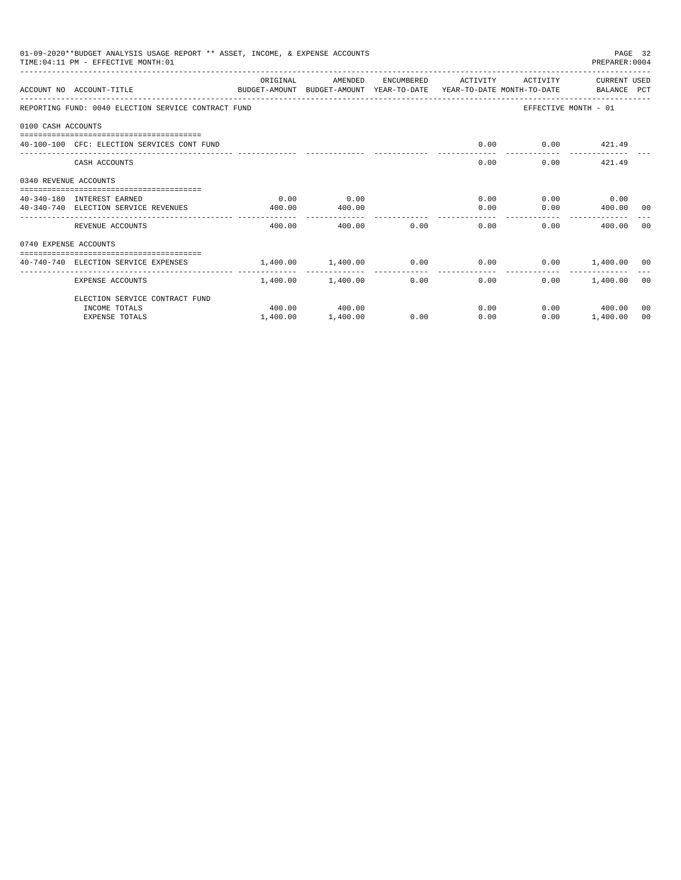01-09-2020**BUDGET ANALYSIS USAGE REPORT ** ASSET, INCOME, & EXPENSE ACCOUNTS

TIME:04:11 PM - EFFECTIVE MONTH:01

PREPARER:0004

| ACCOUNT NO | ACCOUNT-TITLE | ORIGINAL BUDGET-AMOUNT | AMENDED BUDGET-AMOUNT | ENCUMBERED YEAR-TO-DATE | ACTIVITY YEAR-TO-DATE | ACTIVITY MONTH-TO-DATE | CURRENT BALANCE | USED PCT |
|---|---|---|---|---|---|---|---|---|
| REPORTING FUND: 0040 ELECTION SERVICE CONTRACT FUND | | | | | | EFFECTIVE MONTH - 01 | | |
| 0100 CASH ACCOUNTS | | | | | | | | |
| 40-100-100 | CFC: ELECTION SERVICES CONT FUND | | | | 0.00 | 0.00 | 421.49 | |
| | CASH ACCOUNTS | | | | 0.00 | 0.00 | 421.49 | |
| 0340 REVENUE ACCOUNTS | | | | | | | | |
| 40-340-180 | INTEREST EARNED | 0.00 | 0.00 | | 0.00 | 0.00 | 0.00 | |
| 40-340-740 | ELECTION SERVICE REVENUES | 400.00 | 400.00 | | 0.00 | 0.00 | 400.00 | 00 |
| | REVENUE ACCOUNTS | 400.00 | 400.00 | 0.00 | 0.00 | 0.00 | 400.00 | 00 |
| 0740 EXPENSE ACCOUNTS | | | | | | | | |
| 40-740-740 | ELECTION SERVICE EXPENSES | 1,400.00 | 1,400.00 | 0.00 | 0.00 | 0.00 | 1,400.00 | 00 |
| | EXPENSE ACCOUNTS | 1,400.00 | 1,400.00 | 0.00 | 0.00 | 0.00 | 1,400.00 | 00 |
| | ELECTION SERVICE CONTRACT FUND | | | | | | | |
| | INCOME TOTALS | 400.00 | 400.00 | | 0.00 | 0.00 | 400.00 | 00 |
| | EXPENSE TOTALS | 1,400.00 | 1,400.00 | 0.00 | 0.00 | 0.00 | 1,400.00 | 00 |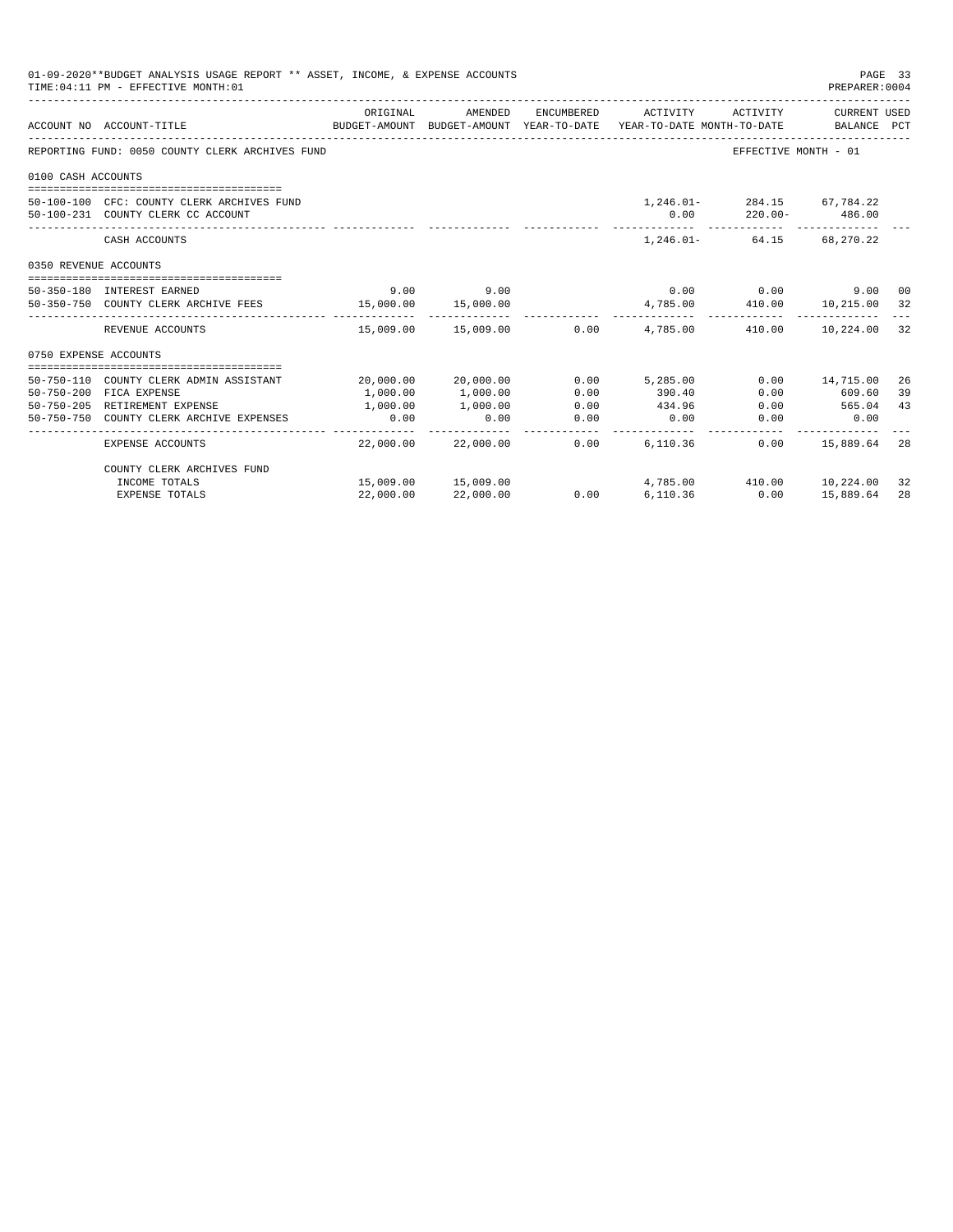01-09-2020**BUDGET ANALYSIS USAGE REPORT ** ASSET, INCOME, & EXPENSE ACCOUNTS
TIME:04:11 PM - EFFECTIVE MONTH:01
PREPARER:0004

| ACCOUNT NO | ACCOUNT-TITLE | ORIGINAL BUDGET-AMOUNT | AMENDED BUDGET-AMOUNT | ENCUMBERED YEAR-TO-DATE | ACTIVITY YEAR-TO-DATE | ACTIVITY MONTH-TO-DATE | CURRENT USED BALANCE | PCT |
|---|---|---|---|---|---|---|---|---|
| REPORTING FUND: 0050 COUNTY CLERK ARCHIVES FUND | | | | | | EFFECTIVE MONTH - 01 | | |
| 0100 CASH ACCOUNTS | | | | | | | | |
| 50-100-100 | CFC: COUNTY CLERK ARCHIVES FUND | | | | 1,246.01- | 284.15 | 67,784.22 | |
| 50-100-231 | COUNTY CLERK CC ACCOUNT | | | | 0.00 | 220.00- | 486.00 | |
| | CASH ACCOUNTS | | | | 1,246.01- | 64.15 | 68,270.22 | |
| 0350 REVENUE ACCOUNTS | | | | | | | | |
| 50-350-180 | INTEREST EARNED | 9.00 | 9.00 | | 0.00 | 0.00 | 9.00 | 00 |
| 50-350-750 | COUNTY CLERK ARCHIVE FEES | 15,000.00 | 15,000.00 | | 4,785.00 | 410.00 | 10,215.00 | 32 |
| | REVENUE ACCOUNTS | 15,009.00 | 15,009.00 | 0.00 | 4,785.00 | 410.00 | 10,224.00 | 32 |
| 0750 EXPENSE ACCOUNTS | | | | | | | | |
| 50-750-110 | COUNTY CLERK ADMIN ASSISTANT | 20,000.00 | 20,000.00 | 0.00 | 5,285.00 | 0.00 | 14,715.00 | 26 |
| 50-750-200 | FICA EXPENSE | 1,000.00 | 1,000.00 | 0.00 | 390.40 | 0.00 | 609.60 | 39 |
| 50-750-205 | RETIREMENT EXPENSE | 1,000.00 | 1,000.00 | 0.00 | 434.96 | 0.00 | 565.04 | 43 |
| 50-750-750 | COUNTY CLERK ARCHIVE EXPENSES | 0.00 | 0.00 | 0.00 | 0.00 | 0.00 | 0.00 | |
| | EXPENSE ACCOUNTS | 22,000.00 | 22,000.00 | 0.00 | 6,110.36 | 0.00 | 15,889.64 | 28 |
| | COUNTY CLERK ARCHIVES FUND | | | | | | | |
| | INCOME TOTALS | 15,009.00 | 15,009.00 | | 4,785.00 | 410.00 | 10,224.00 | 32 |
| | EXPENSE TOTALS | 22,000.00 | 22,000.00 | 0.00 | 6,110.36 | 0.00 | 15,889.64 | 28 |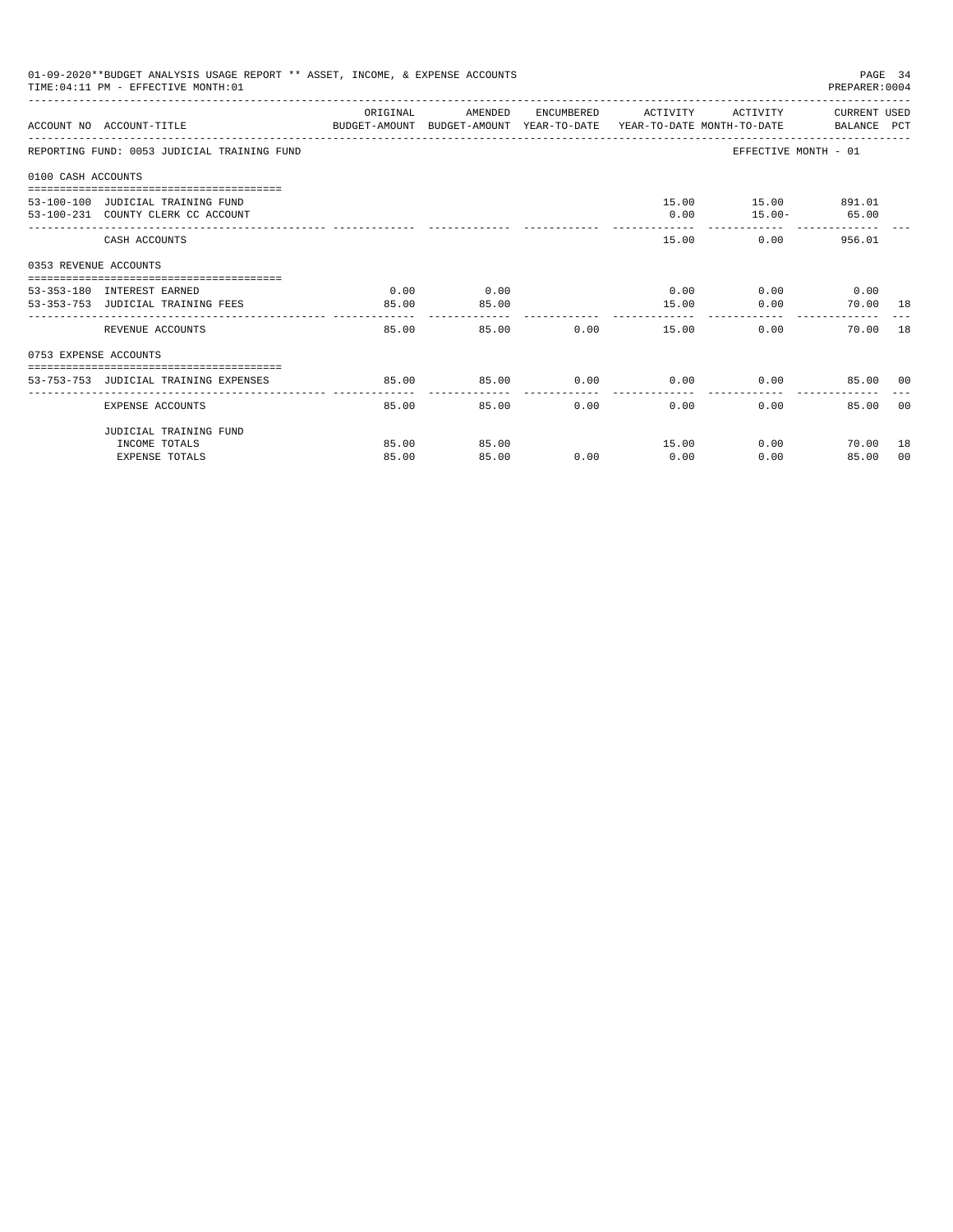01-09-2020**BUDGET ANALYSIS USAGE REPORT ** ASSET, INCOME, & EXPENSE ACCOUNTS
TIME:04:11 PM - EFFECTIVE MONTH:01
PREPARER:0004

| ACCOUNT NO | ACCOUNT-TITLE | ORIGINAL BUDGET-AMOUNT | AMENDED BUDGET-AMOUNT | ENCUMBERED YEAR-TO-DATE | ACTIVITY YEAR-TO-DATE | ACTIVITY MONTH-TO-DATE | CURRENT USED BALANCE | PCT |
|---|---|---|---|---|---|---|---|---|
| REPORTING FUND: 0053 JUDICIAL TRAINING FUND | | | | | | EFFECTIVE MONTH - 01 | | |
| 0100 CASH ACCOUNTS | | | | | | | | |
| 53-100-100 | JUDICIAL TRAINING FUND | | | | 15.00 | 15.00 | 891.01 | |
| 53-100-231 | COUNTY CLERK CC ACCOUNT | | | | 0.00 | 15.00- | 65.00 | |
| | CASH ACCOUNTS | | | | 15.00 | 0.00 | 956.01 | |
| 0353 REVENUE ACCOUNTS | | | | | | | | |
| 53-353-180 | INTEREST EARNED | 0.00 | 0.00 | | 0.00 | 0.00 | 0.00 | |
| 53-353-753 | JUDICIAL TRAINING FEES | 85.00 | 85.00 | | 15.00 | 0.00 | 70.00 | 18 |
| | REVENUE ACCOUNTS | 85.00 | 85.00 | 0.00 | 15.00 | 0.00 | 70.00 | 18 |
| 0753 EXPENSE ACCOUNTS | | | | | | | | |
| 53-753-753 | JUDICIAL TRAINING EXPENSES | 85.00 | 85.00 | 0.00 | 0.00 | 0.00 | 85.00 | 00 |
| | EXPENSE ACCOUNTS | 85.00 | 85.00 | 0.00 | 0.00 | 0.00 | 85.00 | 00 |
| | JUDICIAL TRAINING FUND | | | | | | | |
| | INCOME TOTALS | 85.00 | 85.00 | | 15.00 | 0.00 | 70.00 | 18 |
| | EXPENSE TOTALS | 85.00 | 85.00 | 0.00 | 0.00 | 0.00 | 85.00 | 00 |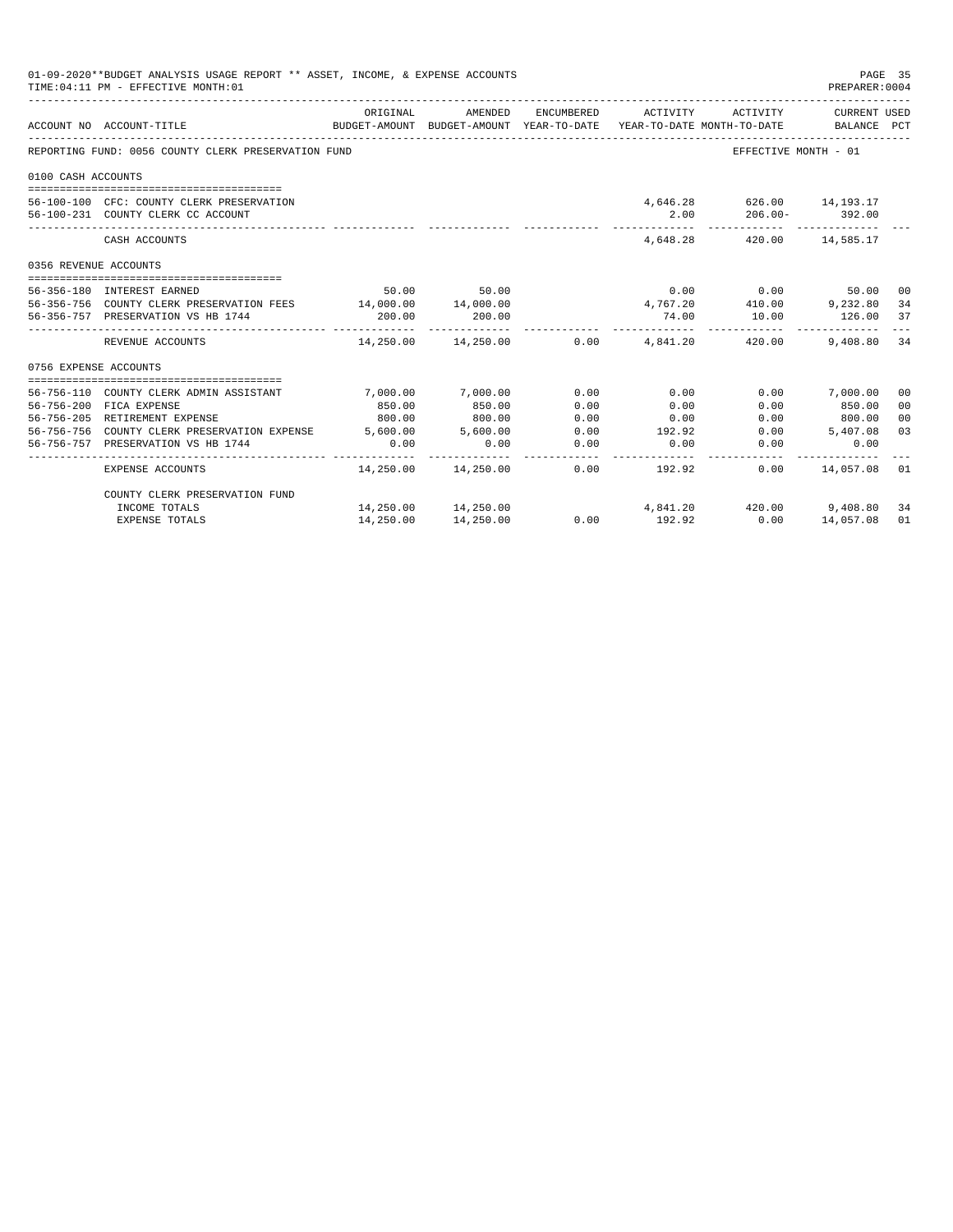01-09-2020**BUDGET ANALYSIS USAGE REPORT ** ASSET, INCOME, & EXPENSE ACCOUNTS

TIME:04:11 PM - EFFECTIVE MONTH:01

PREPARER:0004

| ACCOUNT NO | ACCOUNT-TITLE | ORIGINAL BUDGET-AMOUNT | AMENDED BUDGET-AMOUNT | ENCUMBERED YEAR-TO-DATE | ACTIVITY YEAR-TO-DATE | ACTIVITY MONTH-TO-DATE | CURRENT BALANCE | USED PCT |
|---|---|---|---|---|---|---|---|---|
| REPORTING FUND: 0056 COUNTY CLERK PRESERVATION FUND | | | | | | EFFECTIVE MONTH - 01 | | |
| 0100 CASH ACCOUNTS | | | | | | | | |
| 56-100-100 | CFC: COUNTY CLERK PRESERVATION | | | | 4,646.28 | 626.00 | 14,193.17 | |
| 56-100-231 | COUNTY CLERK CC ACCOUNT | | | | 2.00 | 206.00- | 392.00 | |
| | CASH ACCOUNTS | | | | 4,648.28 | 420.00 | 14,585.17 | |
| 0356 REVENUE ACCOUNTS | | | | | | | | |
| 56-356-180 | INTEREST EARNED | 50.00 | 50.00 | | 0.00 | 0.00 | 50.00 | 00 |
| 56-356-756 | COUNTY CLERK PRESERVATION FEES | 14,000.00 | 14,000.00 | | 4,767.20 | 410.00 | 9,232.80 | 34 |
| 56-356-757 | PRESERVATION VS HB 1744 | 200.00 | 200.00 | | 74.00 | 10.00 | 126.00 | 37 |
| | REVENUE ACCOUNTS | 14,250.00 | 14,250.00 | 0.00 | 4,841.20 | 420.00 | 9,408.80 | 34 |
| 0756 EXPENSE ACCOUNTS | | | | | | | | |
| 56-756-110 | COUNTY CLERK ADMIN ASSISTANT | 7,000.00 | 7,000.00 | 0.00 | 0.00 | 0.00 | 7,000.00 | 00 |
| 56-756-200 | FICA EXPENSE | 850.00 | 850.00 | 0.00 | 0.00 | 0.00 | 850.00 | 00 |
| 56-756-205 | RETIREMENT EXPENSE | 800.00 | 800.00 | 0.00 | 0.00 | 0.00 | 800.00 | 00 |
| 56-756-756 | COUNTY CLERK PRESERVATION EXPENSE | 5,600.00 | 5,600.00 | 0.00 | 192.92 | 0.00 | 5,407.08 | 03 |
| 56-756-757 | PRESERVATION VS HB 1744 | 0.00 | 0.00 | 0.00 | 0.00 | 0.00 | 0.00 | |
| | EXPENSE ACCOUNTS | 14,250.00 | 14,250.00 | 0.00 | 192.92 | 0.00 | 14,057.08 | 01 |
| | COUNTY CLERK PRESERVATION FUND | | | | | | | |
| | INCOME TOTALS | 14,250.00 | 14,250.00 | | 4,841.20 | 420.00 | 9,408.80 | 34 |
| | EXPENSE TOTALS | 14,250.00 | 14,250.00 | 0.00 | 192.92 | 0.00 | 14,057.08 | 01 |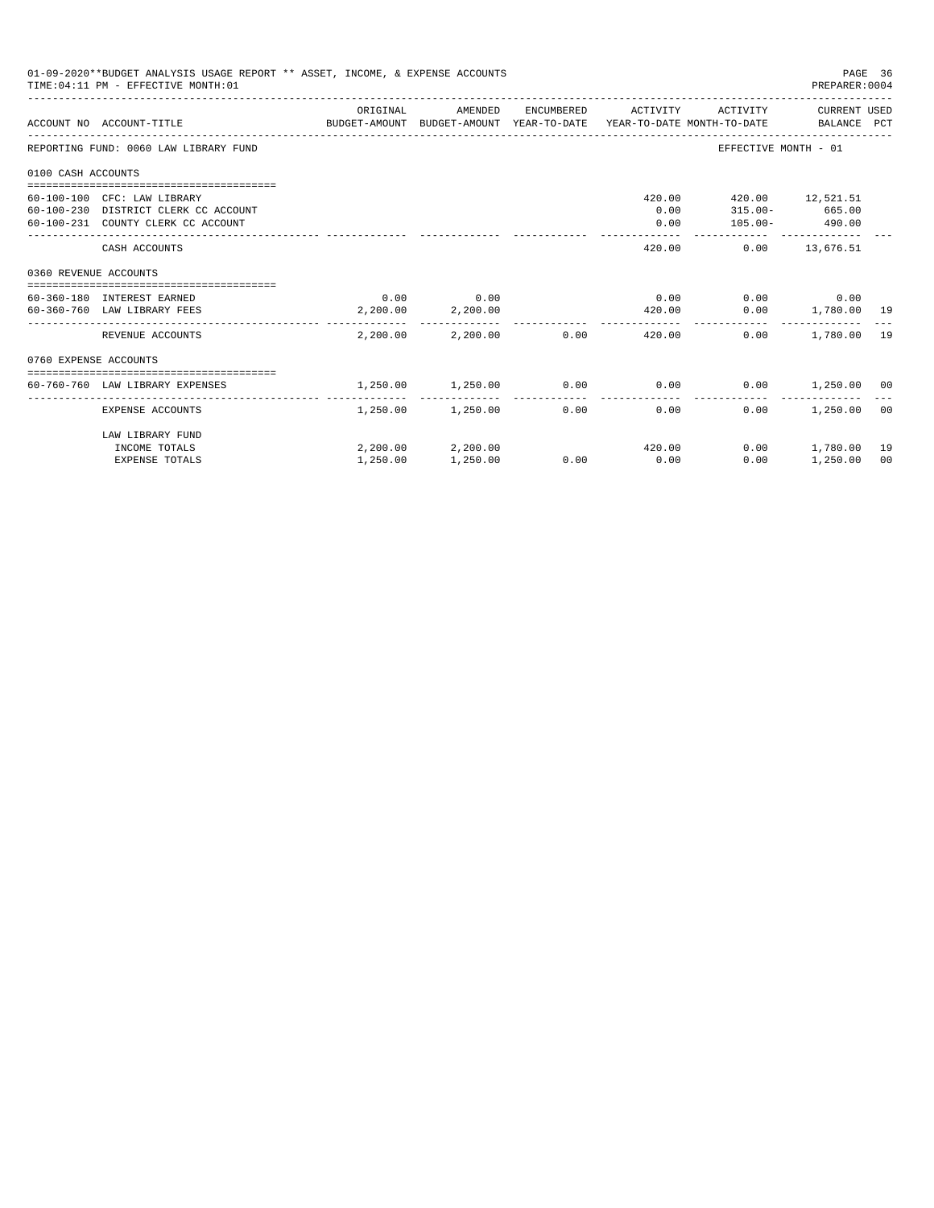01-09-2020**BUDGET ANALYSIS USAGE REPORT ** ASSET, INCOME, & EXPENSE ACCOUNTS

TIME:04:11 PM - EFFECTIVE MONTH:01

PREPARER:0004

| ACCOUNT NO | ACCOUNT-TITLE | ORIGINAL BUDGET-AMOUNT | AMENDED BUDGET-AMOUNT | ENCUMBERED YEAR-TO-DATE | ACTIVITY YEAR-TO-DATE | ACTIVITY MONTH-TO-DATE | CURRENT BALANCE | USED PCT |
|---|---|---|---|---|---|---|---|---|
| REPORTING FUND: 0060 LAW LIBRARY FUND | | | | | | EFFECTIVE MONTH - 01 | | |
| 0100 CASH ACCOUNTS | | | | | | | | |
| 60-100-100 | CFC: LAW LIBRARY | | | | 420.00 | 420.00 | 12,521.51 | |
| 60-100-230 | DISTRICT CLERK CC ACCOUNT | | | | 0.00 | 315.00- | 665.00 | |
| 60-100-231 | COUNTY CLERK CC ACCOUNT | | | | 0.00 | 105.00- | 490.00 | |
| | CASH ACCOUNTS | | | | 420.00 | 0.00 | 13,676.51 | |
| 0360 REVENUE ACCOUNTS | | | | | | | | |
| 60-360-180 | INTEREST EARNED | 0.00 | 0.00 | | 0.00 | 0.00 | 0.00 | |
| 60-360-760 | LAW LIBRARY FEES | 2,200.00 | 2,200.00 | | 420.00 | 0.00 | 1,780.00 | 19 |
| | REVENUE ACCOUNTS | 2,200.00 | 2,200.00 | 0.00 | 420.00 | 0.00 | 1,780.00 | 19 |
| 0760 EXPENSE ACCOUNTS | | | | | | | | |
| 60-760-760 | LAW LIBRARY EXPENSES | 1,250.00 | 1,250.00 | 0.00 | 0.00 | 0.00 | 1,250.00 | 00 |
| | EXPENSE ACCOUNTS | 1,250.00 | 1,250.00 | 0.00 | 0.00 | 0.00 | 1,250.00 | 00 |
| | LAW LIBRARY FUND | | | | | | | |
| | INCOME TOTALS | 2,200.00 | 2,200.00 | | 420.00 | 0.00 | 1,780.00 | 19 |
| | EXPENSE TOTALS | 1,250.00 | 1,250.00 | 0.00 | 0.00 | 0.00 | 1,250.00 | 00 |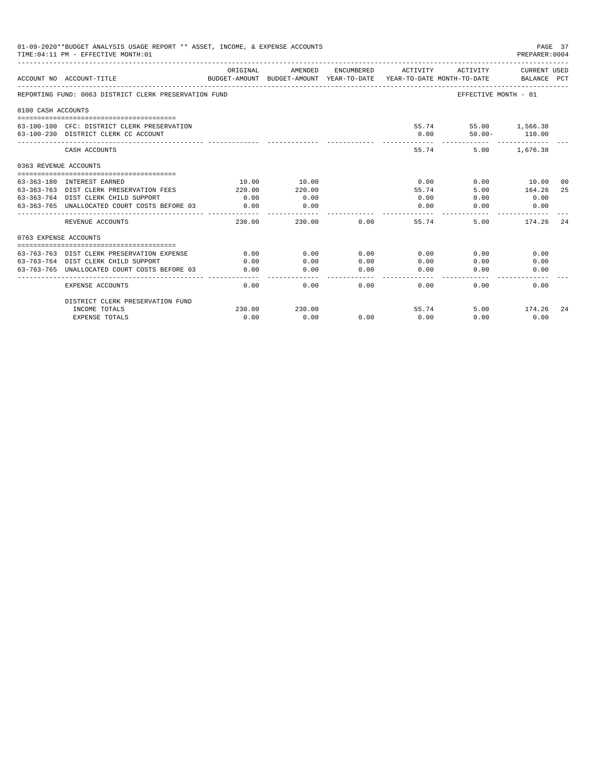01-09-2020**BUDGET ANALYSIS USAGE REPORT ** ASSET, INCOME, & EXPENSE ACCOUNTS

TIME:04:11 PM - EFFECTIVE MONTH:01

PREPARER:0004

| ACCOUNT NO | ACCOUNT-TITLE | ORIGINAL BUDGET-AMOUNT | AMENDED BUDGET-AMOUNT | ENCUMBERED YEAR-TO-DATE | ACTIVITY YEAR-TO-DATE | ACTIVITY MONTH-TO-DATE | CURRENT USED BALANCE | PCT |
|---|---|---|---|---|---|---|---|---|
| REPORTING FUND: 0063 DISTRICT CLERK PRESERVATION FUND | | | | | | EFFECTIVE MONTH - 01 | | |
| 0100 CASH ACCOUNTS | | | | | | | | |
| 63-100-100 | CFC: DISTRICT CLERK PRESERVATION | | | | 55.74 | 55.00 | 1,566.38 | |
| 63-100-230 | DISTRICT CLERK CC ACCOUNT | | | | 0.00 | 50.00- | 110.00 | |
| | CASH ACCOUNTS | | | | 55.74 | 5.00 | 1,676.38 | |
| 0363 REVENUE ACCOUNTS | | | | | | | | |
| 63-363-180 | INTEREST EARNED | 10.00 | 10.00 | | 0.00 | 0.00 | 10.00 | 00 |
| 63-363-763 | DIST CLERK PRESERVATION FEES | 220.00 | 220.00 | | 55.74 | 5.00 | 164.26 | 25 |
| 63-363-764 | DIST CLERK CHILD SUPPORT | 0.00 | 0.00 | | 0.00 | 0.00 | 0.00 | |
| 63-363-765 | UNALLOCATED COURT COSTS BEFORE 03 | 0.00 | 0.00 | | 0.00 | 0.00 | 0.00 | |
| | REVENUE ACCOUNTS | 230.00 | 230.00 | 0.00 | 55.74 | 5.00 | 174.26 | 24 |
| 0763 EXPENSE ACCOUNTS | | | | | | | | |
| 63-763-763 | DIST CLERK PRESERVATION EXPENSE | 0.00 | 0.00 | 0.00 | 0.00 | 0.00 | 0.00 | |
| 63-763-764 | DIST CLERK CHILD SUPPORT | 0.00 | 0.00 | 0.00 | 0.00 | 0.00 | 0.00 | |
| 63-763-765 | UNALLOCATED COURT COSTS BEFORE 03 | 0.00 | 0.00 | 0.00 | 0.00 | 0.00 | 0.00 | |
| | EXPENSE ACCOUNTS | 0.00 | 0.00 | 0.00 | 0.00 | 0.00 | 0.00 | |
| | DISTRICT CLERK PRESERVATION FUND | | | | | | | |
| | INCOME TOTALS | 230.00 | 230.00 | | 55.74 | 5.00 | 174.26 | 24 |
| | EXPENSE TOTALS | 0.00 | 0.00 | 0.00 | 0.00 | 0.00 | 0.00 | |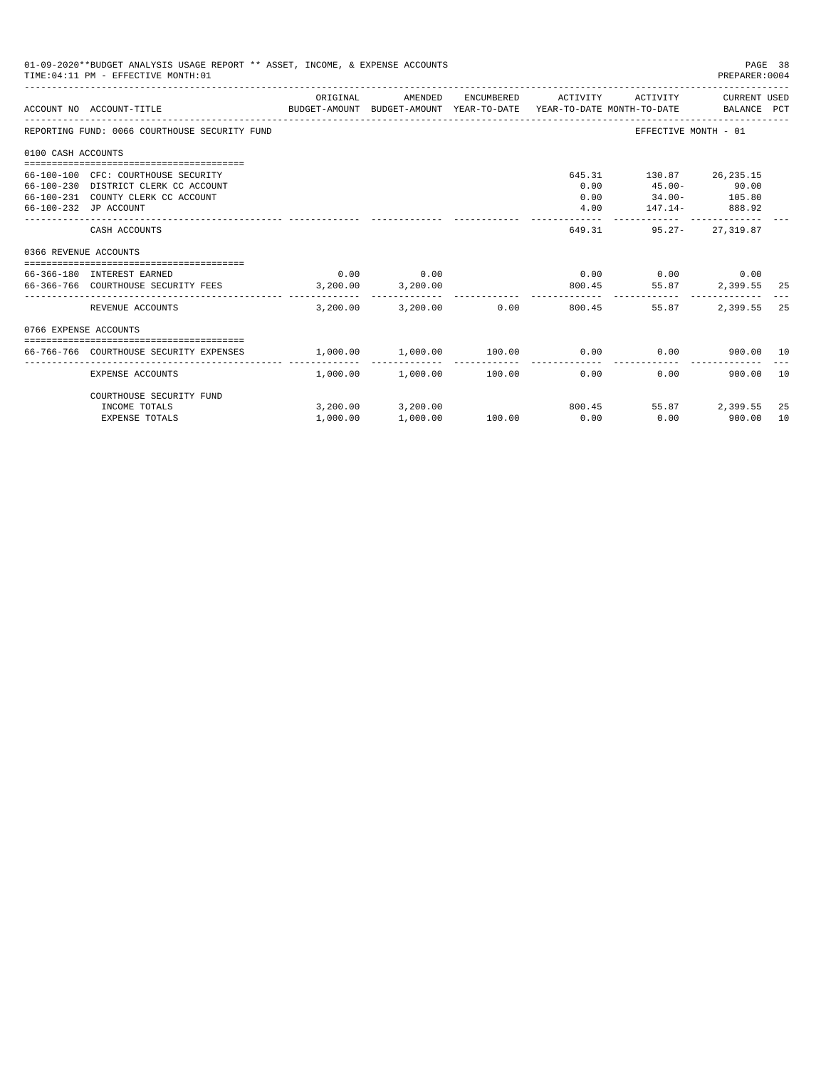01-09-2020**BUDGET ANALYSIS USAGE REPORT ** ASSET, INCOME, & EXPENSE ACCOUNTS

TIME:04:11 PM - EFFECTIVE MONTH:01

PREPARER:0004

| ACCOUNT NO | ACCOUNT-TITLE | ORIGINAL BUDGET-AMOUNT | AMENDED BUDGET-AMOUNT | ENCUMBERED YEAR-TO-DATE | ACTIVITY YEAR-TO-DATE | ACTIVITY MONTH-TO-DATE | CURRENT BALANCE | USED PCT |
|---|---|---|---|---|---|---|---|---|
| REPORTING FUND: 0066 COURTHOUSE SECURITY FUND | | | | | | EFFECTIVE MONTH - 01 | | |
| 0100 CASH ACCOUNTS | | | | | | | | |
| 66-100-100 | CFC: COURTHOUSE SECURITY | | | | 645.31 | 130.87 | 26,235.15 | |
| 66-100-230 | DISTRICT CLERK CC ACCOUNT | | | | 0.00 | 45.00- | 90.00 | |
| 66-100-231 | COUNTY CLERK CC ACCOUNT | | | | 0.00 | 34.00- | 105.80 | |
| 66-100-232 | JP ACCOUNT | | | | 4.00 | 147.14- | 888.92 | |
| | CASH ACCOUNTS | | | | 649.31 | 95.27- | 27,319.87 | |
| 0366 REVENUE ACCOUNTS | | | | | | | | |
| 66-366-180 | INTEREST EARNED | 0.00 | 0.00 | | 0.00 | 0.00 | 0.00 | |
| 66-366-766 | COURTHOUSE SECURITY FEES | 3,200.00 | 3,200.00 | | 800.45 | 55.87 | 2,399.55 | 25 |
| | REVENUE ACCOUNTS | 3,200.00 | 3,200.00 | 0.00 | 800.45 | 55.87 | 2,399.55 | 25 |
| 0766 EXPENSE ACCOUNTS | | | | | | | | |
| 66-766-766 | COURTHOUSE SECURITY EXPENSES | 1,000.00 | 1,000.00 | 100.00 | 0.00 | 0.00 | 900.00 | 10 |
| | EXPENSE ACCOUNTS | 1,000.00 | 1,000.00 | 100.00 | 0.00 | 0.00 | 900.00 | 10 |
| | COURTHOUSE SECURITY FUND | | | | | | | |
| | INCOME TOTALS | 3,200.00 | 3,200.00 | | 800.45 | 55.87 | 2,399.55 | 25 |
| | EXPENSE TOTALS | 1,000.00 | 1,000.00 | 100.00 | 0.00 | 0.00 | 900.00 | 10 |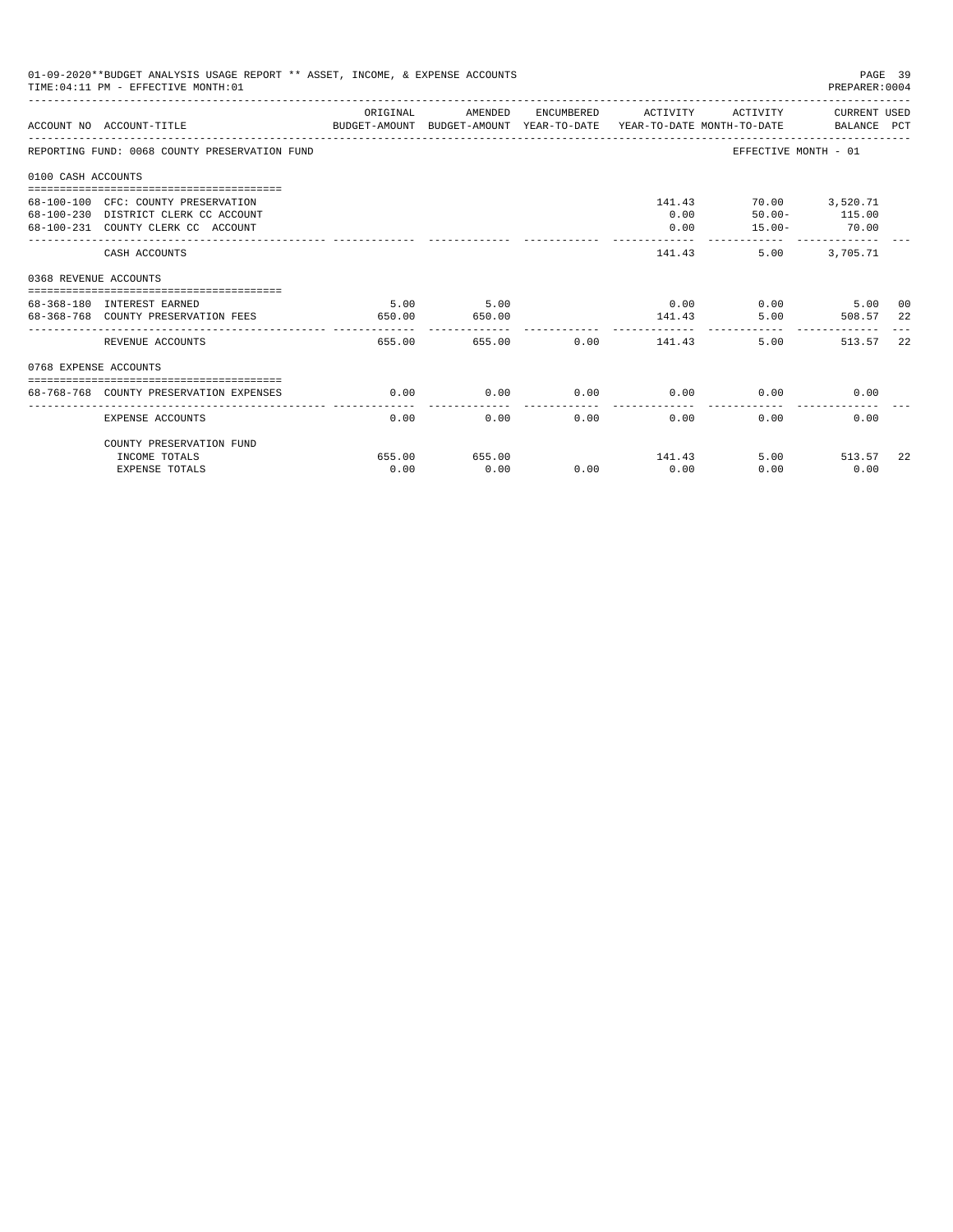01-09-2020**BUDGET ANALYSIS USAGE REPORT ** ASSET, INCOME, & EXPENSE ACCOUNTS

TIME:04:11 PM - EFFECTIVE MONTH:01

PREPARER:0004

| ACCOUNT NO | ACCOUNT-TITLE | ORIGINAL BUDGET-AMOUNT | AMENDED BUDGET-AMOUNT | ENCUMBERED YEAR-TO-DATE | ACTIVITY YEAR-TO-DATE | ACTIVITY MONTH-TO-DATE | CURRENT USED BALANCE | PCT |
|---|---|---|---|---|---|---|---|---|
| REPORTING FUND: 0068 COUNTY PRESERVATION FUND | | | | | | EFFECTIVE MONTH - 01 | | |
| 0100 CASH ACCOUNTS | | | | | | | | |
| 68-100-100 | CFC: COUNTY PRESERVATION | | | | 141.43 | 70.00 | 3,520.71 | |
| 68-100-230 | DISTRICT CLERK CC ACCOUNT | | | | 0.00 | 50.00- | 115.00 | |
| 68-100-231 | COUNTY CLERK CC ACCOUNT | | | | 0.00 | 15.00- | 70.00 | |
| | CASH ACCOUNTS | | | | 141.43 | 5.00 | 3,705.71 | |
| 0368 REVENUE ACCOUNTS | | | | | | | | |
| 68-368-180 | INTEREST EARNED | 5.00 | 5.00 | | 0.00 | 0.00 | 5.00 | 00 |
| 68-368-768 | COUNTY PRESERVATION FEES | 650.00 | 650.00 | | 141.43 | 5.00 | 508.57 | 22 |
| | REVENUE ACCOUNTS | 655.00 | 655.00 | 0.00 | 141.43 | 5.00 | 513.57 | 22 |
| 0768 EXPENSE ACCOUNTS | | | | | | | | |
| 68-768-768 | COUNTY PRESERVATION EXPENSES | 0.00 | 0.00 | 0.00 | 0.00 | 0.00 | 0.00 | |
| | EXPENSE ACCOUNTS | 0.00 | 0.00 | 0.00 | 0.00 | 0.00 | 0.00 | |
| | COUNTY PRESERVATION FUND | | | | | | | |
| | INCOME TOTALS | 655.00 | 655.00 | | 141.43 | 5.00 | 513.57 | 22 |
| | EXPENSE TOTALS | 0.00 | 0.00 | 0.00 | 0.00 | 0.00 | 0.00 | |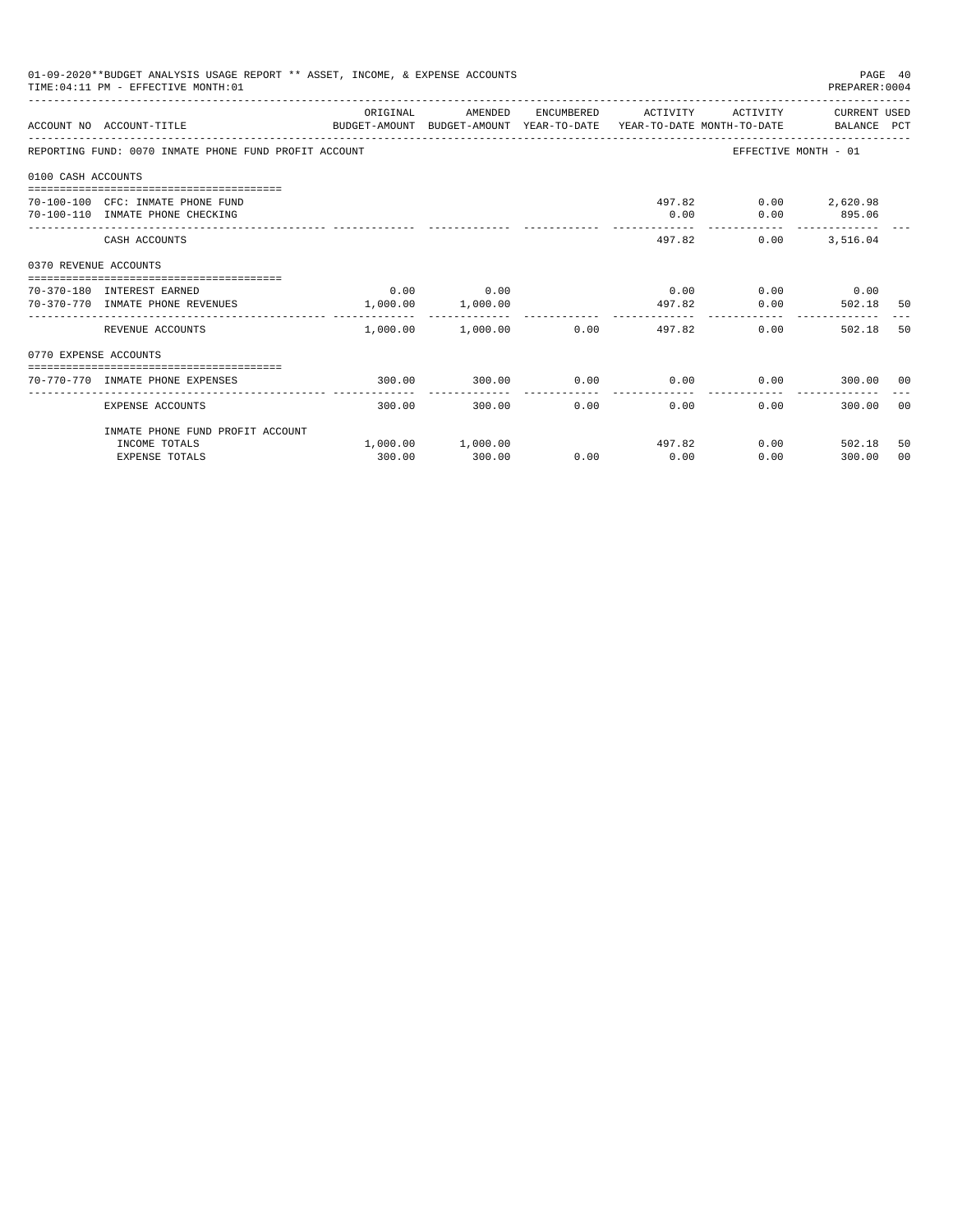01-09-2020**BUDGET ANALYSIS USAGE REPORT ** ASSET, INCOME, & EXPENSE ACCOUNTS

TIME:04:11 PM - EFFECTIVE MONTH:01

PREPARER:0004

| ACCOUNT NO | ACCOUNT-TITLE | ORIGINAL BUDGET-AMOUNT | AMENDED BUDGET-AMOUNT | ENCUMBERED YEAR-TO-DATE | ACTIVITY YEAR-TO-DATE | ACTIVITY MONTH-TO-DATE | CURRENT USED BALANCE | PCT |
|---|---|---|---|---|---|---|---|---|
| REPORTING FUND: 0070 INMATE PHONE FUND PROFIT ACCOUNT | | | | | | EFFECTIVE MONTH - 01 | | |
| 0100 CASH ACCOUNTS | | | | | | | | |
| 70-100-100 | CFC: INMATE PHONE FUND | | | | 497.82 | 0.00 | 2,620.98 | |
| 70-100-110 | INMATE PHONE CHECKING | | | | 0.00 | 0.00 | 895.06 | |
| | CASH ACCOUNTS | | | | 497.82 | 0.00 | 3,516.04 | |
| 0370 REVENUE ACCOUNTS | | | | | | | | |
| 70-370-180 | INTEREST EARNED | 0.00 | 0.00 | | 0.00 | 0.00 | 0.00 | |
| 70-370-770 | INMATE PHONE REVENUES | 1,000.00 | 1,000.00 | | 497.82 | 0.00 | 502.18 | 50 |
| | REVENUE ACCOUNTS | 1,000.00 | 1,000.00 | 0.00 | 497.82 | 0.00 | 502.18 | 50 |
| 0770 EXPENSE ACCOUNTS | | | | | | | | |
| 70-770-770 | INMATE PHONE EXPENSES | 300.00 | 300.00 | 0.00 | 0.00 | 0.00 | 300.00 | 00 |
| | EXPENSE ACCOUNTS | 300.00 | 300.00 | 0.00 | 0.00 | 0.00 | 300.00 | 00 |
| | INMATE PHONE FUND PROFIT ACCOUNT | | | | | | | |
| | INCOME TOTALS | 1,000.00 | 1,000.00 | | 497.82 | 0.00 | 502.18 | 50 |
| | EXPENSE TOTALS | 300.00 | 300.00 | 0.00 | 0.00 | 0.00 | 300.00 | 00 |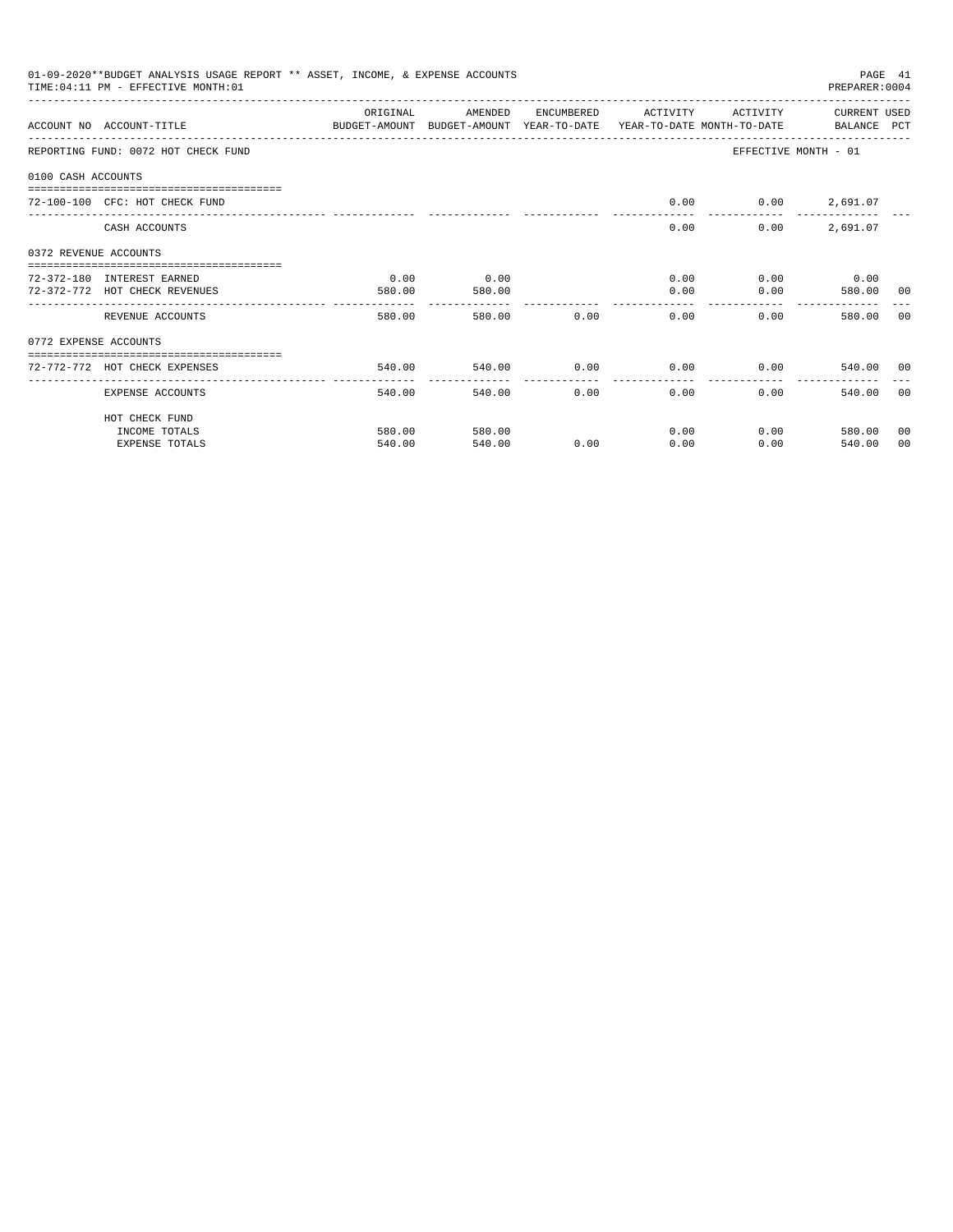01-09-2020**BUDGET ANALYSIS USAGE REPORT ** ASSET, INCOME, & EXPENSE ACCOUNTS

TIME:04:11 PM - EFFECTIVE MONTH:01

PREPARER:0004

| ACCOUNT NO | ACCOUNT-TITLE | ORIGINAL BUDGET-AMOUNT | AMENDED BUDGET-AMOUNT | ENCUMBERED YEAR-TO-DATE | ACTIVITY YEAR-TO-DATE | ACTIVITY MONTH-TO-DATE | CURRENT BALANCE | USED PCT |
|---|---|---|---|---|---|---|---|---|
| REPORTING FUND: 0072 HOT CHECK FUND | | | | | | EFFECTIVE MONTH - 01 | | |
| 0100 CASH ACCOUNTS | | | | | | | | |
| 72-100-100 | CFC: HOT CHECK FUND | | | | 0.00 | 0.00 | 2,691.07 | |
| | CASH ACCOUNTS | | | | 0.00 | 0.00 | 2,691.07 | |
| 0372 REVENUE ACCOUNTS | | | | | | | | |
| 72-372-180 | INTEREST EARNED | 0.00 | 0.00 | | 0.00 | 0.00 | 0.00 | |
| 72-372-772 | HOT CHECK REVENUES | 580.00 | 580.00 | | 0.00 | 0.00 | 580.00 | 00 |
| | REVENUE ACCOUNTS | 580.00 | 580.00 | 0.00 | 0.00 | 0.00 | 580.00 | 00 |
| 0772 EXPENSE ACCOUNTS | | | | | | | | |
| 72-772-772 | HOT CHECK EXPENSES | 540.00 | 540.00 | 0.00 | 0.00 | 0.00 | 540.00 | 00 |
| | EXPENSE ACCOUNTS | 540.00 | 540.00 | 0.00 | 0.00 | 0.00 | 540.00 | 00 |
| | HOT CHECK FUND | | | | | | | |
| | INCOME TOTALS | 580.00 | 580.00 | | 0.00 | 0.00 | 580.00 | 00 |
| | EXPENSE TOTALS | 540.00 | 540.00 | 0.00 | 0.00 | 0.00 | 540.00 | 00 |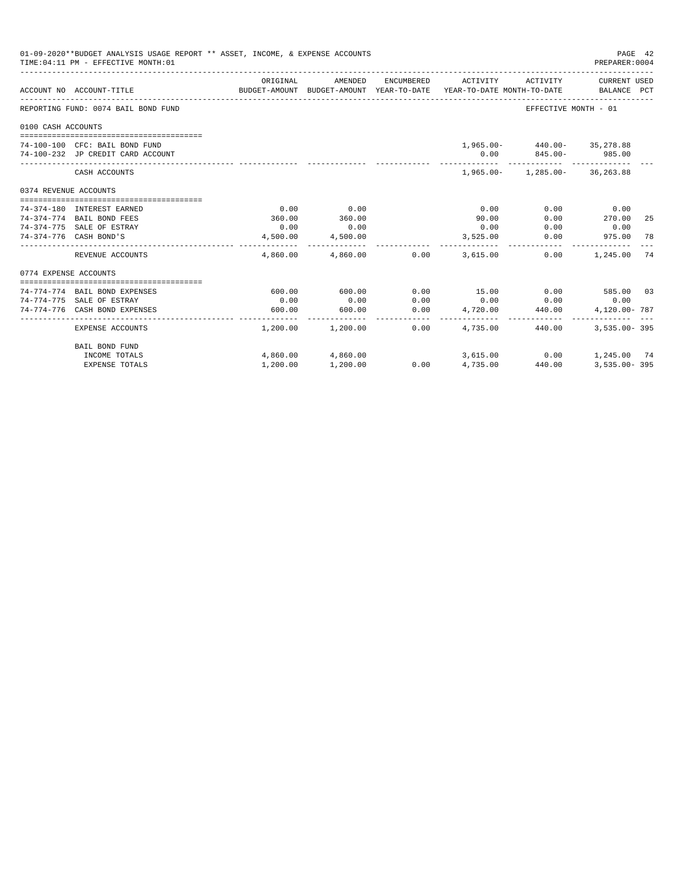01-09-2020**BUDGET ANALYSIS USAGE REPORT ** ASSET, INCOME, & EXPENSE ACCOUNTS
TIME:04:11 PM - EFFECTIVE MONTH:01

PREPARER:0004

| ACCOUNT NO | ACCOUNT-TITLE | ORIGINAL BUDGET-AMOUNT | AMENDED BUDGET-AMOUNT | ENCUMBERED YEAR-TO-DATE | ACTIVITY YEAR-TO-DATE | ACTIVITY MONTH-TO-DATE | CURRENT USED BALANCE | PCT |
|---|---|---|---|---|---|---|---|---|
| REPORTING FUND: 0074 BAIL BOND FUND | | | | | | EFFECTIVE MONTH - 01 | | |
| 0100 CASH ACCOUNTS | | | | | | | | |
| 74-100-100 | CFC: BAIL BOND FUND | | | | 1,965.00- | 440.00- | 35,278.88 | |
| 74-100-232 | JP CREDIT CARD ACCOUNT | | | | 0.00 | 845.00- | 985.00 | |
| | CASH ACCOUNTS | | | | 1,965.00- | 1,285.00- | 36,263.88 | |
| 0374 REVENUE ACCOUNTS | | | | | | | | |
| 74-374-180 | INTEREST EARNED | 0.00 | 0.00 | | 0.00 | 0.00 | 0.00 | |
| 74-374-774 | BAIL BOND FEES | 360.00 | 360.00 | | 90.00 | 0.00 | 270.00 | 25 |
| 74-374-775 | SALE OF ESTRAY | 0.00 | 0.00 | | 0.00 | 0.00 | 0.00 | |
| 74-374-776 | CASH BOND'S | 4,500.00 | 4,500.00 | | 3,525.00 | 0.00 | 975.00 | 78 |
| | REVENUE ACCOUNTS | 4,860.00 | 4,860.00 | 0.00 | 3,615.00 | 0.00 | 1,245.00 | 74 |
| 0774 EXPENSE ACCOUNTS | | | | | | | | |
| 74-774-774 | BAIL BOND EXPENSES | 600.00 | 600.00 | 0.00 | 15.00 | 0.00 | 585.00 | 03 |
| 74-774-775 | SALE OF ESTRAY | 0.00 | 0.00 | 0.00 | 0.00 | 0.00 | 0.00 | |
| 74-774-776 | CASH BOND EXPENSES | 600.00 | 600.00 | 0.00 | 4,720.00 | 440.00 | 4,120.00- | 787 |
| | EXPENSE ACCOUNTS | 1,200.00 | 1,200.00 | 0.00 | 4,735.00 | 440.00 | 3,535.00- | 395 |
| | BAIL BOND FUND | | | | | | | |
| | INCOME TOTALS | 4,860.00 | 4,860.00 | | 3,615.00 | 0.00 | 1,245.00 | 74 |
| | EXPENSE TOTALS | 1,200.00 | 1,200.00 | 0.00 | 4,735.00 | 440.00 | 3,535.00- | 395 |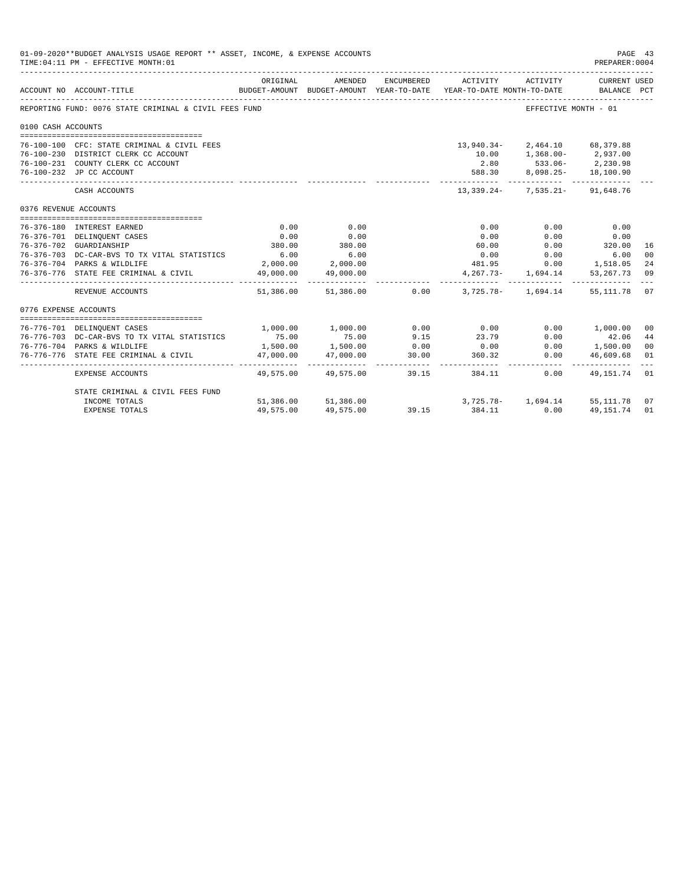01-09-2020**BUDGET ANALYSIS USAGE REPORT ** ASSET, INCOME, & EXPENSE ACCOUNTS
TIME:04:11 PM - EFFECTIVE MONTH:01

PREPARER:0004

| ACCOUNT NO | ACCOUNT-TITLE | ORIGINAL BUDGET-AMOUNT | AMENDED BUDGET-AMOUNT | ENCUMBERED YEAR-TO-DATE | ACTIVITY YEAR-TO-DATE | ACTIVITY MONTH-TO-DATE | CURRENT USED BALANCE | PCT |
|---|---|---|---|---|---|---|---|---|
| REPORTING FUND: 0076 STATE CRIMINAL & CIVIL FEES FUND | | | | | | EFFECTIVE MONTH - 01 | | |
| 0100 CASH ACCOUNTS | | | | | | | | |
| 76-100-100 | CFC: STATE CRIMINAL & CIVIL FEES | | | | 13,940.34- | 2,464.10 | 68,379.88 | |
| 76-100-230 | DISTRICT CLERK CC ACCOUNT | | | | 10.00 | 1,368.00- | 2,937.00 | |
| 76-100-231 | COUNTY CLERK CC ACCOUNT | | | | 2.80 | 533.06- | 2,230.98 | |
| 76-100-232 | JP CC ACCOUNT | | | | 588.30 | 8,098.25- | 18,100.90 | |
| | CASH ACCOUNTS | | | | 13,339.24- | 7,535.21- | 91,648.76 | |
| 0376 REVENUE ACCOUNTS | | | | | | | | |
| 76-376-180 | INTEREST EARNED | 0.00 | 0.00 | | 0.00 | 0.00 | 0.00 | |
| 76-376-701 | DELINQUENT CASES | 0.00 | 0.00 | | 0.00 | 0.00 | 0.00 | |
| 76-376-702 | GUARDIANSHIP | 380.00 | 380.00 | | 60.00 | 0.00 | 320.00 | 16 |
| 76-376-703 | DC-CAR-BVS TO TX VITAL STATISTICS | 6.00 | 6.00 | | 0.00 | 0.00 | 6.00 | 00 |
| 76-376-704 | PARKS & WILDLIFE | 2,000.00 | 2,000.00 | | 481.95 | 0.00 | 1,518.05 | 24 |
| 76-376-776 | STATE FEE CRIMINAL & CIVIL | 49,000.00 | 49,000.00 | | 4,267.73- | 1,694.14 | 53,267.73 | 09 |
| | REVENUE ACCOUNTS | 51,386.00 | 51,386.00 | 0.00 | 3,725.78- | 1,694.14 | 55,111.78 | 07 |
| 0776 EXPENSE ACCOUNTS | | | | | | | | |
| 76-776-701 | DELINQUENT CASES | 1,000.00 | 1,000.00 | 0.00 | 0.00 | 0.00 | 1,000.00 | 00 |
| 76-776-703 | DC-CAR-BVS TO TX VITAL STATISTICS | 75.00 | 75.00 | 9.15 | 23.79 | 0.00 | 42.06 | 44 |
| 76-776-704 | PARKS & WILDLIFE | 1,500.00 | 1,500.00 | 0.00 | 0.00 | 0.00 | 1,500.00 | 00 |
| 76-776-776 | STATE FEE CRIMINAL & CIVIL | 47,000.00 | 47,000.00 | 30.00 | 360.32 | 0.00 | 46,609.68 | 01 |
| | EXPENSE ACCOUNTS | 49,575.00 | 49,575.00 | 39.15 | 384.11 | 0.00 | 49,151.74 | 01 |
| | STATE CRIMINAL & CIVIL FEES FUND | | | | | | | |
| | INCOME TOTALS | 51,386.00 | 51,386.00 | | 3,725.78- | 1,694.14 | 55,111.78 | 07 |
| | EXPENSE TOTALS | 49,575.00 | 49,575.00 | 39.15 | 384.11 | 0.00 | 49,151.74 | 01 |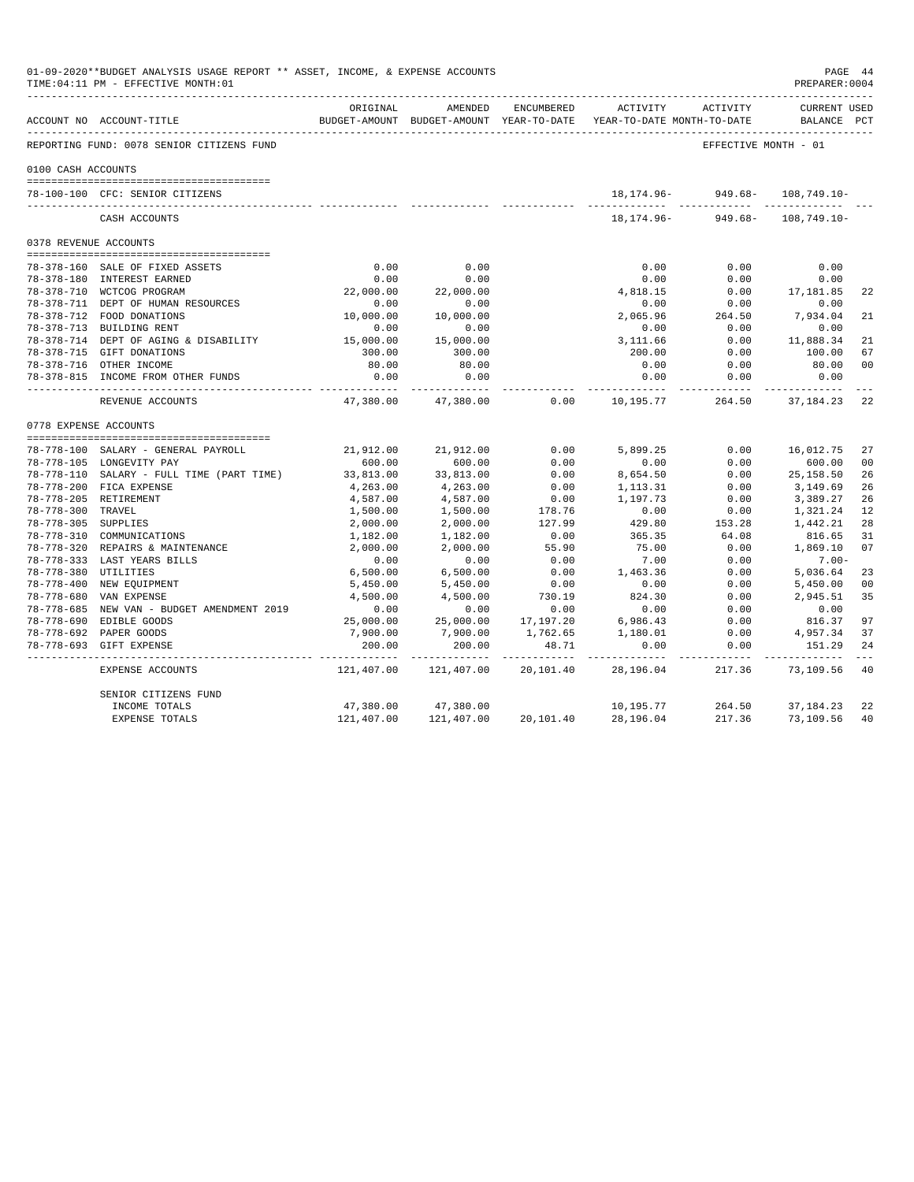01-09-2020**BUDGET ANALYSIS USAGE REPORT ** ASSET, INCOME, & EXPENSE ACCOUNTS
TIME:04:11 PM - EFFECTIVE MONTH:01
PREPARER:0004

REPORTING FUND: 0078 SENIOR CITIZENS FUND — EFFECTIVE MONTH - 01

| ACCOUNT NO | ACCOUNT-TITLE | ORIGINAL BUDGET-AMOUNT | AMENDED BUDGET-AMOUNT | ENCUMBERED YEAR-TO-DATE | ACTIVITY YEAR-TO-DATE | ACTIVITY MONTH-TO-DATE | CURRENT USED BALANCE | PCT |
|---|---|---|---|---|---|---|---|---|
| **0100 CASH ACCOUNTS** | | | | | | | | |
| 78-100-100 | CFC: SENIOR CITIZENS | | | | 18,174.96- | 949.68- | 108,749.10- | |
| | CASH ACCOUNTS | | | | 18,174.96- | 949.68- | 108,749.10- | |
| **0378 REVENUE ACCOUNTS** | | | | | | | | |
| 78-378-160 | SALE OF FIXED ASSETS | 0.00 | 0.00 | | 0.00 | 0.00 | 0.00 | |
| 78-378-180 | INTEREST EARNED | 0.00 | 0.00 | | 0.00 | 0.00 | 0.00 | |
| 78-378-710 | WCTCOG PROGRAM | 22,000.00 | 22,000.00 | | 4,818.15 | 0.00 | 17,181.85 | 22 |
| 78-378-711 | DEPT OF HUMAN RESOURCES | 0.00 | 0.00 | | 0.00 | 0.00 | 0.00 | |
| 78-378-712 | FOOD DONATIONS | 10,000.00 | 10,000.00 | | 2,065.96 | 264.50 | 7,934.04 | 21 |
| 78-378-713 | BUILDING RENT | 0.00 | 0.00 | | 0.00 | 0.00 | 0.00 | |
| 78-378-714 | DEPT OF AGING & DISABILITY | 15,000.00 | 15,000.00 | | 3,111.66 | 0.00 | 11,888.34 | 21 |
| 78-378-715 | GIFT DONATIONS | 300.00 | 300.00 | | 200.00 | 0.00 | 100.00 | 67 |
| 78-378-716 | OTHER INCOME | 80.00 | 80.00 | | 0.00 | 0.00 | 80.00 | 00 |
| 78-378-815 | INCOME FROM OTHER FUNDS | 0.00 | 0.00 | | 0.00 | 0.00 | 0.00 | |
| | REVENUE ACCOUNTS | 47,380.00 | 47,380.00 | 0.00 | 10,195.77 | 264.50 | 37,184.23 | 22 |
| **0778 EXPENSE ACCOUNTS** | | | | | | | | |
| 78-778-100 | SALARY - GENERAL PAYROLL | 21,912.00 | 21,912.00 | 0.00 | 5,899.25 | 0.00 | 16,012.75 | 27 |
| 78-778-105 | LONGEVITY PAY | 600.00 | 600.00 | 0.00 | 0.00 | 0.00 | 600.00 | 00 |
| 78-778-110 | SALARY - FULL TIME (PART TIME) | 33,813.00 | 33,813.00 | 0.00 | 8,654.50 | 0.00 | 25,158.50 | 26 |
| 78-778-200 | FICA EXPENSE | 4,263.00 | 4,263.00 | 0.00 | 1,113.31 | 0.00 | 3,149.69 | 26 |
| 78-778-205 | RETIREMENT | 4,587.00 | 4,587.00 | 0.00 | 1,197.73 | 0.00 | 3,389.27 | 26 |
| 78-778-300 | TRAVEL | 1,500.00 | 1,500.00 | 178.76 | 0.00 | 0.00 | 1,321.24 | 12 |
| 78-778-305 | SUPPLIES | 2,000.00 | 2,000.00 | 127.99 | 429.80 | 153.28 | 1,442.21 | 28 |
| 78-778-310 | COMMUNICATIONS | 1,182.00 | 1,182.00 | 0.00 | 365.35 | 64.08 | 816.65 | 31 |
| 78-778-320 | REPAIRS & MAINTENANCE | 2,000.00 | 2,000.00 | 55.90 | 75.00 | 0.00 | 1,869.10 | 07 |
| 78-778-333 | LAST YEARS BILLS | 0.00 | 0.00 | 0.00 | 7.00 | 0.00 | 7.00- | |
| 78-778-380 | UTILITIES | 6,500.00 | 6,500.00 | 0.00 | 1,463.36 | 0.00 | 5,036.64 | 23 |
| 78-778-400 | NEW EQUIPMENT | 5,450.00 | 5,450.00 | 0.00 | 0.00 | 0.00 | 5,450.00 | 00 |
| 78-778-680 | VAN EXPENSE | 4,500.00 | 4,500.00 | 730.19 | 824.30 | 0.00 | 2,945.51 | 35 |
| 78-778-685 | NEW VAN - BUDGET AMENDMENT 2019 | 0.00 | 0.00 | 0.00 | 0.00 | 0.00 | 0.00 | |
| 78-778-690 | EDIBLE GOODS | 25,000.00 | 25,000.00 | 17,197.20 | 6,986.43 | 0.00 | 816.37 | 97 |
| 78-778-692 | PAPER GOODS | 7,900.00 | 7,900.00 | 1,762.65 | 1,180.01 | 0.00 | 4,957.34 | 37 |
| 78-778-693 | GIFT EXPENSE | 200.00 | 200.00 | 48.71 | 0.00 | 0.00 | 151.29 | 24 |
| | EXPENSE ACCOUNTS | 121,407.00 | 121,407.00 | 20,101.40 | 28,196.04 | 217.36 | 73,109.56 | 40 |
| | SENIOR CITIZENS FUND | | | | | | | |
| | INCOME TOTALS | 47,380.00 | 47,380.00 | | 10,195.77 | 264.50 | 37,184.23 | 22 |
| | EXPENSE TOTALS | 121,407.00 | 121,407.00 | 20,101.40 | 28,196.04 | 217.36 | 73,109.56 | 40 |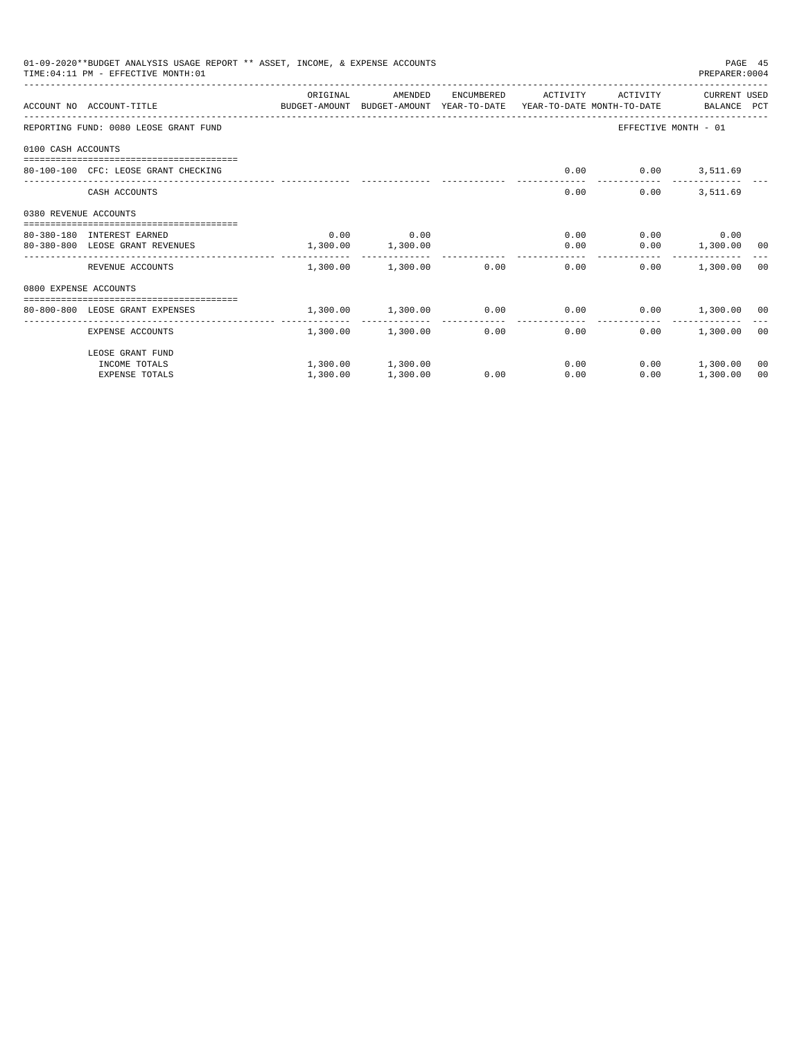01-09-2020**BUDGET ANALYSIS USAGE REPORT ** ASSET, INCOME, & EXPENSE ACCOUNTS
TIME:04:11 PM - EFFECTIVE MONTH:01
PREPARER:0004

| ACCOUNT NO | ACCOUNT-TITLE | ORIGINAL BUDGET-AMOUNT | AMENDED BUDGET-AMOUNT | ENCUMBERED YEAR-TO-DATE | ACTIVITY YEAR-TO-DATE | ACTIVITY MONTH-TO-DATE | CURRENT BALANCE | USED PCT |
|---|---|---|---|---|---|---|---|---|
| REPORTING FUND: 0080 LEOSE GRANT FUND | | | | | | EFFECTIVE MONTH - 01 | | |
| 0100 CASH ACCOUNTS | | | | | | | | |
| 80-100-100 | CFC: LEOSE GRANT CHECKING | | | | 0.00 | 0.00 | 3,511.69 | |
| | CASH ACCOUNTS | | | | 0.00 | 0.00 | 3,511.69 | |
| 0380 REVENUE ACCOUNTS | | | | | | | | |
| 80-380-180 | INTEREST EARNED | 0.00 | 0.00 | | 0.00 | 0.00 | 0.00 | |
| 80-380-800 | LEOSE GRANT REVENUES | 1,300.00 | 1,300.00 | | 0.00 | 0.00 | 1,300.00 | 00 |
| | REVENUE ACCOUNTS | 1,300.00 | 1,300.00 | 0.00 | 0.00 | 0.00 | 1,300.00 | 00 |
| 0800 EXPENSE ACCOUNTS | | | | | | | | |
| 80-800-800 | LEOSE GRANT EXPENSES | 1,300.00 | 1,300.00 | 0.00 | 0.00 | 0.00 | 1,300.00 | 00 |
| | EXPENSE ACCOUNTS | 1,300.00 | 1,300.00 | 0.00 | 0.00 | 0.00 | 1,300.00 | 00 |
| | LEOSE GRANT FUND | | | | | | | |
| | INCOME TOTALS | 1,300.00 | 1,300.00 | | 0.00 | 0.00 | 1,300.00 | 00 |
| | EXPENSE TOTALS | 1,300.00 | 1,300.00 | 0.00 | 0.00 | 0.00 | 1,300.00 | 00 |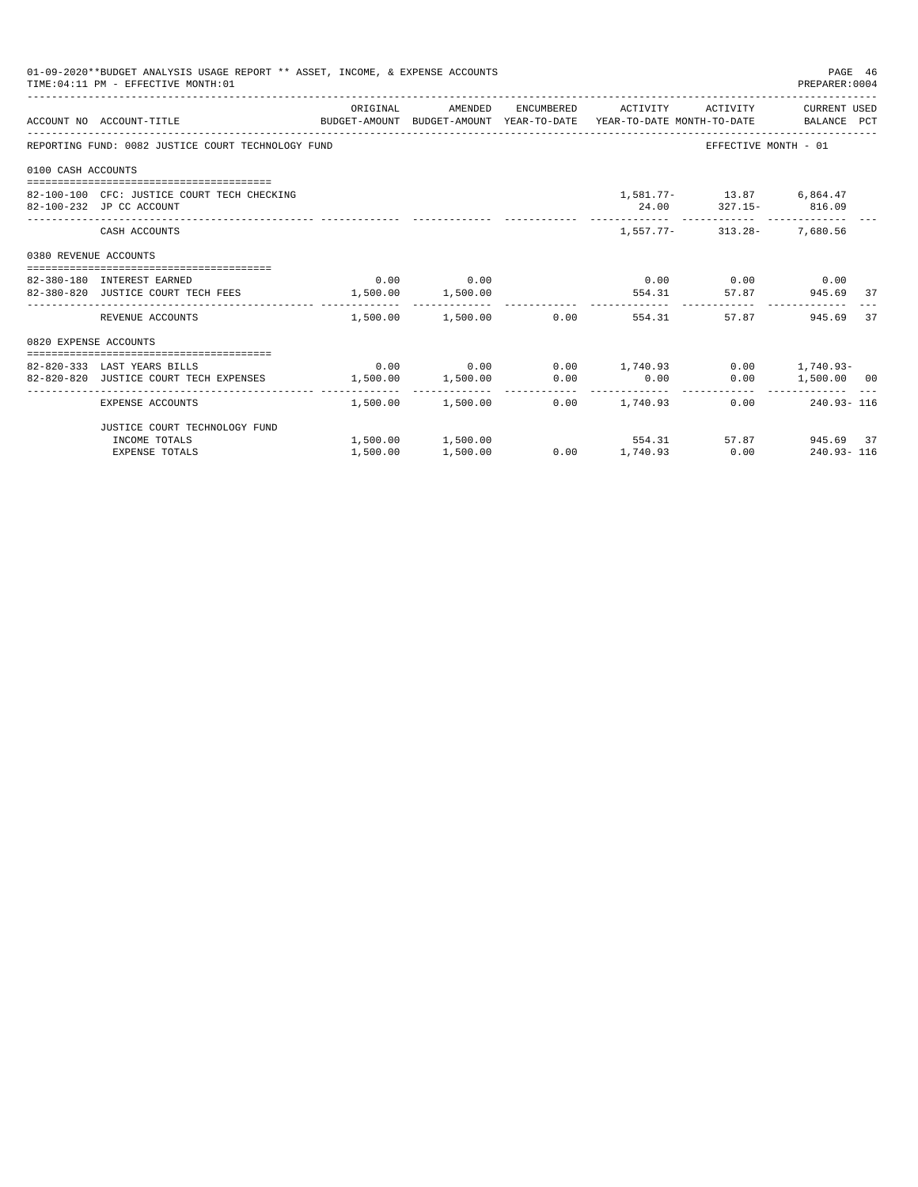01-09-2020**BUDGET ANALYSIS USAGE REPORT ** ASSET, INCOME, & EXPENSE ACCOUNTS
TIME:04:11 PM - EFFECTIVE MONTH:01

PREPARER:0004

| ACCOUNT NO | ACCOUNT-TITLE | ORIGINAL BUDGET-AMOUNT | AMENDED BUDGET-AMOUNT | ENCUMBERED YEAR-TO-DATE | ACTIVITY YEAR-TO-DATE | ACTIVITY MONTH-TO-DATE | CURRENT USED BALANCE | PCT |
|---|---|---|---|---|---|---|---|---|
| REPORTING FUND: 0082 JUSTICE COURT TECHNOLOGY FUND | | | | | | | EFFECTIVE MONTH - 01 | |
| 0100 CASH ACCOUNTS | | | | | | | | |
| 82-100-100 | CFC: JUSTICE COURT TECH CHECKING | | | | 1,581.77- | 13.87 | 6,864.47 | |
| 82-100-232 | JP CC ACCOUNT | | | | 24.00 | 327.15- | 816.09 | |
| | CASH ACCOUNTS | | | | 1,557.77- | 313.28- | 7,680.56 | |
| 0380 REVENUE ACCOUNTS | | | | | | | | |
| 82-380-180 | INTEREST EARNED | 0.00 | 0.00 | | 0.00 | 0.00 | 0.00 | |
| 82-380-820 | JUSTICE COURT TECH FEES | 1,500.00 | 1,500.00 | | 554.31 | 57.87 | 945.69 | 37 |
| | REVENUE ACCOUNTS | 1,500.00 | 1,500.00 | 0.00 | 554.31 | 57.87 | 945.69 | 37 |
| 0820 EXPENSE ACCOUNTS | | | | | | | | |
| 82-820-333 | LAST YEARS BILLS | 0.00 | 0.00 | 0.00 | 1,740.93 | 0.00 | 1,740.93- | |
| 82-820-820 | JUSTICE COURT TECH EXPENSES | 1,500.00 | 1,500.00 | 0.00 | 0.00 | 0.00 | 1,500.00 | 00 |
| | EXPENSE ACCOUNTS | 1,500.00 | 1,500.00 | 0.00 | 1,740.93 | 0.00 | 240.93- | 116 |
| | JUSTICE COURT TECHNOLOGY FUND | | | | | | | |
| | INCOME TOTALS | 1,500.00 | 1,500.00 | | 554.31 | 57.87 | 945.69 | 37 |
| | EXPENSE TOTALS | 1,500.00 | 1,500.00 | 0.00 | 1,740.93 | 0.00 | 240.93- | 116 |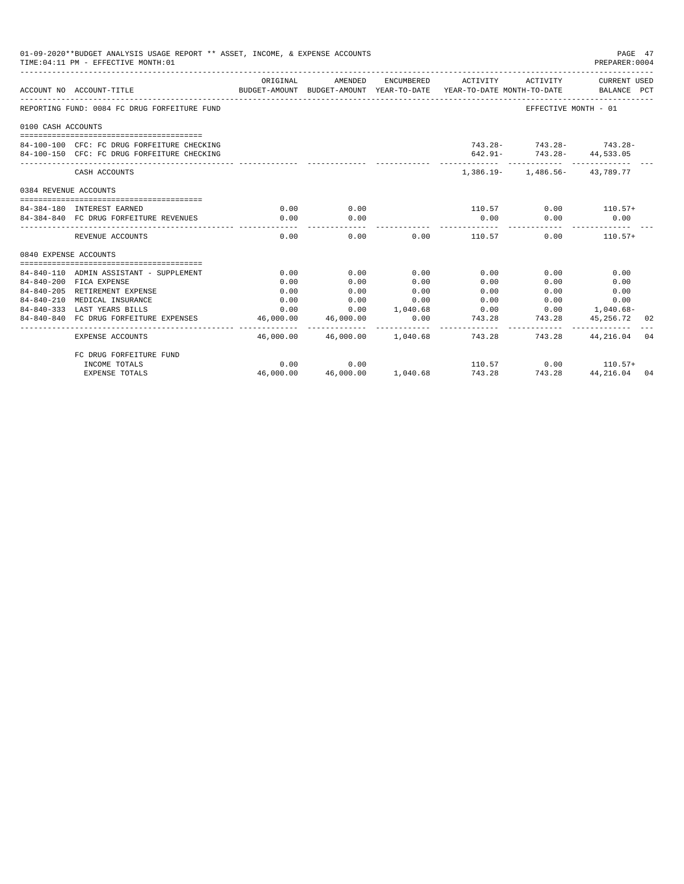01-09-2020**BUDGET ANALYSIS USAGE REPORT ** ASSET, INCOME, & EXPENSE ACCOUNTS

TIME:04:11 PM - EFFECTIVE MONTH:01

PREPARER:0004

| ACCOUNT NO | ACCOUNT-TITLE | ORIGINAL BUDGET-AMOUNT | AMENDED BUDGET-AMOUNT | ENCUMBERED YEAR-TO-DATE | ACTIVITY YEAR-TO-DATE | ACTIVITY MONTH-TO-DATE | CURRENT USED BALANCE | PCT |
|---|---|---|---|---|---|---|---|---|
| REPORTING FUND: 0084 FC DRUG FORFEITURE FUND | | | | | | EFFECTIVE MONTH - 01 | | |
| 0100 CASH ACCOUNTS | | | | | | | | |
| 84-100-100 | CFC: FC DRUG FORFEITURE CHECKING | | | | 743.28- | 743.28- | 743.28- | |
| 84-100-150 | CFC: FC DRUG FORFEITURE CHECKING | | | | 642.91- | 743.28- | 44,533.05 | |
| | CASH ACCOUNTS | | | | 1,386.19- | 1,486.56- | 43,789.77 | |
| 0384 REVENUE ACCOUNTS | | | | | | | | |
| 84-384-180 | INTEREST EARNED | 0.00 | 0.00 | | 110.57 | 0.00 | 110.57+ | |
| 84-384-840 | FC DRUG FORFEITURE REVENUES | 0.00 | 0.00 | | 0.00 | 0.00 | 0.00 | |
| | REVENUE ACCOUNTS | 0.00 | 0.00 | 0.00 | 110.57 | 0.00 | 110.57+ | |
| 0840 EXPENSE ACCOUNTS | | | | | | | | |
| 84-840-110 | ADMIN ASSISTANT - SUPPLEMENT | 0.00 | 0.00 | 0.00 | 0.00 | 0.00 | 0.00 | |
| 84-840-200 | FICA EXPENSE | 0.00 | 0.00 | 0.00 | 0.00 | 0.00 | 0.00 | |
| 84-840-205 | RETIREMENT EXPENSE | 0.00 | 0.00 | 0.00 | 0.00 | 0.00 | 0.00 | |
| 84-840-210 | MEDICAL INSURANCE | 0.00 | 0.00 | 0.00 | 0.00 | 0.00 | 0.00 | |
| 84-840-333 | LAST YEARS BILLS | 0.00 | 0.00 | 1,040.68 | 0.00 | 0.00 | 1,040.68- | |
| 84-840-840 | FC DRUG FORFEITURE EXPENSES | 46,000.00 | 46,000.00 | 0.00 | 743.28 | 743.28 | 45,256.72 | 02 |
| | EXPENSE ACCOUNTS | 46,000.00 | 46,000.00 | 1,040.68 | 743.28 | 743.28 | 44,216.04 | 04 |
| | FC DRUG FORFEITURE FUND | | | | | | | |
| | INCOME TOTALS | 0.00 | 0.00 | | 110.57 | 0.00 | 110.57+ | |
| | EXPENSE TOTALS | 46,000.00 | 46,000.00 | 1,040.68 | 743.28 | 743.28 | 44,216.04 | 04 |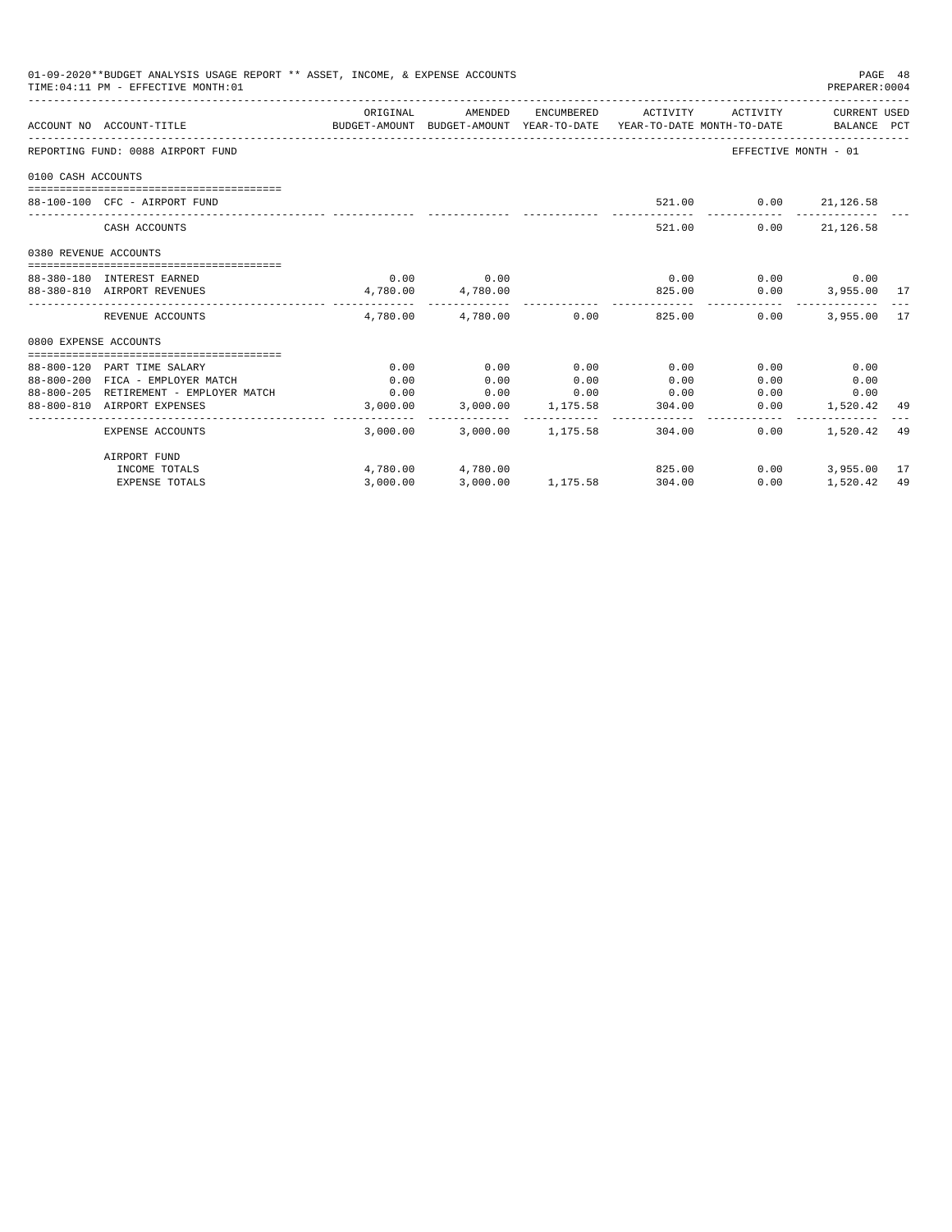01-09-2020**BUDGET ANALYSIS USAGE REPORT ** ASSET, INCOME, & EXPENSE ACCOUNTS

TIME:04:11 PM - EFFECTIVE MONTH:01

PREPARER:0004

| ACCOUNT NO | ACCOUNT-TITLE | ORIGINAL BUDGET-AMOUNT | AMENDED BUDGET-AMOUNT | ENCUMBERED YEAR-TO-DATE | ACTIVITY YEAR-TO-DATE | ACTIVITY MONTH-TO-DATE | CURRENT USED BALANCE | PCT |
|---|---|---|---|---|---|---|---|---|
| REPORTING FUND: 0088 AIRPORT FUND | | | | | | | EFFECTIVE MONTH - 01 | |
| 0100 CASH ACCOUNTS | | | | | | | | |
| 88-100-100 | CFC - AIRPORT FUND | | | | 521.00 | 0.00 | 21,126.58 | |
| | CASH ACCOUNTS | | | | 521.00 | 0.00 | 21,126.58 | |
| 0380 REVENUE ACCOUNTS | | | | | | | | |
| 88-380-180 | INTEREST EARNED | 0.00 | 0.00 | | 0.00 | 0.00 | 0.00 | |
| 88-380-810 | AIRPORT REVENUES | 4,780.00 | 4,780.00 | | 825.00 | 0.00 | 3,955.00 | 17 |
| | REVENUE ACCOUNTS | 4,780.00 | 4,780.00 | 0.00 | 825.00 | 0.00 | 3,955.00 | 17 |
| 0800 EXPENSE ACCOUNTS | | | | | | | | |
| 88-800-120 | PART TIME SALARY | 0.00 | 0.00 | 0.00 | 0.00 | 0.00 | 0.00 | |
| 88-800-200 | FICA - EMPLOYER MATCH | 0.00 | 0.00 | 0.00 | 0.00 | 0.00 | 0.00 | |
| 88-800-205 | RETIREMENT - EMPLOYER MATCH | 0.00 | 0.00 | 0.00 | 0.00 | 0.00 | 0.00 | |
| 88-800-810 | AIRPORT EXPENSES | 3,000.00 | 3,000.00 | 1,175.58 | 304.00 | 0.00 | 1,520.42 | 49 |
| | EXPENSE ACCOUNTS | 3,000.00 | 3,000.00 | 1,175.58 | 304.00 | 0.00 | 1,520.42 | 49 |
| | AIRPORT FUND | | | | | | | |
| | INCOME TOTALS | 4,780.00 | 4,780.00 | | 825.00 | 0.00 | 3,955.00 | 17 |
| | EXPENSE TOTALS | 3,000.00 | 3,000.00 | 1,175.58 | 304.00 | 0.00 | 1,520.42 | 49 |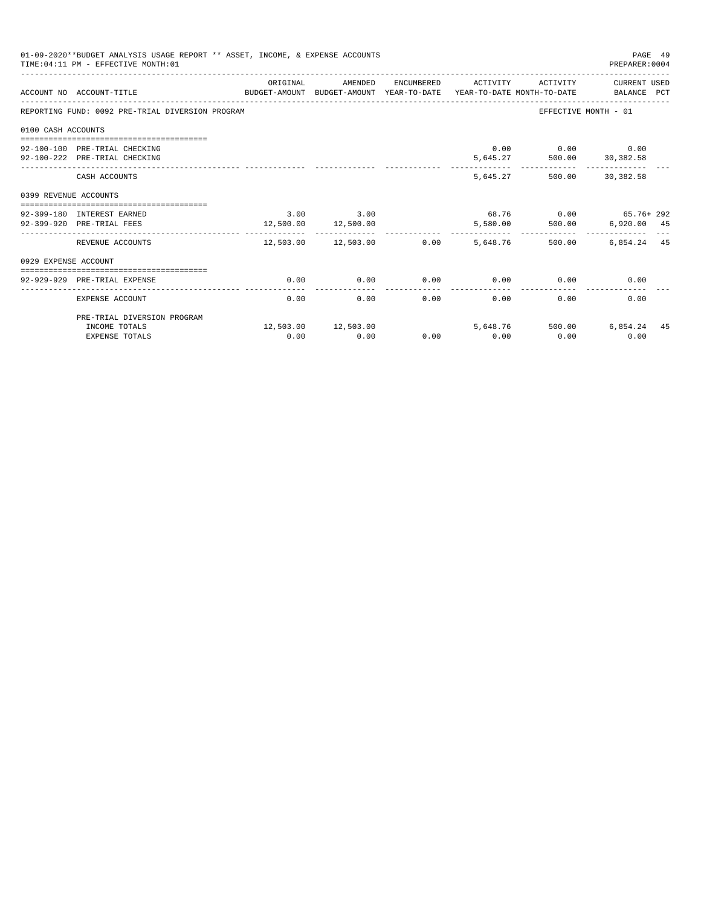01-09-2020**BUDGET ANALYSIS USAGE REPORT ** ASSET, INCOME, & EXPENSE ACCOUNTS

TIME:04:11 PM - EFFECTIVE MONTH:01

PREPARER:0004

| ACCOUNT NO | ACCOUNT-TITLE | ORIGINAL BUDGET-AMOUNT | AMENDED BUDGET-AMOUNT | ENCUMBERED YEAR-TO-DATE | ACTIVITY YEAR-TO-DATE | ACTIVITY MONTH-TO-DATE | CURRENT USED BALANCE | PCT |
|---|---|---|---|---|---|---|---|---|
| REPORTING FUND: 0092 PRE-TRIAL DIVERSION PROGRAM | | | | | | | EFFECTIVE MONTH - 01 | |
| 0100 CASH ACCOUNTS | | | | | | | | |
| 92-100-100 | PRE-TRIAL CHECKING | | | | 0.00 | 0.00 | 0.00 | |
| 92-100-222 | PRE-TRIAL CHECKING | | | | 5,645.27 | 500.00 | 30,382.58 | |
| | CASH ACCOUNTS | | | | 5,645.27 | 500.00 | 30,382.58 | |
| 0399 REVENUE ACCOUNTS | | | | | | | | |
| 92-399-180 | INTEREST EARNED | 3.00 | 3.00 | | 68.76 | 0.00 | 65.76+ | 292 |
| 92-399-920 | PRE-TRIAL FEES | 12,500.00 | 12,500.00 | | 5,580.00 | 500.00 | 6,920.00 | 45 |
| | REVENUE ACCOUNTS | 12,503.00 | 12,503.00 | 0.00 | 5,648.76 | 500.00 | 6,854.24 | 45 |
| 0929 EXPENSE ACCOUNT | | | | | | | | |
| 92-929-929 | PRE-TRIAL EXPENSE | 0.00 | 0.00 | 0.00 | 0.00 | 0.00 | 0.00 | |
| | EXPENSE ACCOUNT | 0.00 | 0.00 | 0.00 | 0.00 | 0.00 | 0.00 | |
| | PRE-TRIAL DIVERSION PROGRAM | | | | | | | |
| | INCOME TOTALS | 12,503.00 | 12,503.00 | | 5,648.76 | 500.00 | 6,854.24 | 45 |
| | EXPENSE TOTALS | 0.00 | 0.00 | 0.00 | 0.00 | 0.00 | 0.00 | |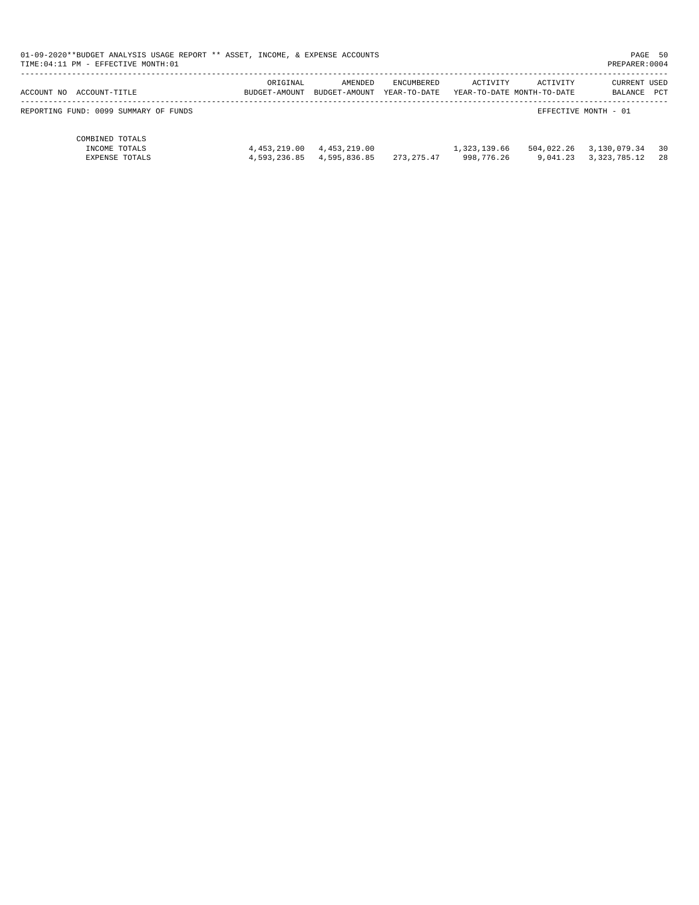01-09-2020**BUDGET ANALYSIS USAGE REPORT ** ASSET, INCOME, & EXPENSE ACCOUNTS

TIME:04:11 PM - EFFECTIVE MONTH:01

PREPARER:0004

| ACCOUNT NO ACCOUNT-TITLE | ORIGINAL BUDGET-AMOUNT | AMENDED BUDGET-AMOUNT | ENCUMBERED YEAR-TO-DATE | ACTIVITY YEAR-TO-DATE | ACTIVITY MONTH-TO-DATE | CURRENT BALANCE | USED PCT |
|---|---|---|---|---|---|---|---|
| REPORTING FUND: 0099 SUMMARY OF FUNDS | | | | | EFFECTIVE MONTH - 01 | | |
| COMBINED TOTALS | | | | | | | |
| INCOME TOTALS | 4,453,219.00 | 4,453,219.00 | | 1,323,139.66 | 504,022.26 | 3,130,079.34 | 30 |
| EXPENSE TOTALS | 4,593,236.85 | 4,595,836.85 | 273,275.47 | 998,776.26 | 9,041.23 | 3,323,785.12 | 28 |